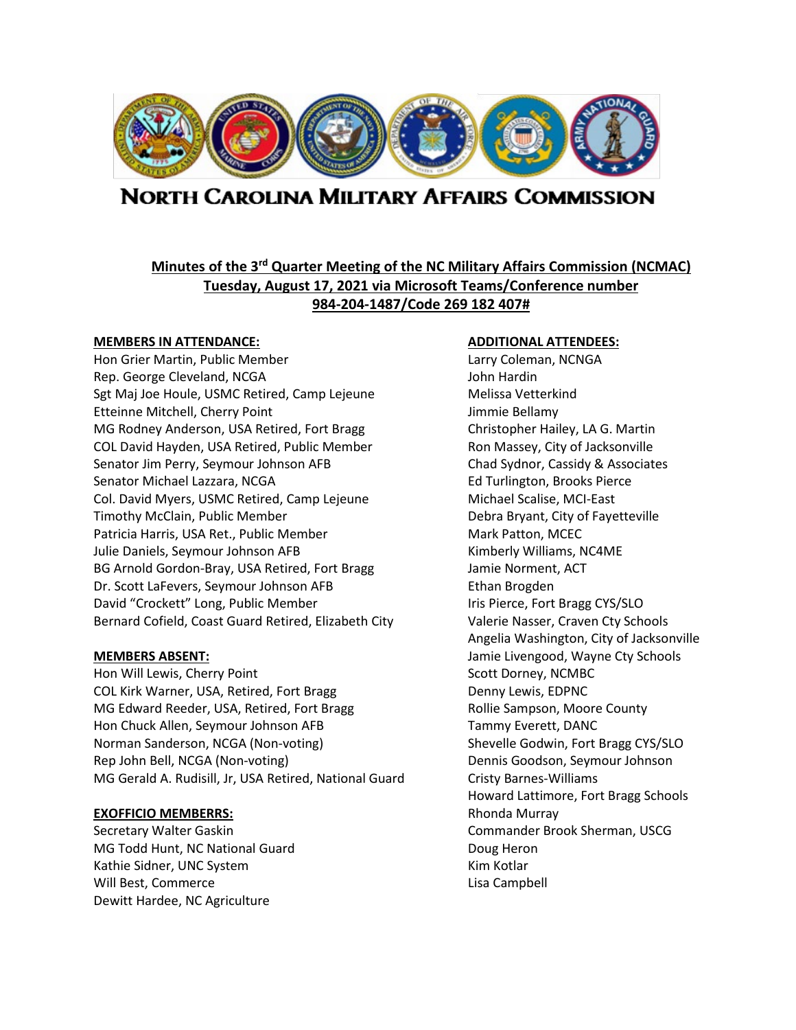# North Carolina Military Affairs Commission

**Minutes of the 3rd Quarter Meeting of the NC Military Affairs Commission (NCMAC)**
**Tuesday, August 17, 2021 via Microsoft Teams/Conference number 984-204-1487/Code 269 182 407#**

**MEMBERS IN ATTENDANCE:**

Hon Grier Martin, Public Member
Rep. George Cleveland, NCGA
Sgt Maj Joe Houle, USMC Retired, Camp Lejeune
Etteinne Mitchell, Cherry Point
MG Rodney Anderson, USA Retired, Fort Bragg
COL David Hayden, USA Retired, Public Member
Senator Jim Perry, Seymour Johnson AFB
Senator Michael Lazzara, NCGA
Col. David Myers, USMC Retired, Camp Lejeune
Timothy McClain, Public Member
Patricia Harris, USA Ret., Public Member
Julie Daniels, Seymour Johnson AFB
BG Arnold Gordon-Bray, USA Retired, Fort Bragg
Dr. Scott LaFevers, Seymour Johnson AFB
David "Crockett" Long, Public Member
Bernard Cofield, Coast Guard Retired, Elizabeth City

**MEMBERS ABSENT:**

Hon Will Lewis, Cherry Point
COL Kirk Warner, USA, Retired, Fort Bragg
MG Edward Reeder, USA, Retired, Fort Bragg
Hon Chuck Allen, Seymour Johnson AFB
Norman Sanderson, NCGA (Non-voting)
Rep John Bell, NCGA (Non-voting)
MG Gerald A. Rudisill, Jr, USA Retired, National Guard

**EXOFFICIO MEMBERRS:**

Secretary Walter Gaskin
MG Todd Hunt, NC National Guard
Kathie Sidner, UNC System
Will Best, Commerce
Dewitt Hardee, NC Agriculture

**ADDITIONAL ATTENDEES:**

Larry Coleman, NCNGA
John Hardin
Melissa Vetterkind
Jimmie Bellamy
Christopher Hailey, LA G. Martin
Ron Massey, City of Jacksonville
Chad Sydnor, Cassidy & Associates
Ed Turlington, Brooks Pierce
Michael Scalise, MCI-East
Debra Bryant, City of Fayetteville
Mark Patton, MCEC
Kimberly Williams, NC4ME
Jamie Norment, ACT
Ethan Brogden
Iris Pierce, Fort Bragg CYS/SLO
Valerie Nasser, Craven Cty Schools
Angelia Washington, City of Jacksonville
Jamie Livengood, Wayne Cty Schools
Scott Dorney, NCMBC
Denny Lewis, EDPNC
Rollie Sampson, Moore County
Tammy Everett, DANC
Shevelle Godwin, Fort Bragg CYS/SLO
Dennis Goodson, Seymour Johnson
Cristy Barnes-Williams
Howard Lattimore, Fort Bragg Schools
Rhonda Murray
Commander Brook Sherman, USCG
Doug Heron
Kim Kotlar
Lisa Campbell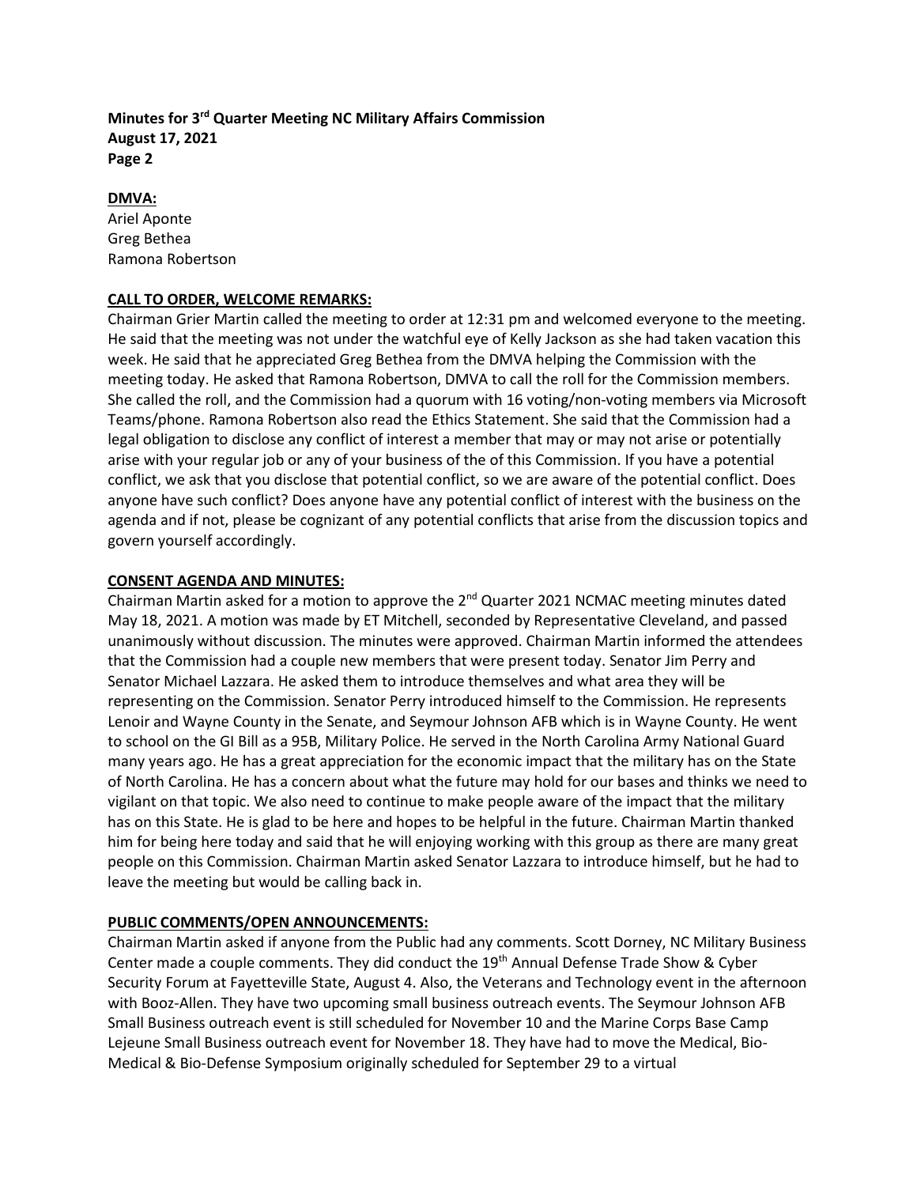**DMVA:**
Ariel Aponte
Greg Bethea
Ramona Robertson

**CALL TO ORDER, WELCOME REMARKS:**

Chairman Grier Martin called the meeting to order at 12:31 pm and welcomed everyone to the meeting. He said that the meeting was not under the watchful eye of Kelly Jackson as she had taken vacation this week. He said that he appreciated Greg Bethea from the DMVA helping the Commission with the meeting today. He asked that Ramona Robertson, DMVA to call the roll for the Commission members. She called the roll, and the Commission had a quorum with 16 voting/non-voting members via Microsoft Teams/phone. Ramona Robertson also read the Ethics Statement. She said that the Commission had a legal obligation to disclose any conflict of interest a member that may or may not arise or potentially arise with your regular job or any of your business of the of this Commission. If you have a potential conflict, we ask that you disclose that potential conflict, so we are aware of the potential conflict. Does anyone have such conflict? Does anyone have any potential conflict of interest with the business on the agenda and if not, please be cognizant of any potential conflicts that arise from the discussion topics and govern yourself accordingly.

**CONSENT AGENDA AND MINUTES:**

Chairman Martin asked for a motion to approve the 2nd Quarter 2021 NCMAC meeting minutes dated May 18, 2021. A motion was made by ET Mitchell, seconded by Representative Cleveland, and passed unanimously without discussion. The minutes were approved. Chairman Martin informed the attendees that the Commission had a couple new members that were present today. Senator Jim Perry and Senator Michael Lazzara. He asked them to introduce themselves and what area they will be representing on the Commission. Senator Perry introduced himself to the Commission. He represents Lenoir and Wayne County in the Senate, and Seymour Johnson AFB which is in Wayne County. He went to school on the GI Bill as a 95B, Military Police. He served in the North Carolina Army National Guard many years ago. He has a great appreciation for the economic impact that the military has on the State of North Carolina. He has a concern about what the future may hold for our bases and thinks we need to vigilant on that topic. We also need to continue to make people aware of the impact that the military has on this State. He is glad to be here and hopes to be helpful in the future. Chairman Martin thanked him for being here today and said that he will enjoying working with this group as there are many great people on this Commission. Chairman Martin asked Senator Lazzara to introduce himself, but he had to leave the meeting but would be calling back in.

**PUBLIC COMMENTS/OPEN ANNOUNCEMENTS:**

Chairman Martin asked if anyone from the Public had any comments. Scott Dorney, NC Military Business Center made a couple comments. They did conduct the 19th Annual Defense Trade Show & Cyber Security Forum at Fayetteville State, August 4. Also, the Veterans and Technology event in the afternoon with Booz-Allen. They have two upcoming small business outreach events. The Seymour Johnson AFB Small Business outreach event is still scheduled for November 10 and the Marine Corps Base Camp Lejeune Small Business outreach event for November 18. They have had to move the Medical, Bio-Medical & Bio-Defense Symposium originally scheduled for September 29 to a virtual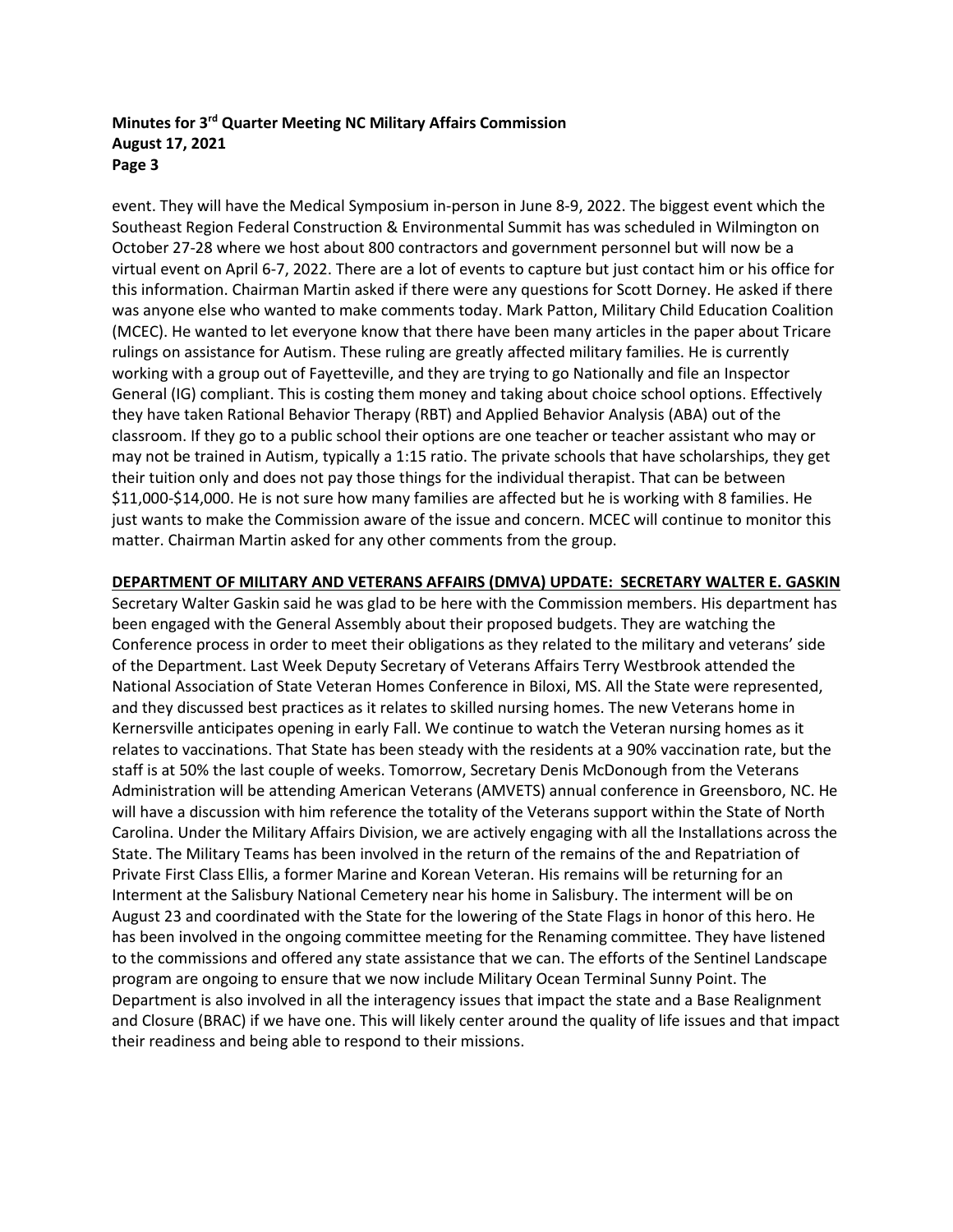event. They will have the Medical Symposium in-person in June 8-9, 2022. The biggest event which the Southeast Region Federal Construction & Environmental Summit has was scheduled in Wilmington on October 27-28 where we host about 800 contractors and government personnel but will now be a virtual event on April 6-7, 2022. There are a lot of events to capture but just contact him or his office for this information. Chairman Martin asked if there were any questions for Scott Dorney. He asked if there was anyone else who wanted to make comments today. Mark Patton, Military Child Education Coalition (MCEC). He wanted to let everyone know that there have been many articles in the paper about Tricare rulings on assistance for Autism. These ruling are greatly affected military families. He is currently working with a group out of Fayetteville, and they are trying to go Nationally and file an Inspector General (IG) compliant. This is costing them money and taking about choice school options. Effectively they have taken Rational Behavior Therapy (RBT) and Applied Behavior Analysis (ABA) out of the classroom. If they go to a public school their options are one teacher or teacher assistant who may or may not be trained in Autism, typically a 1:15 ratio. The private schools that have scholarships, they get their tuition only and does not pay those things for the individual therapist. That can be between $11,000-$14,000. He is not sure how many families are affected but he is working with 8 families. He just wants to make the Commission aware of the issue and concern. MCEC will continue to monitor this matter. Chairman Martin asked for any other comments from the group.

**DEPARTMENT OF MILITARY AND VETERANS AFFAIRS (DMVA) UPDATE: SECRETARY WALTER E. GASKIN**

Secretary Walter Gaskin said he was glad to be here with the Commission members. His department has been engaged with the General Assembly about their proposed budgets. They are watching the Conference process in order to meet their obligations as they related to the military and veterans' side of the Department. Last Week Deputy Secretary of Veterans Affairs Terry Westbrook attended the National Association of State Veteran Homes Conference in Biloxi, MS. All the State were represented, and they discussed best practices as it relates to skilled nursing homes. The new Veterans home in Kernersville anticipates opening in early Fall. We continue to watch the Veteran nursing homes as it relates to vaccinations. That State has been steady with the residents at a 90% vaccination rate, but the staff is at 50% the last couple of weeks. Tomorrow, Secretary Denis McDonough from the Veterans Administration will be attending American Veterans (AMVETS) annual conference in Greensboro, NC. He will have a discussion with him reference the totality of the Veterans support within the State of North Carolina. Under the Military Affairs Division, we are actively engaging with all the Installations across the State. The Military Teams has been involved in the return of the remains of the and Repatriation of Private First Class Ellis, a former Marine and Korean Veteran. His remains will be returning for an Interment at the Salisbury National Cemetery near his home in Salisbury. The interment will be on August 23 and coordinated with the State for the lowering of the State Flags in honor of this hero. He has been involved in the ongoing committee meeting for the Renaming committee. They have listened to the commissions and offered any state assistance that we can. The efforts of the Sentinel Landscape program are ongoing to ensure that we now include Military Ocean Terminal Sunny Point. The Department is also involved in all the interagency issues that impact the state and a Base Realignment and Closure (BRAC) if we have one. This will likely center around the quality of life issues and that impact their readiness and being able to respond to their missions.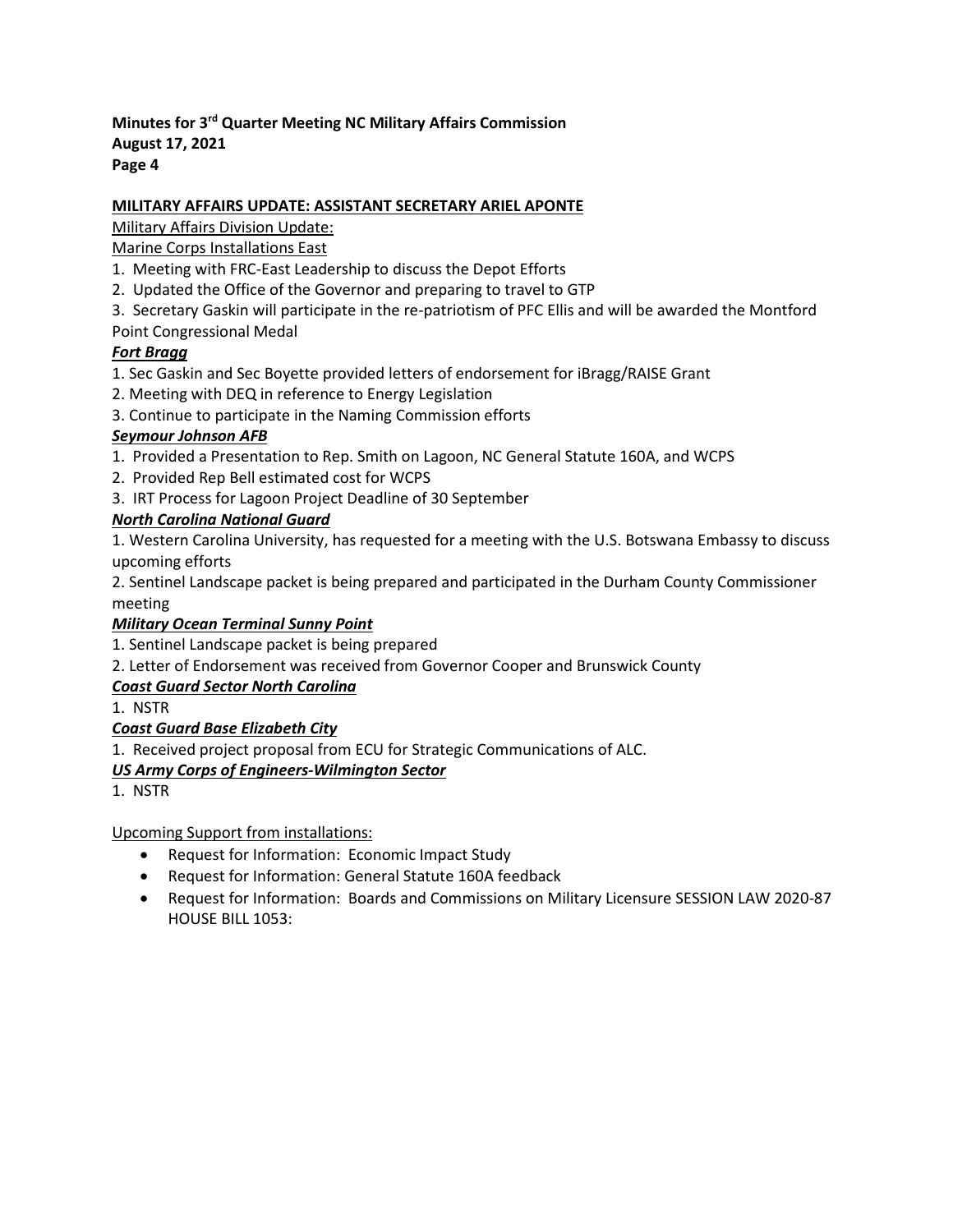**Minutes for 3rd Quarter Meeting NC Military Affairs Commission**
**August 17, 2021**

## MILITARY AFFAIRS UPDATE: ASSISTANT SECRETARY ARIEL APONTE

Military Affairs Division Update:

Marine Corps Installations East

1. Meeting with FRC-East Leadership to discuss the Depot Efforts
2. Updated the Office of the Governor and preparing to travel to GTP
3. Secretary Gaskin will participate in the re-patriotism of PFC Ellis and will be awarded the Montford Point Congressional Medal

***Fort Bragg***

1. Sec Gaskin and Sec Boyette provided letters of endorsement for iBragg/RAISE Grant
2. Meeting with DEQ in reference to Energy Legislation
3. Continue to participate in the Naming Commission efforts

***Seymour Johnson AFB***

1. Provided a Presentation to Rep. Smith on Lagoon, NC General Statute 160A, and WCPS
2. Provided Rep Bell estimated cost for WCPS
3. IRT Process for Lagoon Project Deadline of 30 September

***North Carolina National Guard***

1. Western Carolina University, has requested for a meeting with the U.S. Botswana Embassy to discuss upcoming efforts
2. Sentinel Landscape packet is being prepared and participated in the Durham County Commissioner meeting

***Military Ocean Terminal Sunny Point***

1. Sentinel Landscape packet is being prepared
2. Letter of Endorsement was received from Governor Cooper and Brunswick County

***Coast Guard Sector North Carolina***

1. NSTR

***Coast Guard Base Elizabeth City***

1. Received project proposal from ECU for Strategic Communications of ALC.

***US Army Corps of Engineers-Wilmington Sector***

1. NSTR

Upcoming Support from installations:

- Request for Information: Economic Impact Study
- Request for Information: General Statute 160A feedback
- Request for Information: Boards and Commissions on Military Licensure SESSION LAW 2020-87 HOUSE BILL 1053: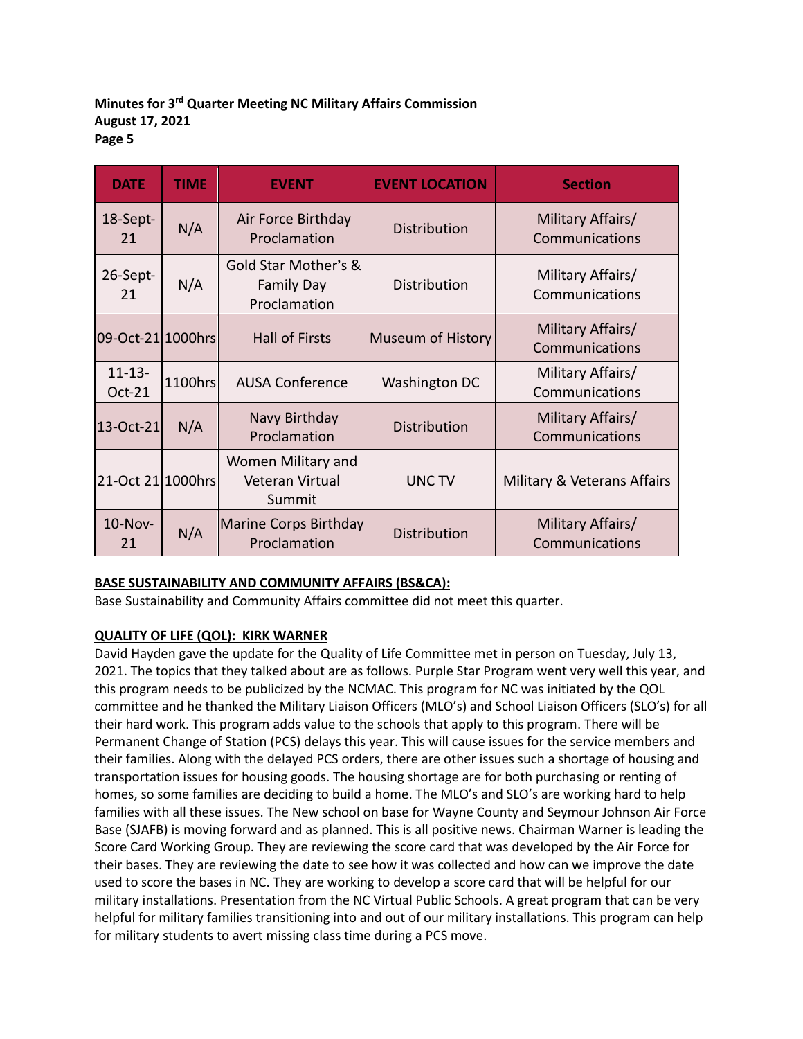| DATE | TIME | EVENT | EVENT LOCATION | Section |
|---|---|---|---|---|
| 18-Sept-21 | N/A | Air Force Birthday Proclamation | Distribution | Military Affairs/ Communications |
| 26-Sept-21 | N/A | Gold Star Mother's & Family Day Proclamation | Distribution | Military Affairs/ Communications |
| 09-Oct-21 | 1000hrs | Hall of Firsts | Museum of History | Military Affairs/ Communications |
| 11-13-Oct-21 | 1100hrs | AUSA Conference | Washington DC | Military Affairs/ Communications |
| 13-Oct-21 | N/A | Navy Birthday Proclamation | Distribution | Military Affairs/ Communications |
| 21-Oct 21 | 1000hrs | Women Military and Veteran Virtual Summit | UNC TV | Military & Veterans Affairs |
| 10-Nov-21 | N/A | Marine Corps Birthday Proclamation | Distribution | Military Affairs/ Communications |

**BASE SUSTAINABILITY AND COMMUNITY AFFAIRS (BS&CA):**

Base Sustainability and Community Affairs committee did not meet this quarter.

**QUALITY OF LIFE (QOL): KIRK WARNER**

David Hayden gave the update for the Quality of Life Committee met in person on Tuesday, July 13, 2021. The topics that they talked about are as follows. Purple Star Program went very well this year, and this program needs to be publicized by the NCMAC. This program for NC was initiated by the QOL committee and he thanked the Military Liaison Officers (MLO's) and School Liaison Officers (SLO's) for all their hard work. This program adds value to the schools that apply to this program. There will be Permanent Change of Station (PCS) delays this year. This will cause issues for the service members and their families. Along with the delayed PCS orders, there are other issues such a shortage of housing and transportation issues for housing goods. The housing shortage are for both purchasing or renting of homes, so some families are deciding to build a home. The MLO's and SLO's are working hard to help families with all these issues. The New school on base for Wayne County and Seymour Johnson Air Force Base (SJAFB) is moving forward and as planned. This is all positive news. Chairman Warner is leading the Score Card Working Group. They are reviewing the score card that was developed by the Air Force for their bases. They are reviewing the date to see how it was collected and how can we improve the date used to score the bases in NC. They are working to develop a score card that will be helpful for our military installations. Presentation from the NC Virtual Public Schools. A great program that can be very helpful for military families transitioning into and out of our military installations. This program can help for military students to avert missing class time during a PCS move.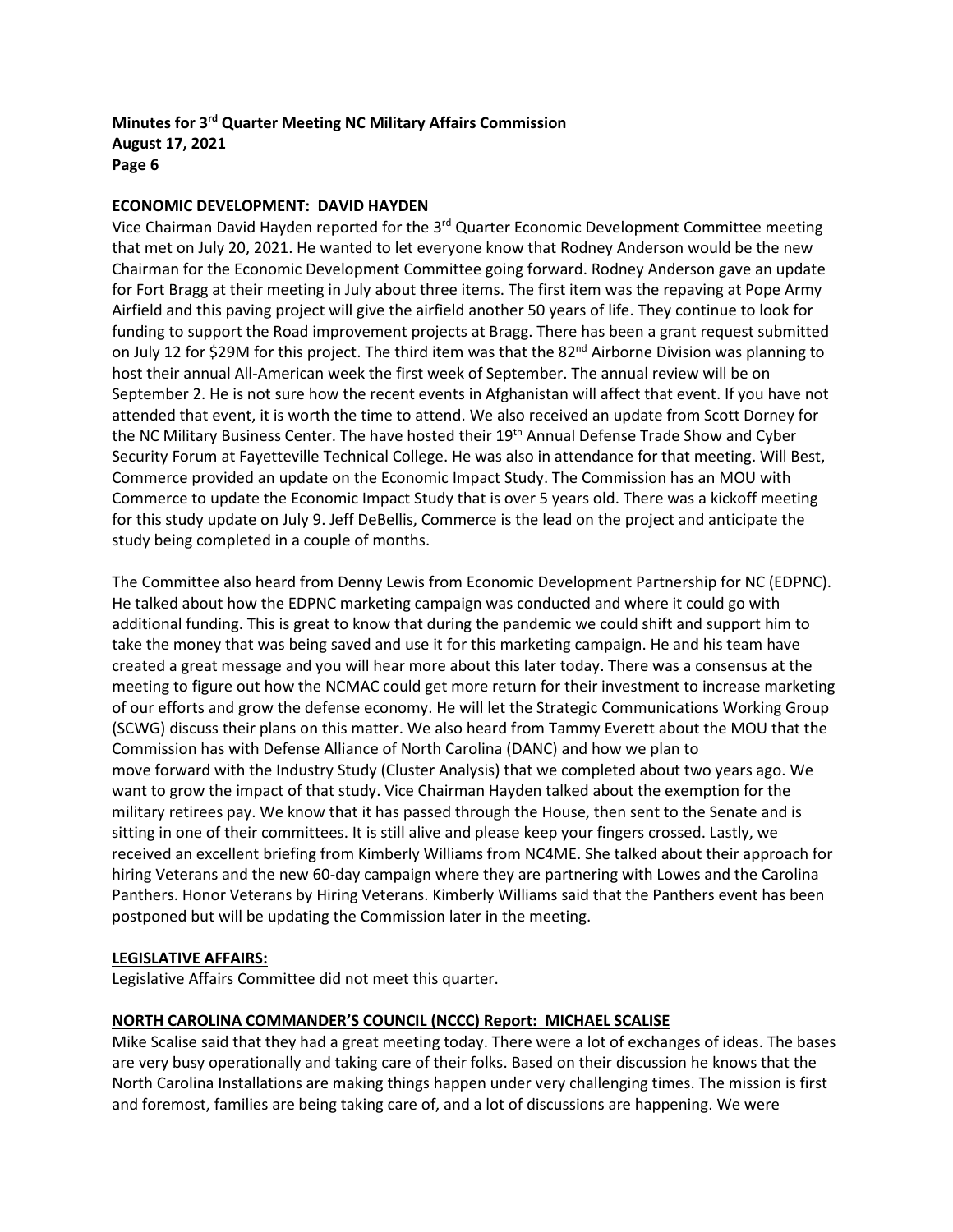## ECONOMIC DEVELOPMENT: DAVID HAYDEN

Vice Chairman David Hayden reported for the 3rd Quarter Economic Development Committee meeting that met on July 20, 2021. He wanted to let everyone know that Rodney Anderson would be the new Chairman for the Economic Development Committee going forward. Rodney Anderson gave an update for Fort Bragg at their meeting in July about three items. The first item was the repaving at Pope Army Airfield and this paving project will give the airfield another 50 years of life. They continue to look for funding to support the Road improvement projects at Bragg. There has been a grant request submitted on July 12 for $29M for this project. The third item was that the 82nd Airborne Division was planning to host their annual All-American week the first week of September. The annual review will be on September 2. He is not sure how the recent events in Afghanistan will affect that event. If you have not attended that event, it is worth the time to attend. We also received an update from Scott Dorney for the NC Military Business Center. The have hosted their 19th Annual Defense Trade Show and Cyber Security Forum at Fayetteville Technical College. He was also in attendance for that meeting. Will Best, Commerce provided an update on the Economic Impact Study. The Commission has an MOU with Commerce to update the Economic Impact Study that is over 5 years old. There was a kickoff meeting for this study update on July 9. Jeff DeBellis, Commerce is the lead on the project and anticipate the study being completed in a couple of months.

The Committee also heard from Denny Lewis from Economic Development Partnership for NC (EDPNC). He talked about how the EDPNC marketing campaign was conducted and where it could go with additional funding. This is great to know that during the pandemic we could shift and support him to take the money that was being saved and use it for this marketing campaign. He and his team have created a great message and you will hear more about this later today. There was a consensus at the meeting to figure out how the NCMAC could get more return for their investment to increase marketing of our efforts and grow the defense economy. He will let the Strategic Communications Working Group (SCWG) discuss their plans on this matter. We also heard from Tammy Everett about the MOU that the Commission has with Defense Alliance of North Carolina (DANC) and how we plan to move forward with the Industry Study (Cluster Analysis) that we completed about two years ago. We want to grow the impact of that study. Vice Chairman Hayden talked about the exemption for the military retirees pay. We know that it has passed through the House, then sent to the Senate and is sitting in one of their committees. It is still alive and please keep your fingers crossed. Lastly, we received an excellent briefing from Kimberly Williams from NC4ME. She talked about their approach for hiring Veterans and the new 60-day campaign where they are partnering with Lowes and the Carolina Panthers. Honor Veterans by Hiring Veterans. Kimberly Williams said that the Panthers event has been postponed but will be updating the Commission later in the meeting.

## LEGISLATIVE AFFAIRS:

Legislative Affairs Committee did not meet this quarter.

## NORTH CAROLINA COMMANDER'S COUNCIL (NCCC) Report: MICHAEL SCALISE

Mike Scalise said that they had a great meeting today. There were a lot of exchanges of ideas. The bases are very busy operationally and taking care of their folks. Based on their discussion he knows that the North Carolina Installations are making things happen under very challenging times. The mission is first and foremost, families are being taking care of, and a lot of discussions are happening. We were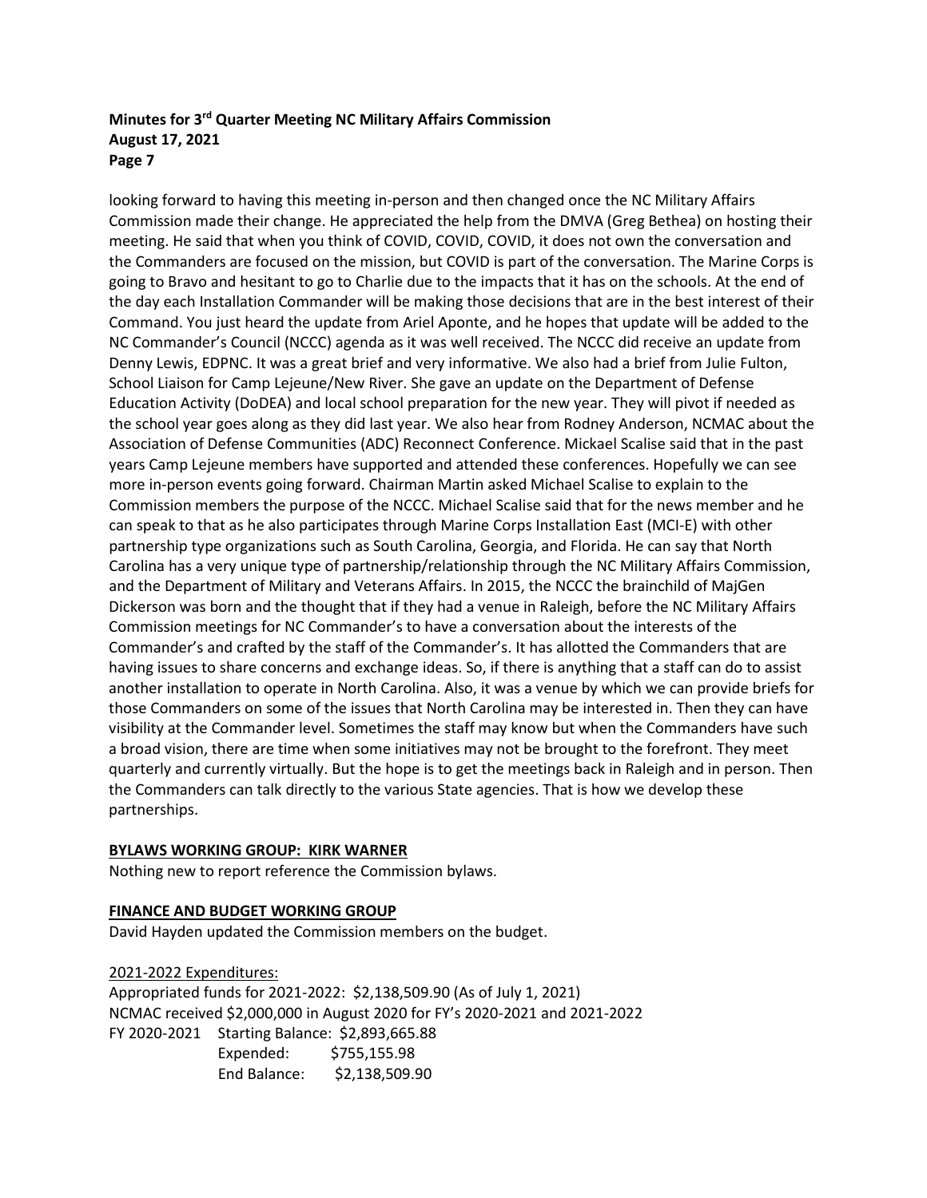looking forward to having this meeting in-person and then changed once the NC Military Affairs Commission made their change. He appreciated the help from the DMVA (Greg Bethea) on hosting their meeting. He said that when you think of COVID, COVID, COVID, it does not own the conversation and the Commanders are focused on the mission, but COVID is part of the conversation. The Marine Corps is going to Bravo and hesitant to go to Charlie due to the impacts that it has on the schools. At the end of the day each Installation Commander will be making those decisions that are in the best interest of their Command. You just heard the update from Ariel Aponte, and he hopes that update will be added to the NC Commander's Council (NCCC) agenda as it was well received. The NCCC did receive an update from Denny Lewis, EDPNC. It was a great brief and very informative. We also had a brief from Julie Fulton, School Liaison for Camp Lejeune/New River. She gave an update on the Department of Defense Education Activity (DoDEA) and local school preparation for the new year. They will pivot if needed as the school year goes along as they did last year. We also hear from Rodney Anderson, NCMAC about the Association of Defense Communities (ADC) Reconnect Conference. Mickael Scalise said that in the past years Camp Lejeune members have supported and attended these conferences. Hopefully we can see more in-person events going forward. Chairman Martin asked Michael Scalise to explain to the Commission members the purpose of the NCCC. Michael Scalise said that for the news member and he can speak to that as he also participates through Marine Corps Installation East (MCI-E) with other partnership type organizations such as South Carolina, Georgia, and Florida. He can say that North Carolina has a very unique type of partnership/relationship through the NC Military Affairs Commission, and the Department of Military and Veterans Affairs. In 2015, the NCCC the brainchild of MajGen Dickerson was born and the thought that if they had a venue in Raleigh, before the NC Military Affairs Commission meetings for NC Commander's to have a conversation about the interests of the Commander's and crafted by the staff of the Commander's. It has allotted the Commanders that are having issues to share concerns and exchange ideas. So, if there is anything that a staff can do to assist another installation to operate in North Carolina. Also, it was a venue by which we can provide briefs for those Commanders on some of the issues that North Carolina may be interested in. Then they can have visibility at the Commander level. Sometimes the staff may know but when the Commanders have such a broad vision, there are time when some initiatives may not be brought to the forefront. They meet quarterly and currently virtually. But the hope is to get the meetings back in Raleigh and in person. Then the Commanders can talk directly to the various State agencies. That is how we develop these partnerships.

**BYLAWS WORKING GROUP: KIRK WARNER**

Nothing new to report reference the Commission bylaws.

**FINANCE AND BUDGET WORKING GROUP**

David Hayden updated the Commission members on the budget.

2021-2022 Expenditures:

Appropriated funds for 2021-2022: $2,138,509.90 (As of July 1, 2021)
NCMAC received $2,000,000 in August 2020 for FY's 2020-2021 and 2021-2022

FY 2020-2021 Starting Balance: $2,893,665.88
Expended: $755,155.98
End Balance: $2,138,509.90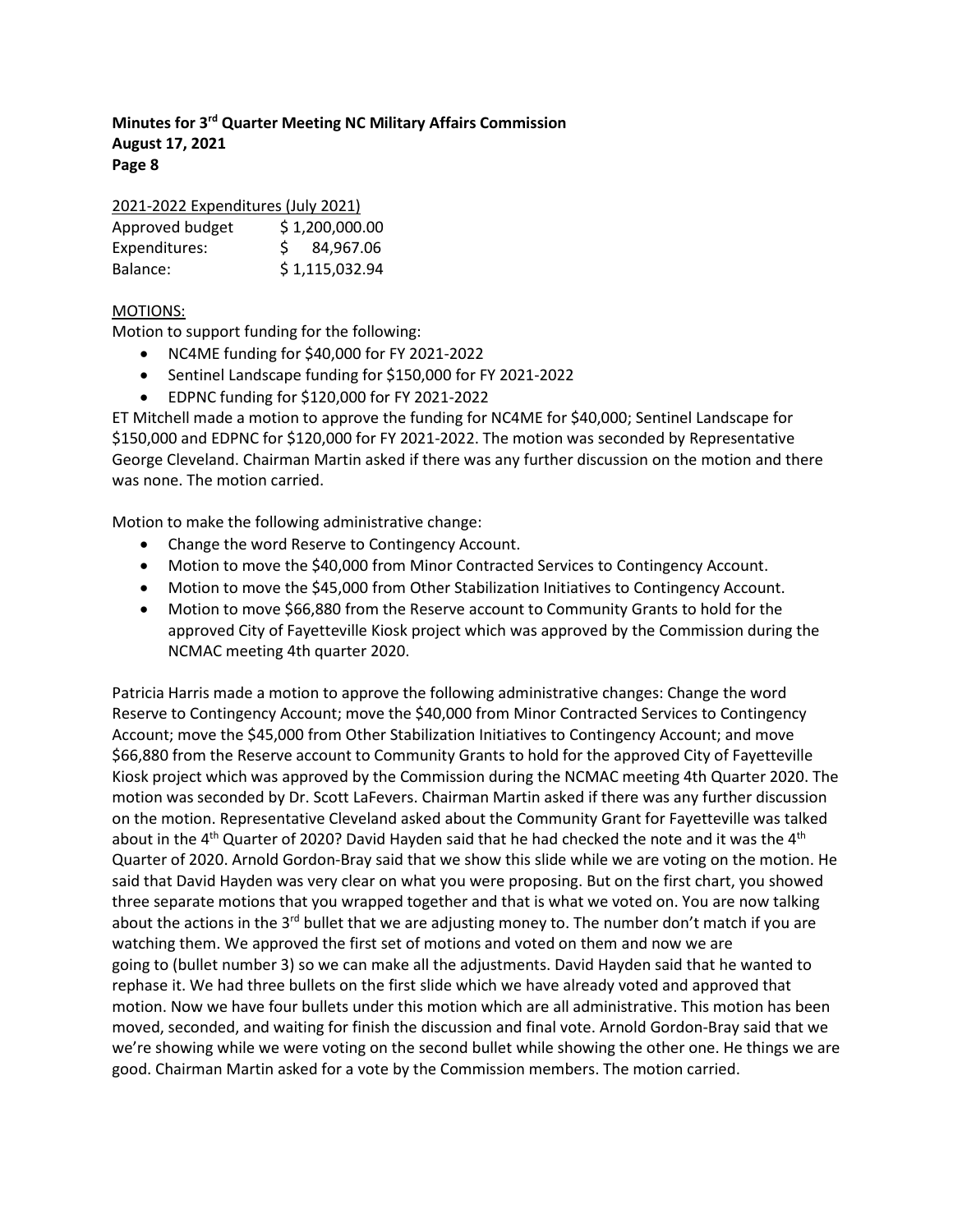2021-2022 Expenditures (July 2021)

| | |
|---|---|
| Approved budget | $ 1,200,000.00 |
| Expenditures: | $ 84,967.06 |
| Balance: | $ 1,115,032.94 |

MOTIONS:

Motion to support funding for the following:

- NC4ME funding for $40,000 for FY 2021-2022
- Sentinel Landscape funding for $150,000 for FY 2021-2022
- EDPNC funding for $120,000 for FY 2021-2022

ET Mitchell made a motion to approve the funding for NC4ME for $40,000; Sentinel Landscape for $150,000 and EDPNC for $120,000 for FY 2021-2022. The motion was seconded by Representative George Cleveland. Chairman Martin asked if there was any further discussion on the motion and there was none. The motion carried.

Motion to make the following administrative change:

- Change the word Reserve to Contingency Account.
- Motion to move the $40,000 from Minor Contracted Services to Contingency Account.
- Motion to move the $45,000 from Other Stabilization Initiatives to Contingency Account.
- Motion to move $66,880 from the Reserve account to Community Grants to hold for the approved City of Fayetteville Kiosk project which was approved by the Commission during the NCMAC meeting 4th quarter 2020.

Patricia Harris made a motion to approve the following administrative changes: Change the word Reserve to Contingency Account; move the $40,000 from Minor Contracted Services to Contingency Account; move the $45,000 from Other Stabilization Initiatives to Contingency Account; and move $66,880 from the Reserve account to Community Grants to hold for the approved City of Fayetteville Kiosk project which was approved by the Commission during the NCMAC meeting 4th Quarter 2020. The motion was seconded by Dr. Scott LaFevers. Chairman Martin asked if there was any further discussion on the motion. Representative Cleveland asked about the Community Grant for Fayetteville was talked about in the 4th Quarter of 2020? David Hayden said that he had checked the note and it was the 4th Quarter of 2020. Arnold Gordon-Bray said that we show this slide while we are voting on the motion. He said that David Hayden was very clear on what you were proposing. But on the first chart, you showed three separate motions that you wrapped together and that is what we voted on. You are now talking about the actions in the 3rd bullet that we are adjusting money to. The number don't match if you are watching them. We approved the first set of motions and voted on them and now we are going to (bullet number 3) so we can make all the adjustments. David Hayden said that he wanted to rephase it. We had three bullets on the first slide which we have already voted and approved that motion. Now we have four bullets under this motion which are all administrative. This motion has been moved, seconded, and waiting for finish the discussion and final vote. Arnold Gordon-Bray said that we we're showing while we were voting on the second bullet while showing the other one. He things we are good. Chairman Martin asked for a vote by the Commission members. The motion carried.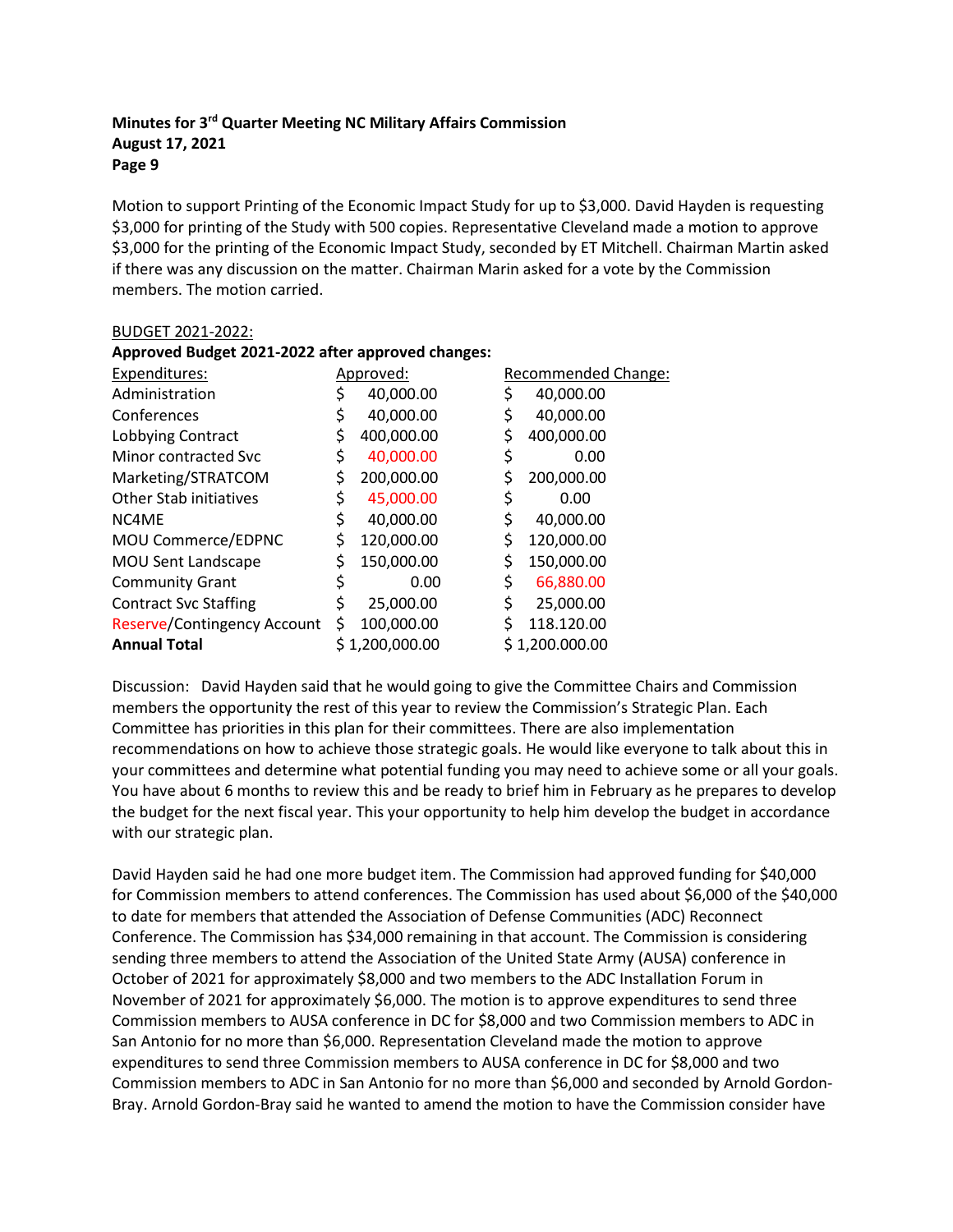Motion to support Printing of the Economic Impact Study for up to $3,000. David Hayden is requesting $3,000 for printing of the Study with 500 copies. Representative Cleveland made a motion to approve $3,000 for the printing of the Economic Impact Study, seconded by ET Mitchell. Chairman Martin asked if there was any discussion on the matter. Chairman Marin asked for a vote by the Commission members. The motion carried.

BUDGET 2021-2022:

**Approved Budget 2021-2022 after approved changes:**

| Expenditures: | Approved: | Recommended Change: |
|---|---|---|
| Administration | $ 40,000.00 | $ 40,000.00 |
| Conferences | $ 40,000.00 | $ 40,000.00 |
| Lobbying Contract | $ 400,000.00 | $ 400,000.00 |
| Minor contracted Svc | $ 40,000.00 | $ 0.00 |
| Marketing/STRATCOM | $ 200,000.00 | $ 200,000.00 |
| Other Stab initiatives | $ 45,000.00 | $ 0.00 |
| NC4ME | $ 40,000.00 | $ 40,000.00 |
| MOU Commerce/EDPNC | $ 120,000.00 | $ 120,000.00 |
| MOU Sent Landscape | $ 150,000.00 | $ 150,000.00 |
| Community Grant | $ 0.00 | $ 66,880.00 |
| Contract Svc Staffing | $ 25,000.00 | $ 25,000.00 |
| Reserve/Contingency Account | $ 100,000.00 | $ 118.120.00 |
| **Annual Total** | $ 1,200,000.00 | $ 1,200.000.00 |

Discussion: David Hayden said that he would going to give the Committee Chairs and Commission members the opportunity the rest of this year to review the Commission's Strategic Plan. Each Committee has priorities in this plan for their committees. There are also implementation recommendations on how to achieve those strategic goals. He would like everyone to talk about this in your committees and determine what potential funding you may need to achieve some or all your goals. You have about 6 months to review this and be ready to brief him in February as he prepares to develop the budget for the next fiscal year. This your opportunity to help him develop the budget in accordance with our strategic plan.

David Hayden said he had one more budget item. The Commission had approved funding for $40,000 for Commission members to attend conferences. The Commission has used about $6,000 of the $40,000 to date for members that attended the Association of Defense Communities (ADC) Reconnect Conference. The Commission has $34,000 remaining in that account. The Commission is considering sending three members to attend the Association of the United State Army (AUSA) conference in October of 2021 for approximately $8,000 and two members to the ADC Installation Forum in November of 2021 for approximately $6,000. The motion is to approve expenditures to send three Commission members to AUSA conference in DC for $8,000 and two Commission members to ADC in San Antonio for no more than $6,000. Representation Cleveland made the motion to approve expenditures to send three Commission members to AUSA conference in DC for $8,000 and two Commission members to ADC in San Antonio for no more than $6,000 and seconded by Arnold Gordon-Bray. Arnold Gordon-Bray said he wanted to amend the motion to have the Commission consider have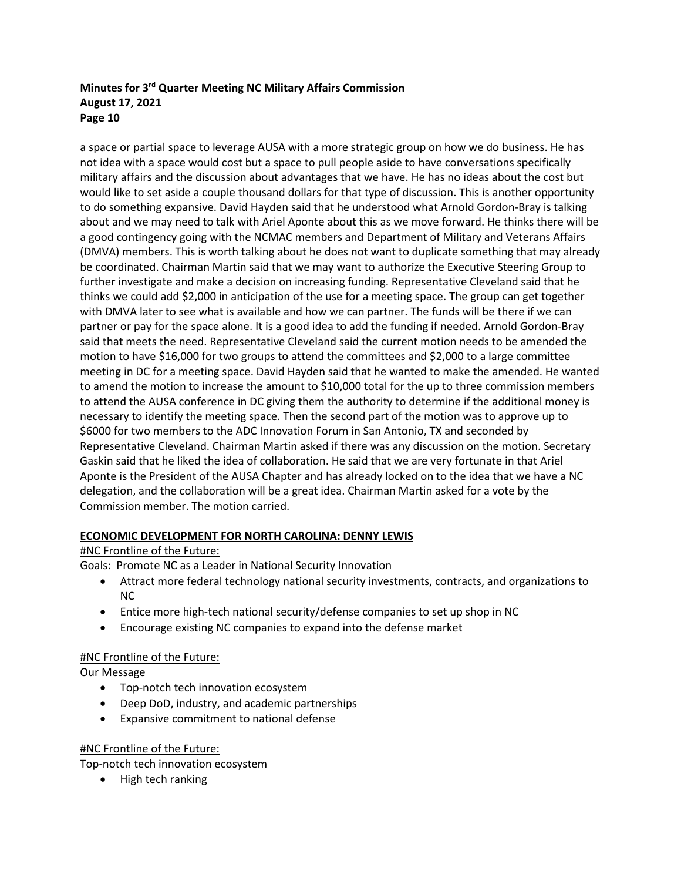a space or partial space to leverage AUSA with a more strategic group on how we do business. He has not idea with a space would cost but a space to pull people aside to have conversations specifically military affairs and the discussion about advantages that we have. He has no ideas about the cost but would like to set aside a couple thousand dollars for that type of discussion. This is another opportunity to do something expansive. David Hayden said that he understood what Arnold Gordon-Bray is talking about and we may need to talk with Ariel Aponte about this as we move forward. He thinks there will be a good contingency going with the NCMAC members and Department of Military and Veterans Affairs (DMVA) members. This is worth talking about he does not want to duplicate something that may already be coordinated. Chairman Martin said that we may want to authorize the Executive Steering Group to further investigate and make a decision on increasing funding. Representative Cleveland said that he thinks we could add $2,000 in anticipation of the use for a meeting space. The group can get together with DMVA later to see what is available and how we can partner. The funds will be there if we can partner or pay for the space alone. It is a good idea to add the funding if needed. Arnold Gordon-Bray said that meets the need. Representative Cleveland said the current motion needs to be amended the motion to have $16,000 for two groups to attend the committees and $2,000 to a large committee meeting in DC for a meeting space. David Hayden said that he wanted to make the amended. He wanted to amend the motion to increase the amount to $10,000 total for the up to three commission members to attend the AUSA conference in DC giving them the authority to determine if the additional money is necessary to identify the meeting space. Then the second part of the motion was to approve up to $6000 for two members to the ADC Innovation Forum in San Antonio, TX and seconded by Representative Cleveland. Chairman Martin asked if there was any discussion on the motion. Secretary Gaskin said that he liked the idea of collaboration. He said that we are very fortunate in that Ariel Aponte is the President of the AUSA Chapter and has already locked on to the idea that we have a NC delegation, and the collaboration will be a great idea. Chairman Martin asked for a vote by the Commission member. The motion carried.

## ECONOMIC DEVELOPMENT FOR NORTH CAROLINA: DENNY LEWIS

#NC Frontline of the Future:

Goals: Promote NC as a Leader in National Security Innovation

- Attract more federal technology national security investments, contracts, and organizations to NC
- Entice more high-tech national security/defense companies to set up shop in NC
- Encourage existing NC companies to expand into the defense market

#NC Frontline of the Future:

Our Message

- Top-notch tech innovation ecosystem
- Deep DoD, industry, and academic partnerships
- Expansive commitment to national defense

#NC Frontline of the Future:

Top-notch tech innovation ecosystem

- High tech ranking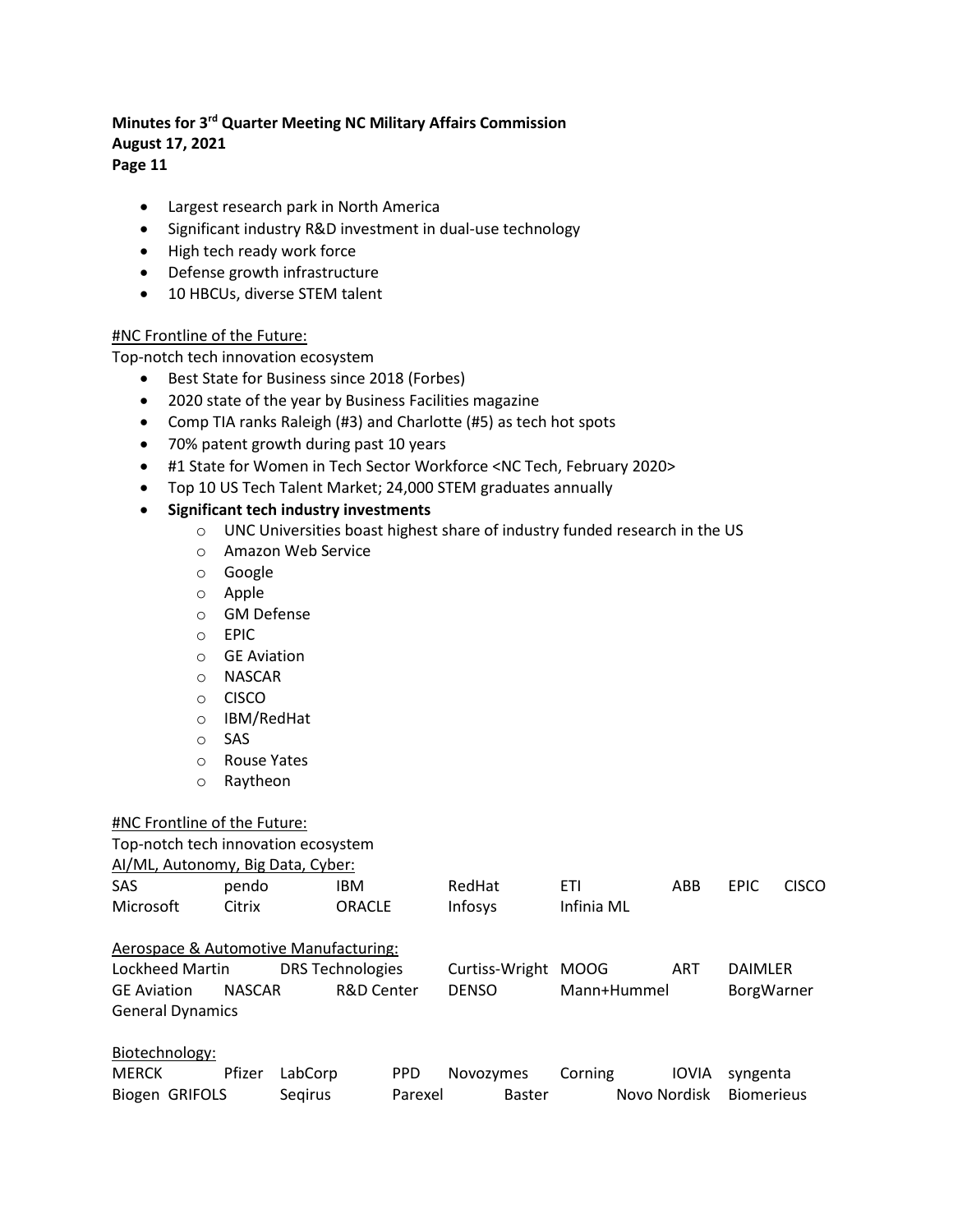- Largest research park in North America
- Significant industry R&D investment in dual-use technology
- High tech ready work force
- Defense growth infrastructure
- 10 HBCUs, diverse STEM talent

#NC Frontline of the Future:

Top-notch tech innovation ecosystem

- Best State for Business since 2018 (Forbes)
- 2020 state of the year by Business Facilities magazine
- Comp TIA ranks Raleigh (#3) and Charlotte (#5) as tech hot spots
- 70% patent growth during past 10 years
- #1 State for Women in Tech Sector Workforce <NC Tech, February 2020>
- Top 10 US Tech Talent Market; 24,000 STEM graduates annually
- **Significant tech industry investments**
  - UNC Universities boast highest share of industry funded research in the US
  - Amazon Web Service
  - Google
  - Apple
  - GM Defense
  - EPIC
  - GE Aviation
  - NASCAR
  - CISCO
  - IBM/RedHat
  - SAS
  - Rouse Yates
  - Raytheon

#NC Frontline of the Future:

Top-notch tech innovation ecosystem

AI/ML, Autonomy, Big Data, Cyber:

SAS pendo IBM RedHat ETI ABB EPIC CISCO
Microsoft Citrix ORACLE Infosys Infinia ML

Aerospace & Automotive Manufacturing:

Lockheed Martin DRS Technologies Curtiss-Wright MOOG ART DAIMLER
GE Aviation NASCAR R&D Center DENSO Mann+Hummel BorgWarner
General Dynamics

Biotechnology:

MERCK Pfizer LabCorp PPD Novozymes Corning IOVIA syngenta
Biogen GRIFOLS Seqirus Parexel Baster Novo Nordisk Biomerieus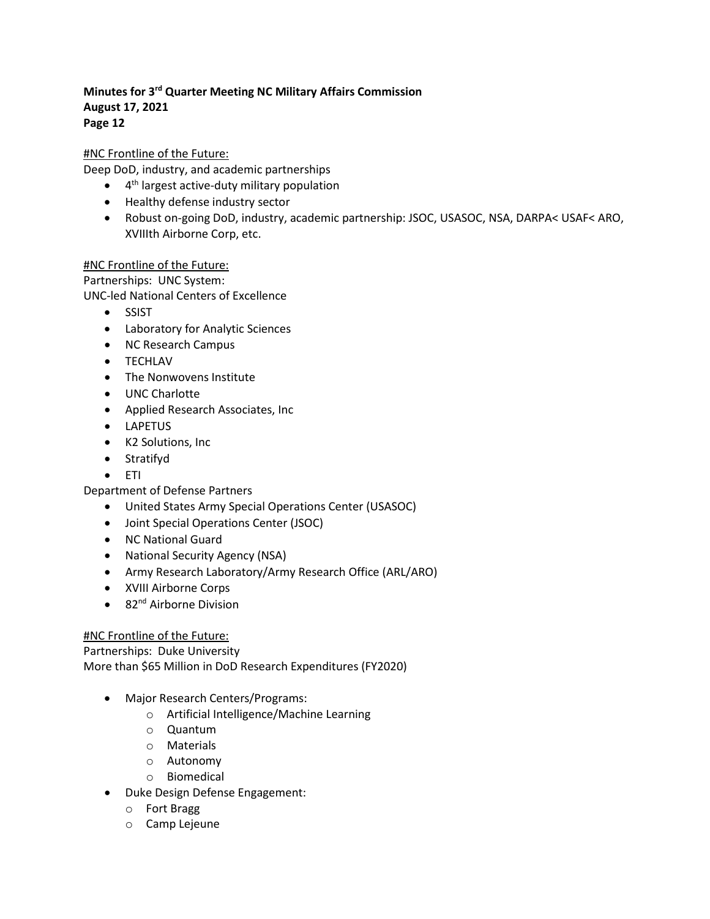#NC Frontline of the Future:

Deep DoD, industry, and academic partnerships

- 4th largest active-duty military population
- Healthy defense industry sector
- Robust on-going DoD, industry, academic partnership: JSOC, USASOC, NSA, DARPA< USAF< ARO, XVIIIth Airborne Corp, etc.

#NC Frontline of the Future:

Partnerships: UNC System:
UNC-led National Centers of Excellence

- SSIST
- Laboratory for Analytic Sciences
- NC Research Campus
- TECHLAV
- The Nonwovens Institute
- UNC Charlotte
- Applied Research Associates, Inc
- LAPETUS
- K2 Solutions, Inc
- Stratifyd
- ETI

Department of Defense Partners

- United States Army Special Operations Center (USASOC)
- Joint Special Operations Center (JSOC)
- NC National Guard
- National Security Agency (NSA)
- Army Research Laboratory/Army Research Office (ARL/ARO)
- XVIII Airborne Corps
- 82nd Airborne Division

#NC Frontline of the Future:

Partnerships: Duke University
More than $65 Million in DoD Research Expenditures (FY2020)

- Major Research Centers/Programs:
  - Artificial Intelligence/Machine Learning
  - Quantum
  - Materials
  - Autonomy
  - Biomedical
- Duke Design Defense Engagement:
  - Fort Bragg
  - Camp Lejeune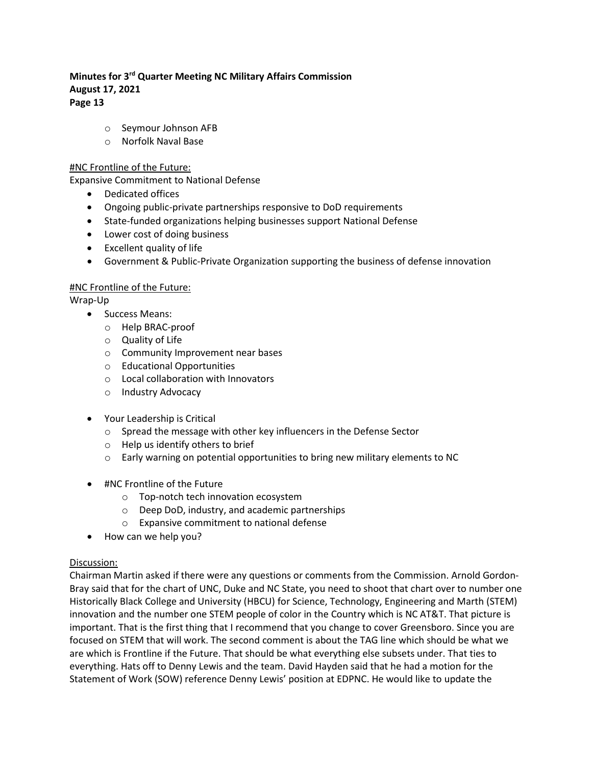- Seymour Johnson AFB
  - Norfolk Naval Base

#NC Frontline of the Future:

Expansive Commitment to National Defense

- Dedicated offices
- Ongoing public-private partnerships responsive to DoD requirements
- State-funded organizations helping businesses support National Defense
- Lower cost of doing business
- Excellent quality of life
- Government & Public-Private Organization supporting the business of defense innovation

#NC Frontline of the Future:

Wrap-Up

- Success Means:
  - Help BRAC-proof
  - Quality of Life
  - Community Improvement near bases
  - Educational Opportunities
  - Local collaboration with Innovators
  - Industry Advocacy

- Your Leadership is Critical
  - Spread the message with other key influencers in the Defense Sector
  - Help us identify others to brief
  - Early warning on potential opportunities to bring new military elements to NC

- #NC Frontline of the Future
  - Top-notch tech innovation ecosystem
  - Deep DoD, industry, and academic partnerships
  - Expansive commitment to national defense
- How can we help you?

Discussion:

Chairman Martin asked if there were any questions or comments from the Commission. Arnold Gordon-Bray said that for the chart of UNC, Duke and NC State, you need to shoot that chart over to number one Historically Black College and University (HBCU) for Science, Technology, Engineering and Marth (STEM) innovation and the number one STEM people of color in the Country which is NC AT&T. That picture is important. That is the first thing that I recommend that you change to cover Greensboro. Since you are focused on STEM that will work. The second comment is about the TAG line which should be what we are which is Frontline if the Future. That should be what everything else subsets under. That ties to everything. Hats off to Denny Lewis and the team. David Hayden said that he had a motion for the Statement of Work (SOW) reference Denny Lewis' position at EDPNC. He would like to update the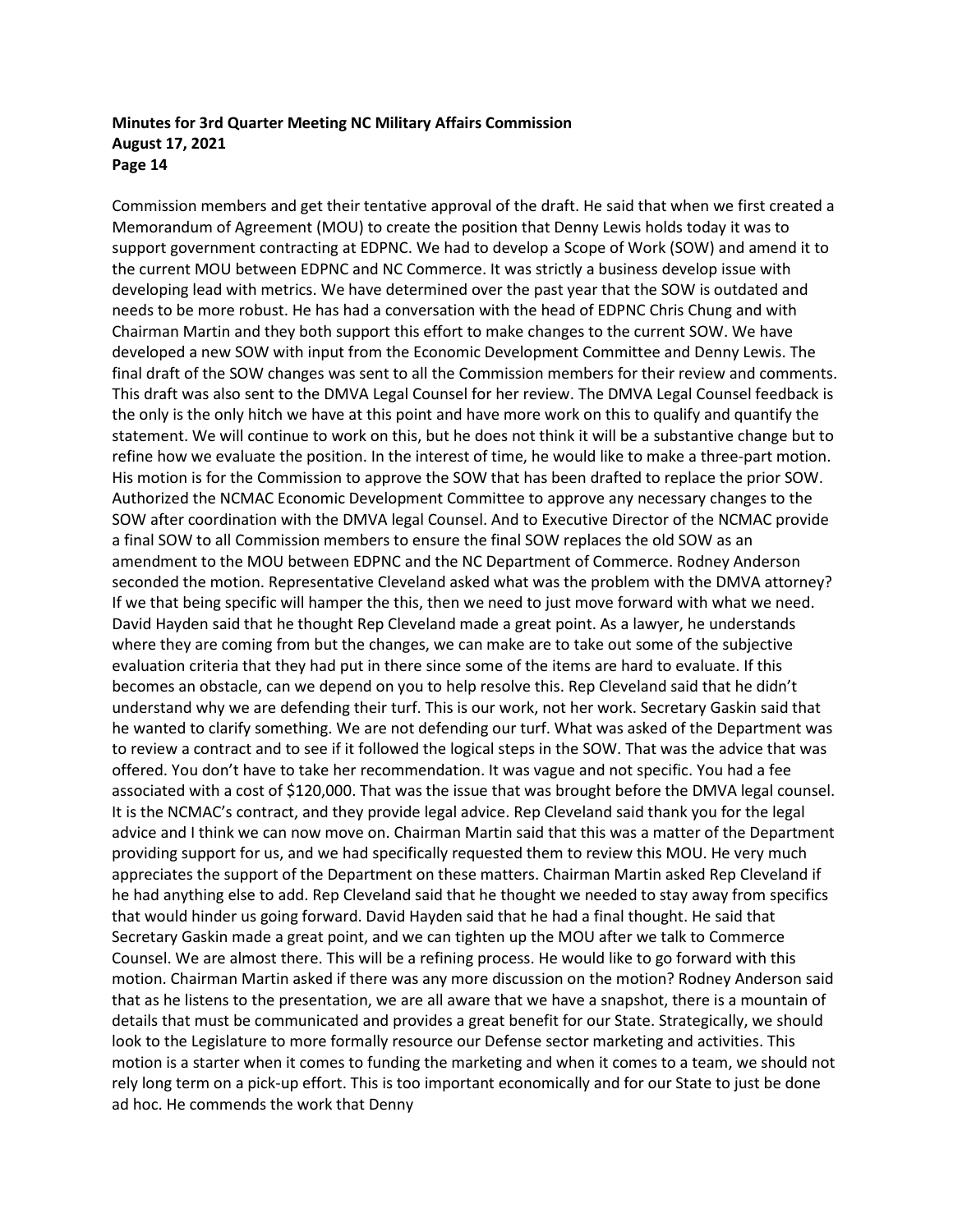Commission members and get their tentative approval of the draft. He said that when we first created a Memorandum of Agreement (MOU) to create the position that Denny Lewis holds today it was to support government contracting at EDPNC. We had to develop a Scope of Work (SOW) and amend it to the current MOU between EDPNC and NC Commerce. It was strictly a business develop issue with developing lead with metrics. We have determined over the past year that the SOW is outdated and needs to be more robust. He has had a conversation with the head of EDPNC Chris Chung and with Chairman Martin and they both support this effort to make changes to the current SOW. We have developed a new SOW with input from the Economic Development Committee and Denny Lewis. The final draft of the SOW changes was sent to all the Commission members for their review and comments. This draft was also sent to the DMVA Legal Counsel for her review. The DMVA Legal Counsel feedback is the only is the only hitch we have at this point and have more work on this to qualify and quantify the statement. We will continue to work on this, but he does not think it will be a substantive change but to refine how we evaluate the position. In the interest of time, he would like to make a three-part motion. His motion is for the Commission to approve the SOW that has been drafted to replace the prior SOW. Authorized the NCMAC Economic Development Committee to approve any necessary changes to the SOW after coordination with the DMVA legal Counsel. And to Executive Director of the NCMAC provide a final SOW to all Commission members to ensure the final SOW replaces the old SOW as an amendment to the MOU between EDPNC and the NC Department of Commerce. Rodney Anderson seconded the motion. Representative Cleveland asked what was the problem with the DMVA attorney? If we that being specific will hamper the this, then we need to just move forward with what we need. David Hayden said that he thought Rep Cleveland made a great point. As a lawyer, he understands where they are coming from but the changes, we can make are to take out some of the subjective evaluation criteria that they had put in there since some of the items are hard to evaluate. If this becomes an obstacle, can we depend on you to help resolve this. Rep Cleveland said that he didn't understand why we are defending their turf. This is our work, not her work. Secretary Gaskin said that he wanted to clarify something. We are not defending our turf. What was asked of the Department was to review a contract and to see if it followed the logical steps in the SOW. That was the advice that was offered. You don't have to take her recommendation. It was vague and not specific. You had a fee associated with a cost of $120,000. That was the issue that was brought before the DMVA legal counsel. It is the NCMAC's contract, and they provide legal advice. Rep Cleveland said thank you for the legal advice and I think we can now move on. Chairman Martin said that this was a matter of the Department providing support for us, and we had specifically requested them to review this MOU. He very much appreciates the support of the Department on these matters. Chairman Martin asked Rep Cleveland if he had anything else to add. Rep Cleveland said that he thought we needed to stay away from specifics that would hinder us going forward. David Hayden said that he had a final thought. He said that Secretary Gaskin made a great point, and we can tighten up the MOU after we talk to Commerce Counsel. We are almost there. This will be a refining process. He would like to go forward with this motion. Chairman Martin asked if there was any more discussion on the motion? Rodney Anderson said that as he listens to the presentation, we are all aware that we have a snapshot, there is a mountain of details that must be communicated and provides a great benefit for our State. Strategically, we should look to the Legislature to more formally resource our Defense sector marketing and activities. This motion is a starter when it comes to funding the marketing and when it comes to a team, we should not rely long term on a pick-up effort. This is too important economically and for our State to just be done ad hoc. He commends the work that Denny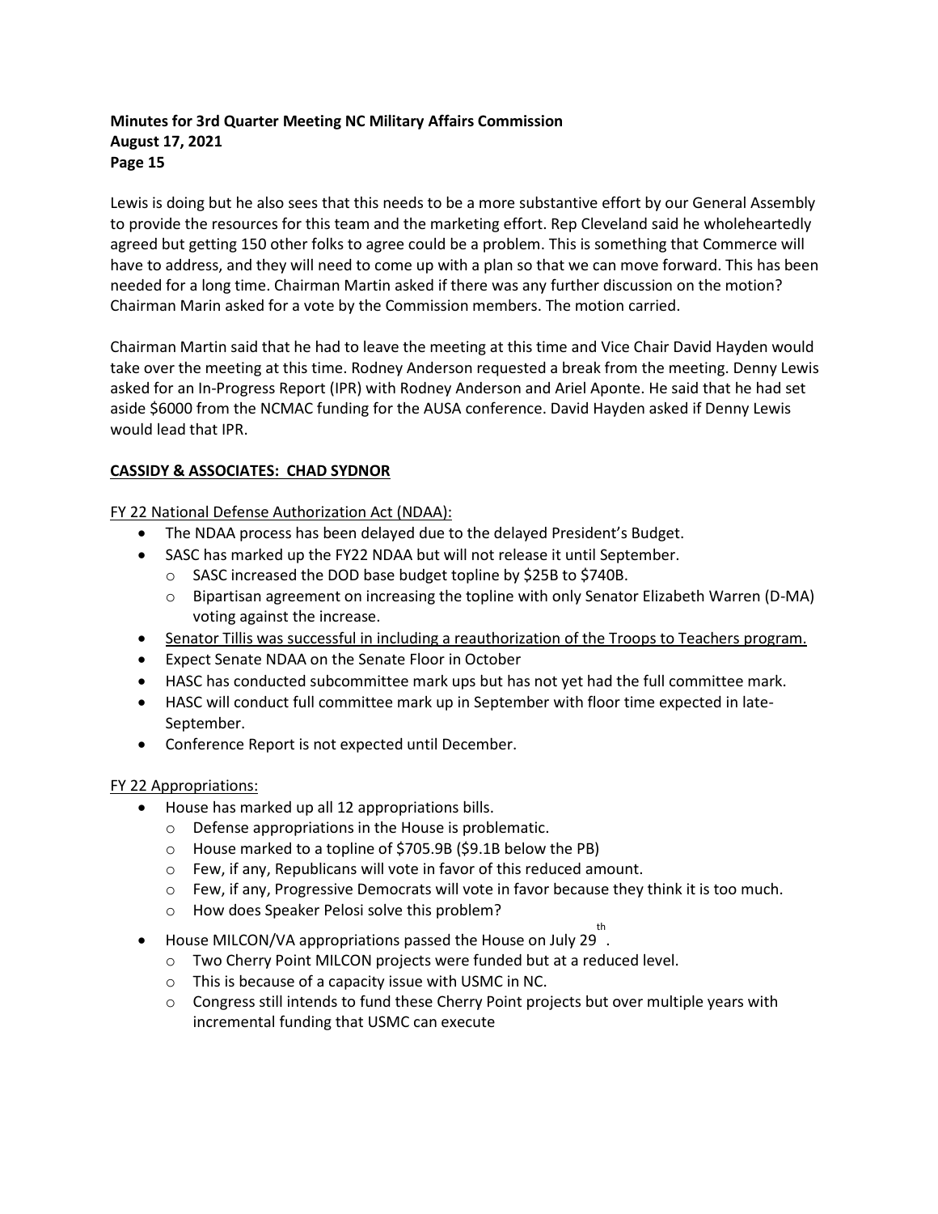Lewis is doing but he also sees that this needs to be a more substantive effort by our General Assembly to provide the resources for this team and the marketing effort. Rep Cleveland said he wholeheartedly agreed but getting 150 other folks to agree could be a problem. This is something that Commerce will have to address, and they will need to come up with a plan so that we can move forward. This has been needed for a long time. Chairman Martin asked if there was any further discussion on the motion? Chairman Marin asked for a vote by the Commission members. The motion carried.

Chairman Martin said that he had to leave the meeting at this time and Vice Chair David Hayden would take over the meeting at this time. Rodney Anderson requested a break from the meeting. Denny Lewis asked for an In-Progress Report (IPR) with Rodney Anderson and Ariel Aponte. He said that he had set aside $6000 from the NCMAC funding for the AUSA conference. David Hayden asked if Denny Lewis would lead that IPR.

**CASSIDY & ASSOCIATES: CHAD SYDNOR**

FY 22 National Defense Authorization Act (NDAA):

- The NDAA process has been delayed due to the delayed President's Budget.
- SASC has marked up the FY22 NDAA but will not release it until September.
  - SASC increased the DOD base budget topline by $25B to $740B.
  - Bipartisan agreement on increasing the topline with only Senator Elizabeth Warren (D-MA) voting against the increase.
- Senator Tillis was successful in including a reauthorization of the Troops to Teachers program.
- Expect Senate NDAA on the Senate Floor in October
- HASC has conducted subcommittee mark ups but has not yet had the full committee mark.
- HASC will conduct full committee mark up in September with floor time expected in late-September.
- Conference Report is not expected until December.

FY 22 Appropriations:

- House has marked up all 12 appropriations bills.
  - Defense appropriations in the House is problematic.
  - House marked to a topline of $705.9B ($9.1B below the PB)
  - Few, if any, Republicans will vote in favor of this reduced amount.
  - Few, if any, Progressive Democrats will vote in favor because they think it is too much.
  - How does Speaker Pelosi solve this problem?
- House MILCON/VA appropriations passed the House on July 29th.
  - Two Cherry Point MILCON projects were funded but at a reduced level.
  - This is because of a capacity issue with USMC in NC.
  - Congress still intends to fund these Cherry Point projects but over multiple years with incremental funding that USMC can execute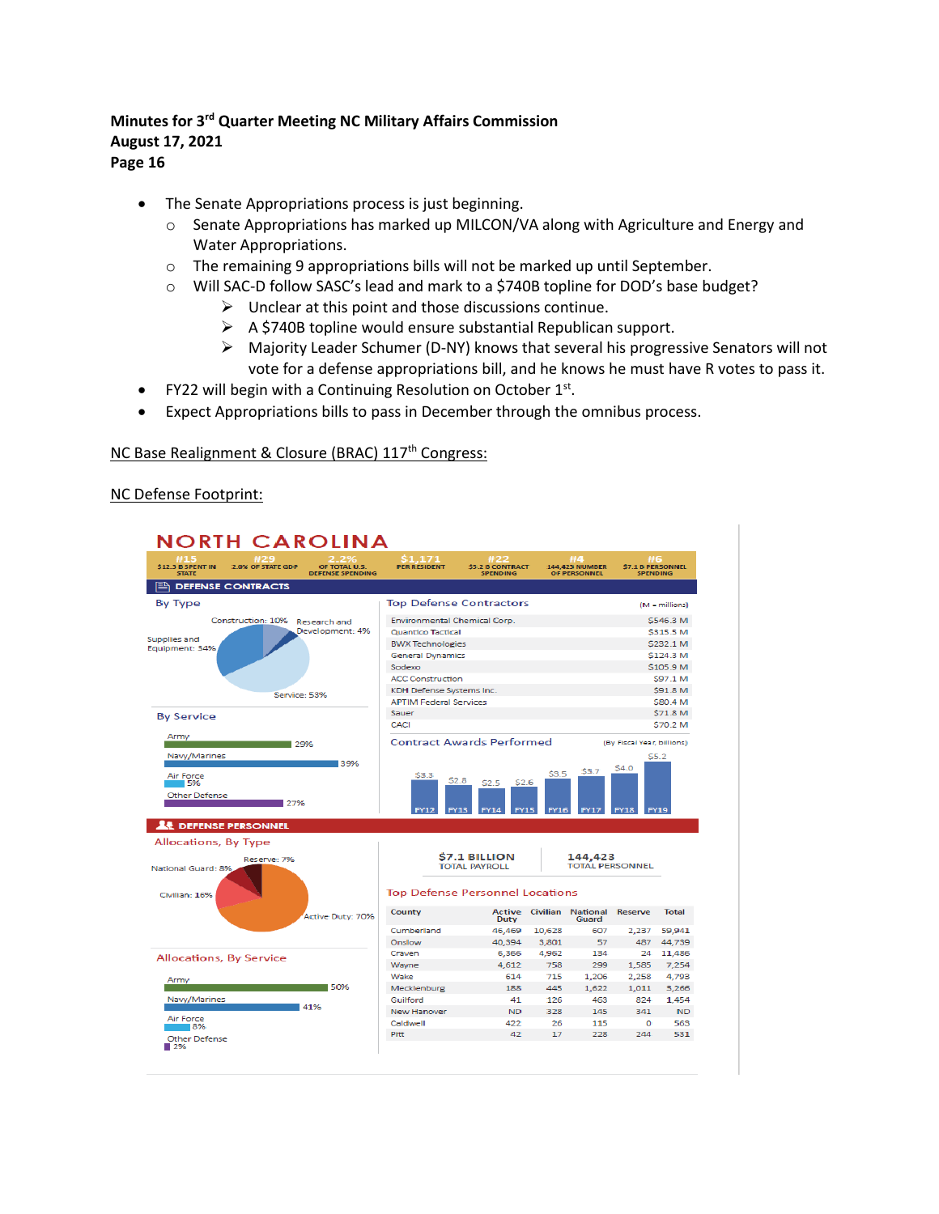- The Senate Appropriations process is just beginning.
  - Senate Appropriations has marked up MILCON/VA along with Agriculture and Energy and Water Appropriations.
  - The remaining 9 appropriations bills will not be marked up until September.
  - Will SAC-D follow SASC's lead and mark to a $740B topline for DOD's base budget?
    - Unclear at this point and those discussions continue.
    - A $740B topline would ensure substantial Republican support.
    - Majority Leader Schumer (D-NY) knows that several his progressive Senators will not vote for a defense appropriations bill, and he knows he must have R votes to pass it.
- FY22 will begin with a Continuing Resolution on October 1st.
- Expect Appropriations bills to pass in December through the omnibus process.

NC Base Realignment & Closure (BRAC) 117th Congress:

NC Defense Footprint:

## NORTH CAROLINA

| #15 | #29 | 2.2% | $1,171 | #22 | #4 | #6 |
|---|---|---|---|---|---|---|
| $12.3 B SPENT IN STATE | 2.0% OF STATE GDP | OF TOTAL U.S. DEFENSE SPENDING | PER RESIDENT | $5.2 B CONTRACT SPENDING | 144,425 NUMBER OF PERSONNEL | $7.1 B PERSONNEL SPENDING |

### DEFENSE CONTRACTS

**By Type**

Construction: 10%; Research and Development: 4%; Supplies and Equipment: 34%; Service: 53%

**By Service**

Army 29%; Navy/Marines 39%; Air Force 5%; Other Defense 27%

**Top Defense Contractors** (M = millions)

| Contractor | Amount |
|---|---|
| Environmental Chemical Corp. | $546.3 M |
| Quantico Tactical | $315.5 M |
| BWX Technologies | $232.1 M |
| General Dynamics | $124.3 M |
| Sodexo | $105.9 M |
| ACC Construction | $97.1 M |
| KDH Defense Systems Inc. | $91.8 M |
| APTIM Federal Services | $80.4 M |
| Sauer | $71.8 M |
| CACI | $70.2 M |

**Contract Awards Performed** (By Fiscal Year, billions)

| FY12 | FY13 | FY14 | FY15 | FY16 | FY17 | FY18 | FY19 |
|---|---|---|---|---|---|---|---|
| $3.3 | $2.8 | $2.5 | $2.6 | $3.5 | $3.7 | $4.0 | $5.2 |

### DEFENSE PERSONNEL

**Allocations, By Type**

Active Duty: 70%; Civilian: 16%; National Guard: 8%; Reserve: 7%

**Allocations, By Service**

Army 50%; Navy/Marines 41%; Air Force 8%; Other Defense 2%

$7.1 BILLION TOTAL PAYROLL | 144,423 TOTAL PERSONNEL

**Top Defense Personnel Locations**

| County | Active Duty | Civilian | National Guard | Reserve | Total |
|---|---|---|---|---|---|
| Cumberland | 46,469 | 10,628 | 607 | 2,237 | 59,941 |
| Onslow | 40,394 | 3,801 | 57 | 487 | 44,739 |
| Craven | 6,366 | 4,962 | 134 | 24 | 11,486 |
| Wayne | 4,612 | 758 | 299 | 1,585 | 7,254 |
| Wake | 614 | 715 | 1,206 | 2,258 | 4,793 |
| Mecklenburg | 188 | 445 | 1,622 | 1,011 | 3,266 |
| Guilford | 41 | 126 | 463 | 824 | 1,454 |
| New Hanover | ND | 328 | 145 | 341 | ND |
| Caldwell | 422 | 26 | 115 | 0 | 563 |
| Pitt | 42 | 17 | 228 | 244 | 531 |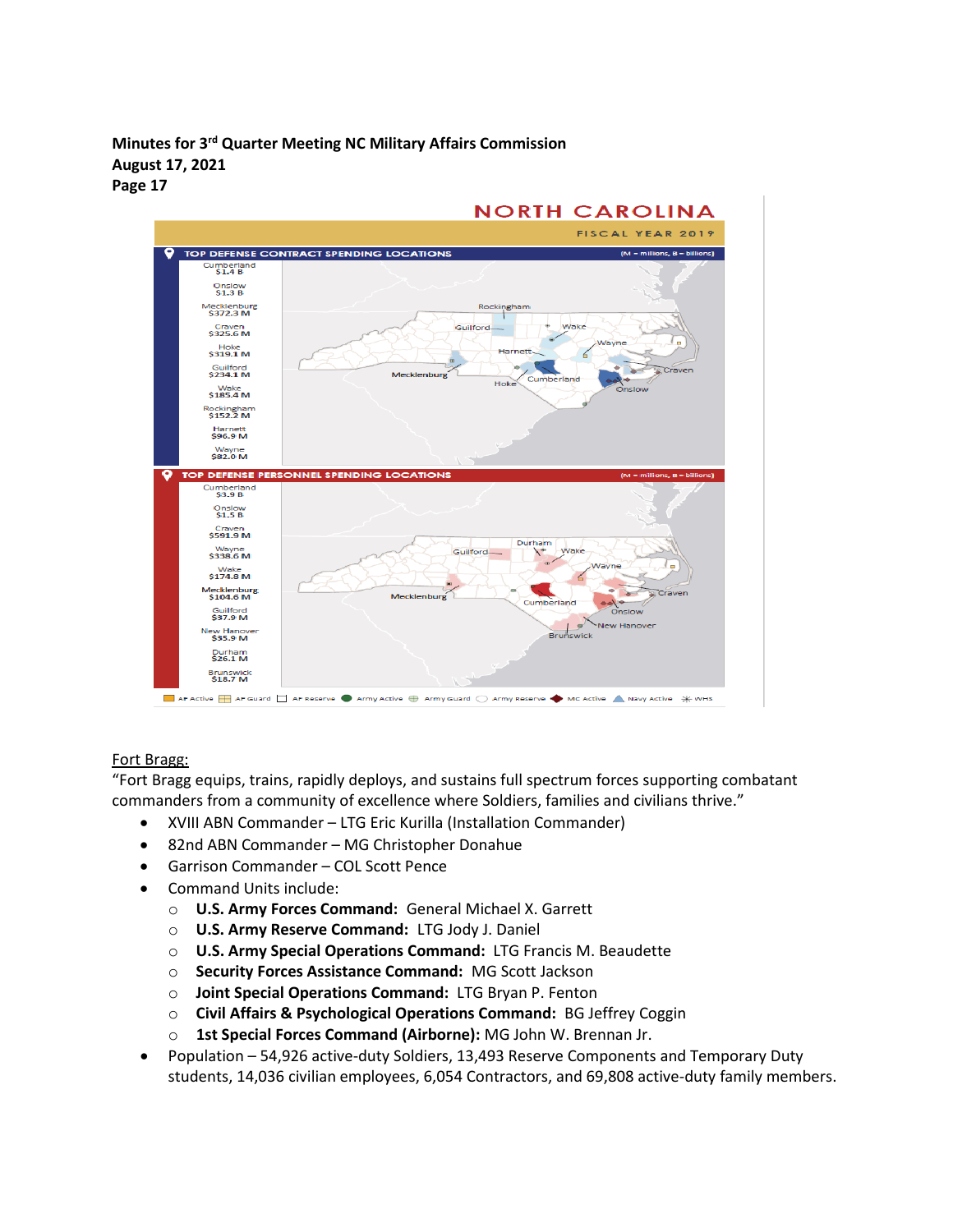**Minutes for 3rd Quarter Meeting NC Military Affairs Commission**
**August 17, 2021**

NORTH CAROLINA

FISCAL YEAR 2019

**TOP DEFENSE CONTRACT SPENDING LOCATIONS** (M = millions, B = billions)

| Location | Amount |
|---|---|
| Cumberland | $1.4 B |
| Onslow | $1.3 B |
| Mecklenburg | $372.3 M |
| Craven | $325.6 M |
| Hoke | $319.1 M |
| Guilford | $234.1 M |
| Wake | $185.4 M |
| Rockingham | $152.2 M |
| Harnett | $96.9 M |
| Wayne | $82.0 M |

**TOP DEFENSE PERSONNEL SPENDING LOCATIONS** (M = millions, B = billions)

| Location | Amount |
|---|---|
| Cumberland | $3.9 B |
| Onslow | $1.5 B |
| Craven | $591.9 M |
| Wayne | $338.6 M |
| Wake | $174.8 M |
| Mecklenburg | $104.6 M |
| Guilford | $37.9 M |
| New Hanover | $35.9 M |
| Durham | $26.1 M |
| Brunswick | $18.7 M |

AF Active | AF Guard | AF Reserve | Army Active | Army Guard | Army Reserve | MC Active | Navy Active | WHS

Fort Bragg:

"Fort Bragg equips, trains, rapidly deploys, and sustains full spectrum forces supporting combatant commanders from a community of excellence where Soldiers, families and civilians thrive."

- XVIII ABN Commander – LTG Eric Kurilla (Installation Commander)
- 82nd ABN Commander – MG Christopher Donahue
- Garrison Commander – COL Scott Pence
- Command Units include:
  - **U.S. Army Forces Command:** General Michael X. Garrett
  - **U.S. Army Reserve Command:** LTG Jody J. Daniel
  - **U.S. Army Special Operations Command:** LTG Francis M. Beaudette
  - **Security Forces Assistance Command:** MG Scott Jackson
  - **Joint Special Operations Command:** LTG Bryan P. Fenton
  - **Civil Affairs & Psychological Operations Command:** BG Jeffrey Coggin
  - **1st Special Forces Command (Airborne):** MG John W. Brennan Jr.
- Population – 54,926 active-duty Soldiers, 13,493 Reserve Components and Temporary Duty students, 14,036 civilian employees, 6,054 Contractors, and 69,808 active-duty family members.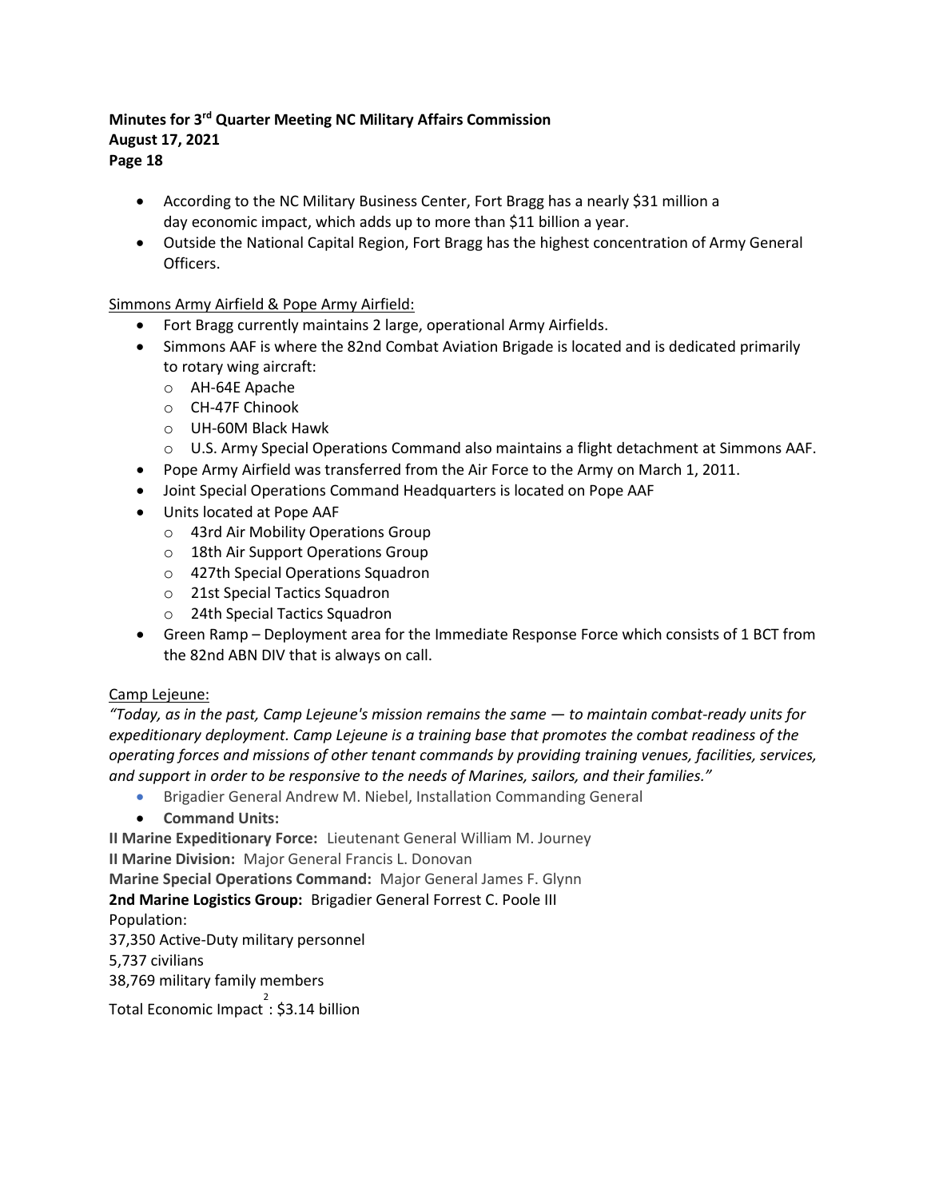- According to the NC Military Business Center, Fort Bragg has a nearly $31 million a day economic impact, which adds up to more than $11 billion a year.
- Outside the National Capital Region, Fort Bragg has the highest concentration of Army General Officers.

Simmons Army Airfield & Pope Army Airfield:

- Fort Bragg currently maintains 2 large, operational Army Airfields.
- Simmons AAF is where the 82nd Combat Aviation Brigade is located and is dedicated primarily to rotary wing aircraft:
  - AH-64E Apache
  - CH-47F Chinook
  - UH-60M Black Hawk
  - U.S. Army Special Operations Command also maintains a flight detachment at Simmons AAF.
- Pope Army Airfield was transferred from the Air Force to the Army on March 1, 2011.
- Joint Special Operations Command Headquarters is located on Pope AAF
- Units located at Pope AAF
  - 43rd Air Mobility Operations Group
  - 18th Air Support Operations Group
  - 427th Special Operations Squadron
  - 21st Special Tactics Squadron
  - 24th Special Tactics Squadron
- Green Ramp – Deployment area for the Immediate Response Force which consists of 1 BCT from the 82nd ABN DIV that is always on call.

Camp Lejeune:

*"Today, as in the past, Camp Lejeune's mission remains the same — to maintain combat-ready units for expeditionary deployment. Camp Lejeune is a training base that promotes the combat readiness of the operating forces and missions of other tenant commands by providing training venues, facilities, services, and support in order to be responsive to the needs of Marines, sailors, and their families."*

- Brigadier General Andrew M. Niebel, Installation Commanding General
- **Command Units:**

**II Marine Expeditionary Force:** Lieutenant General William M. Journey
**II Marine Division:** Major General Francis L. Donovan
**Marine Special Operations Command:** Major General James F. Glynn
**2nd Marine Logistics Group:** Brigadier General Forrest C. Poole III
Population:
37,350 Active-Duty military personnel
5,737 civilians
38,769 military family members
Total Economic Impact[2]: $3.14 billion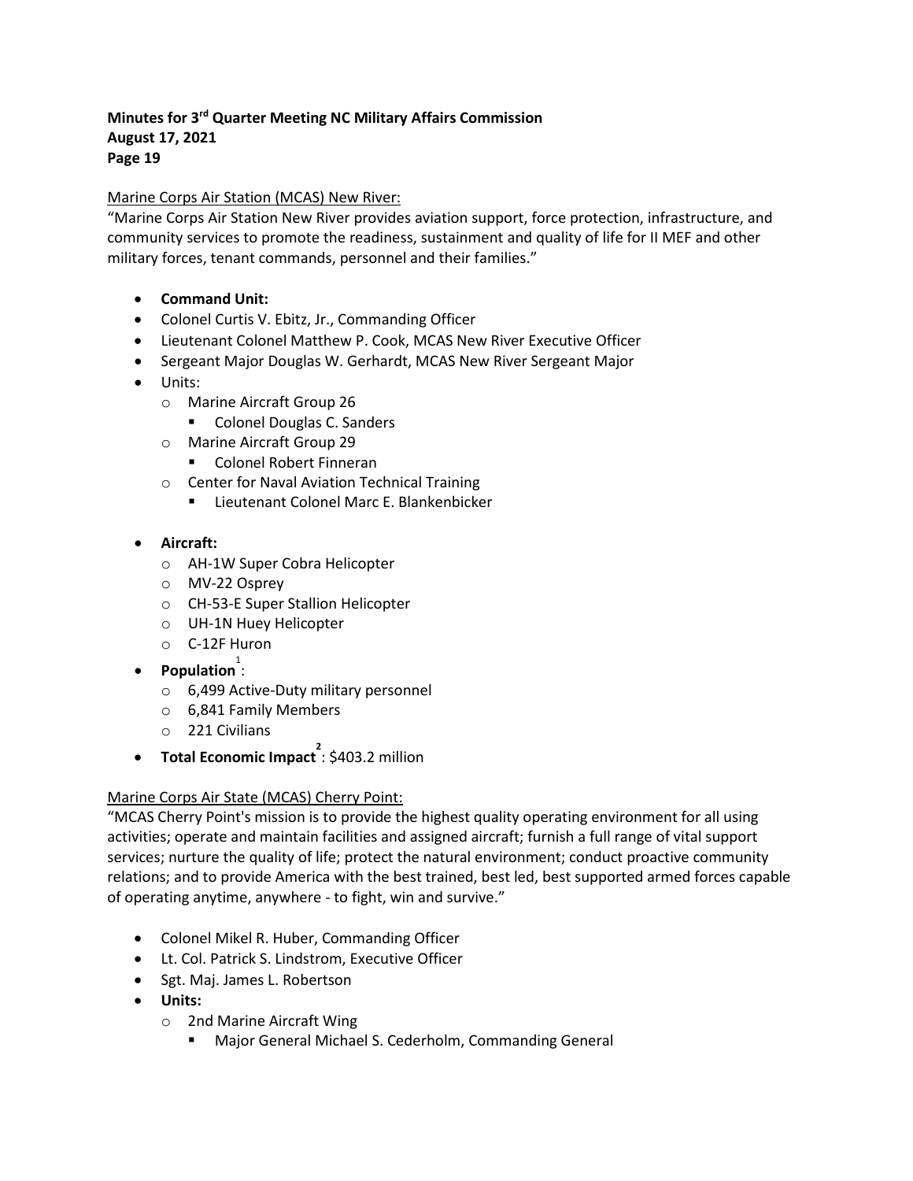Marine Corps Air Station (MCAS) New River:

"Marine Corps Air Station New River provides aviation support, force protection, infrastructure, and community services to promote the readiness, sustainment and quality of life for II MEF and other military forces, tenant commands, personnel and their families."

- **Command Unit:**
- Colonel Curtis V. Ebitz, Jr., Commanding Officer
- Lieutenant Colonel Matthew P. Cook, MCAS New River Executive Officer
- Sergeant Major Douglas W. Gerhardt, MCAS New River Sergeant Major
- Units:
  - Marine Aircraft Group 26
    - Colonel Douglas C. Sanders
  - Marine Aircraft Group 29
    - Colonel Robert Finneran
  - Center for Naval Aviation Technical Training
    - Lieutenant Colonel Marc E. Blankenbicker
- **Aircraft:**
  - AH-1W Super Cobra Helicopter
  - MV-22 Osprey
  - CH-53-E Super Stallion Helicopter
  - UH-1N Huey Helicopter
  - C-12F Huron
- **Population**[1]:
  - 6,499 Active-Duty military personnel
  - 6,841 Family Members
  - 221 Civilians
- **Total Economic Impact**[2]: $403.2 million

Marine Corps Air State (MCAS) Cherry Point:

"MCAS Cherry Point's mission is to provide the highest quality operating environment for all using activities; operate and maintain facilities and assigned aircraft; furnish a full range of vital support services; nurture the quality of life; protect the natural environment; conduct proactive community relations; and to provide America with the best trained, best led, best supported armed forces capable of operating anytime, anywhere - to fight, win and survive."

- Colonel Mikel R. Huber, Commanding Officer
- Lt. Col. Patrick S. Lindstrom, Executive Officer
- Sgt. Maj. James L. Robertson
- **Units:**
  - 2nd Marine Aircraft Wing
    - Major General Michael S. Cederholm, Commanding General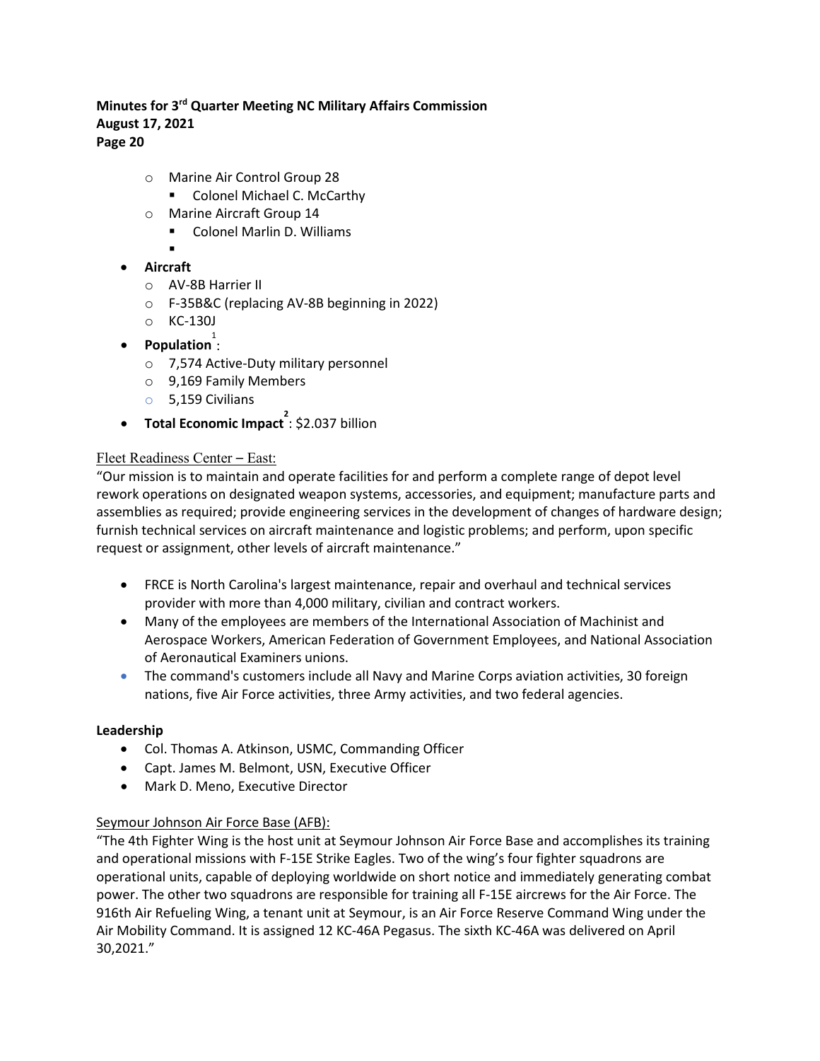- Marine Air Control Group 28
  - Colonel Michael C. McCarthy
- Marine Aircraft Group 14
  - Colonel Marlin D. Williams
  -

- **Aircraft**
  - AV-8B Harrier II
  - F-35B&C (replacing AV-8B beginning in 2022)
  - KC-130J
- **Population**[1]:
  - 7,574 Active-Duty military personnel
  - 9,169 Family Members
  - 5,159 Civilians
- **Total Economic Impact**[2]: $2.037 billion

Fleet Readiness Center – East:

"Our mission is to maintain and operate facilities for and perform a complete range of depot level rework operations on designated weapon systems, accessories, and equipment; manufacture parts and assemblies as required; provide engineering services in the development of changes of hardware design; furnish technical services on aircraft maintenance and logistic problems; and perform, upon specific request or assignment, other levels of aircraft maintenance."

- FRCE is North Carolina's largest maintenance, repair and overhaul and technical services provider with more than 4,000 military, civilian and contract workers.
- Many of the employees are members of the International Association of Machinist and Aerospace Workers, American Federation of Government Employees, and National Association of Aeronautical Examiners unions.
- The command's customers include all Navy and Marine Corps aviation activities, 30 foreign nations, five Air Force activities, three Army activities, and two federal agencies.

**Leadership**

- Col. Thomas A. Atkinson, USMC, Commanding Officer
- Capt. James M. Belmont, USN, Executive Officer
- Mark D. Meno, Executive Director

Seymour Johnson Air Force Base (AFB):

"The 4th Fighter Wing is the host unit at Seymour Johnson Air Force Base and accomplishes its training and operational missions with F-15E Strike Eagles. Two of the wing's four fighter squadrons are operational units, capable of deploying worldwide on short notice and immediately generating combat power. The other two squadrons are responsible for training all F-15E aircrews for the Air Force. The 916th Air Refueling Wing, a tenant unit at Seymour, is an Air Force Reserve Command Wing under the Air Mobility Command. It is assigned 12 KC-46A Pegasus. The sixth KC-46A was delivered on April 30,2021."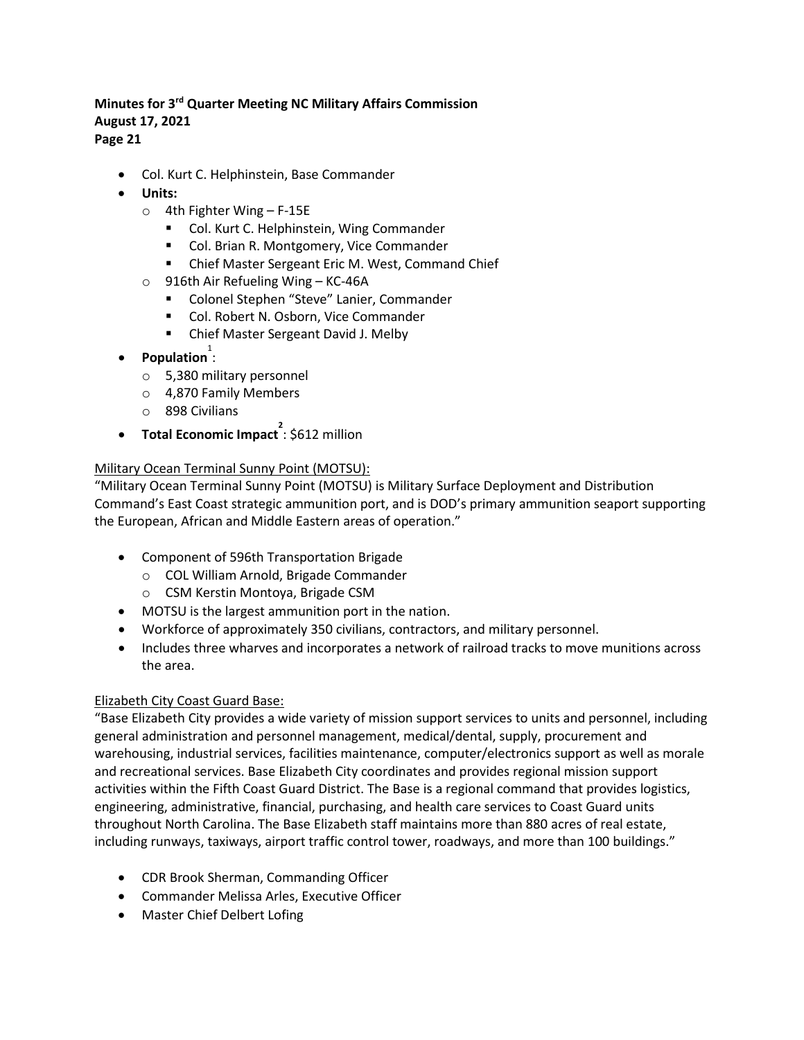- Col. Kurt C. Helphinstein, Base Commander
- **Units:**
  - 4th Fighter Wing – F-15E
    - Col. Kurt C. Helphinstein, Wing Commander
    - Col. Brian R. Montgomery, Vice Commander
    - Chief Master Sergeant Eric M. West, Command Chief
  - 916th Air Refueling Wing – KC-46A
    - Colonel Stephen "Steve" Lanier, Commander
    - Col. Robert N. Osborn, Vice Commander
    - Chief Master Sergeant David J. Melby
- **Population**[1]:
  - 5,380 military personnel
  - 4,870 Family Members
  - 898 Civilians
- **Total Economic Impact**[2]: $612 million

<u>Military Ocean Terminal Sunny Point (MOTSU):</u>

"Military Ocean Terminal Sunny Point (MOTSU) is Military Surface Deployment and Distribution Command's East Coast strategic ammunition port, and is DOD's primary ammunition seaport supporting the European, African and Middle Eastern areas of operation."

- Component of 596th Transportation Brigade
  - COL William Arnold, Brigade Commander
  - CSM Kerstin Montoya, Brigade CSM
- MOTSU is the largest ammunition port in the nation.
- Workforce of approximately 350 civilians, contractors, and military personnel.
- Includes three wharves and incorporates a network of railroad tracks to move munitions across the area.

<u>Elizabeth City Coast Guard Base:</u>

"Base Elizabeth City provides a wide variety of mission support services to units and personnel, including general administration and personnel management, medical/dental, supply, procurement and warehousing, industrial services, facilities maintenance, computer/electronics support as well as morale and recreational services. Base Elizabeth City coordinates and provides regional mission support activities within the Fifth Coast Guard District. The Base is a regional command that provides logistics, engineering, administrative, financial, purchasing, and health care services to Coast Guard units throughout North Carolina. The Base Elizabeth staff maintains more than 880 acres of real estate, including runways, taxiways, airport traffic control tower, roadways, and more than 100 buildings."

- CDR Brook Sherman, Commanding Officer
- Commander Melissa Arles, Executive Officer
- Master Chief Delbert Lofing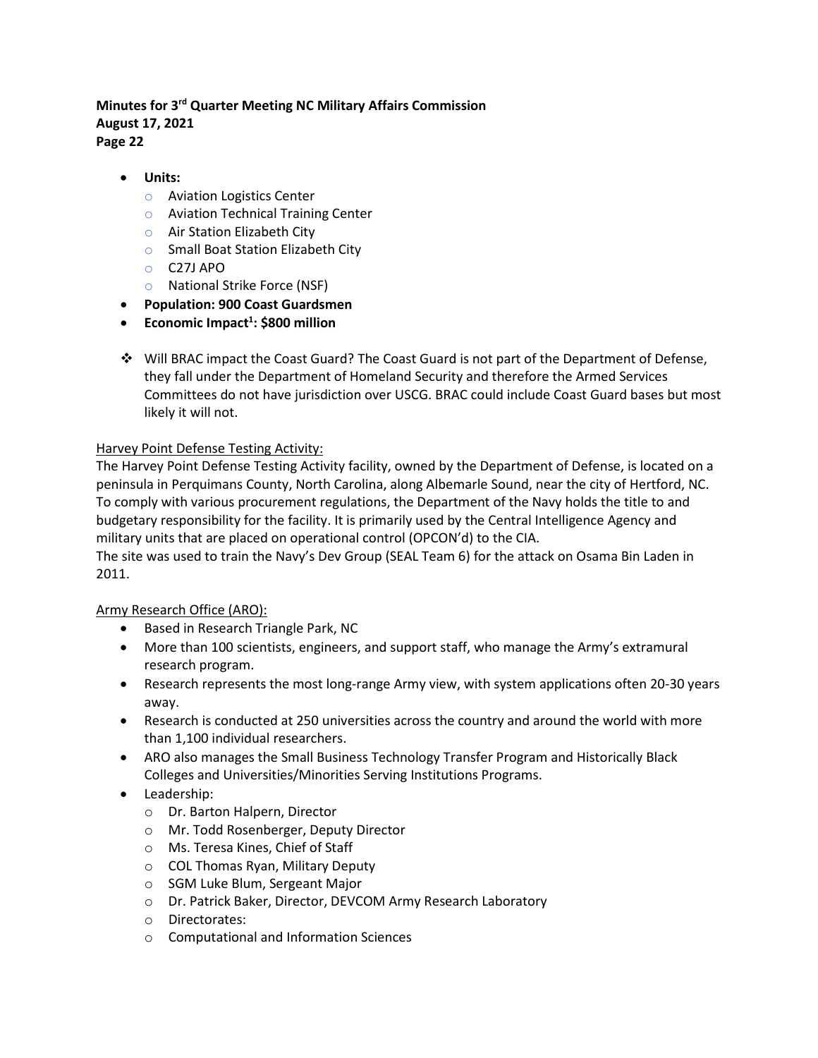- **Units:**
  - Aviation Logistics Center
  - Aviation Technical Training Center
  - Air Station Elizabeth City
  - Small Boat Station Elizabeth City
  - C27J APO
  - National Strike Force (NSF)
- **Population: 900 Coast Guardsmen**
- **Economic Impact[1]: $800 million**

❖ Will BRAC impact the Coast Guard? The Coast Guard is not part of the Department of Defense, they fall under the Department of Homeland Security and therefore the Armed Services Committees do not have jurisdiction over USCG. BRAC could include Coast Guard bases but most likely it will not.

<u>Harvey Point Defense Testing Activity:</u>

The Harvey Point Defense Testing Activity facility, owned by the Department of Defense, is located on a peninsula in Perquimans County, North Carolina, along Albemarle Sound, near the city of Hertford, NC. To comply with various procurement regulations, the Department of the Navy holds the title to and budgetary responsibility for the facility. It is primarily used by the Central Intelligence Agency and military units that are placed on operational control (OPCON'd) to the CIA.

The site was used to train the Navy's Dev Group (SEAL Team 6) for the attack on Osama Bin Laden in 2011.

<u>Army Research Office (ARO):</u>

- Based in Research Triangle Park, NC
- More than 100 scientists, engineers, and support staff, who manage the Army's extramural research program.
- Research represents the most long-range Army view, with system applications often 20-30 years away.
- Research is conducted at 250 universities across the country and around the world with more than 1,100 individual researchers.
- ARO also manages the Small Business Technology Transfer Program and Historically Black Colleges and Universities/Minorities Serving Institutions Programs.
- Leadership:
  - Dr. Barton Halpern, Director
  - Mr. Todd Rosenberger, Deputy Director
  - Ms. Teresa Kines, Chief of Staff
  - COL Thomas Ryan, Military Deputy
  - SGM Luke Blum, Sergeant Major
  - Dr. Patrick Baker, Director, DEVCOM Army Research Laboratory
  - Directorates:
  - Computational and Information Sciences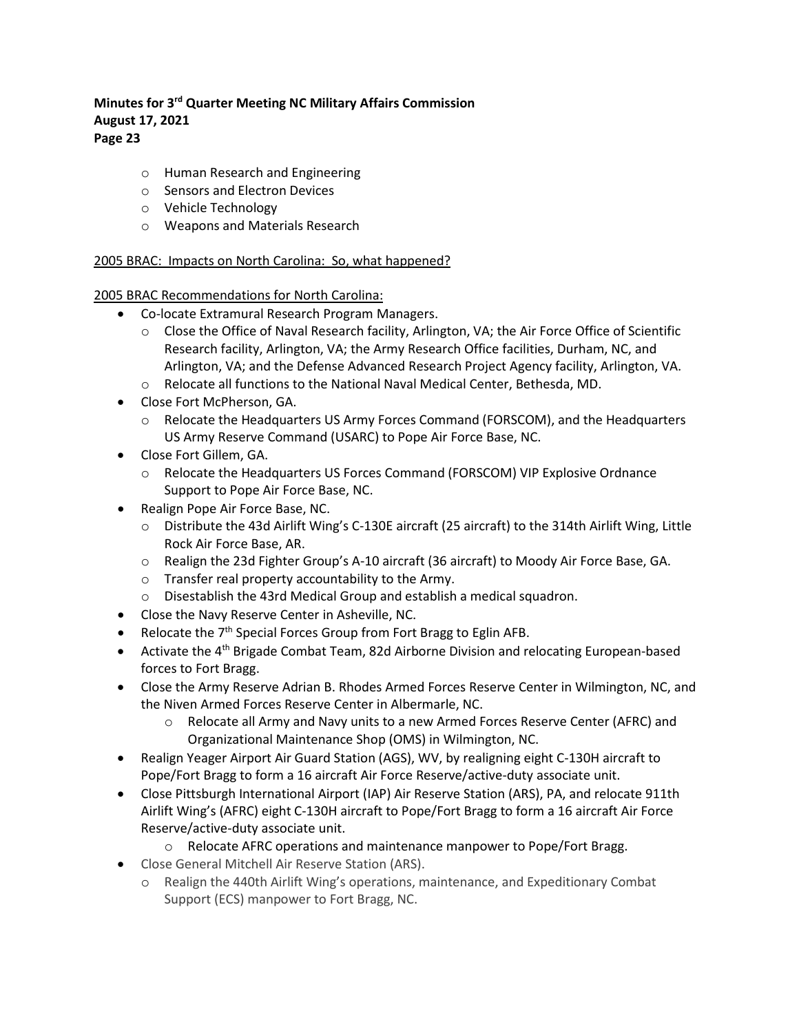- Human Research and Engineering
  - Sensors and Electron Devices
  - Vehicle Technology
  - Weapons and Materials Research

<u>2005 BRAC: Impacts on North Carolina: So, what happened?</u>

<u>2005 BRAC Recommendations for North Carolina:</u>

- Co-locate Extramural Research Program Managers.
  - Close the Office of Naval Research facility, Arlington, VA; the Air Force Office of Scientific Research facility, Arlington, VA; the Army Research Office facilities, Durham, NC, and Arlington, VA; and the Defense Advanced Research Project Agency facility, Arlington, VA.
  - Relocate all functions to the National Naval Medical Center, Bethesda, MD.
- Close Fort McPherson, GA.
  - Relocate the Headquarters US Army Forces Command (FORSCOM), and the Headquarters US Army Reserve Command (USARC) to Pope Air Force Base, NC.
- Close Fort Gillem, GA.
  - Relocate the Headquarters US Forces Command (FORSCOM) VIP Explosive Ordnance Support to Pope Air Force Base, NC.
- Realign Pope Air Force Base, NC.
  - Distribute the 43d Airlift Wing's C-130E aircraft (25 aircraft) to the 314th Airlift Wing, Little Rock Air Force Base, AR.
  - Realign the 23d Fighter Group's A-10 aircraft (36 aircraft) to Moody Air Force Base, GA.
  - Transfer real property accountability to the Army.
  - Disestablish the 43rd Medical Group and establish a medical squadron.
- Close the Navy Reserve Center in Asheville, NC.
- Relocate the 7th Special Forces Group from Fort Bragg to Eglin AFB.
- Activate the 4th Brigade Combat Team, 82d Airborne Division and relocating European-based forces to Fort Bragg.
- Close the Army Reserve Adrian B. Rhodes Armed Forces Reserve Center in Wilmington, NC, and the Niven Armed Forces Reserve Center in Albermarle, NC.
  - Relocate all Army and Navy units to a new Armed Forces Reserve Center (AFRC) and Organizational Maintenance Shop (OMS) in Wilmington, NC.
- Realign Yeager Airport Air Guard Station (AGS), WV, by realigning eight C-130H aircraft to Pope/Fort Bragg to form a 16 aircraft Air Force Reserve/active-duty associate unit.
- Close Pittsburgh International Airport (IAP) Air Reserve Station (ARS), PA, and relocate 911th Airlift Wing's (AFRC) eight C-130H aircraft to Pope/Fort Bragg to form a 16 aircraft Air Force Reserve/active-duty associate unit.
  - Relocate AFRC operations and maintenance manpower to Pope/Fort Bragg.
- Close General Mitchell Air Reserve Station (ARS).
  - Realign the 440th Airlift Wing's operations, maintenance, and Expeditionary Combat Support (ECS) manpower to Fort Bragg, NC.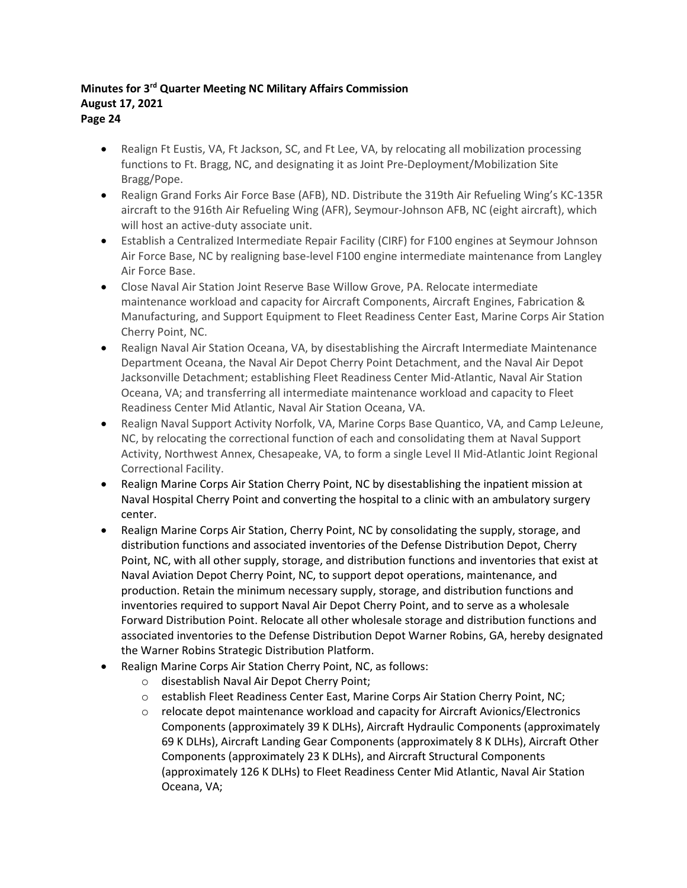- Realign Ft Eustis, VA, Ft Jackson, SC, and Ft Lee, VA, by relocating all mobilization processing functions to Ft. Bragg, NC, and designating it as Joint Pre-Deployment/Mobilization Site Bragg/Pope.
- Realign Grand Forks Air Force Base (AFB), ND. Distribute the 319th Air Refueling Wing's KC-135R aircraft to the 916th Air Refueling Wing (AFR), Seymour-Johnson AFB, NC (eight aircraft), which will host an active-duty associate unit.
- Establish a Centralized Intermediate Repair Facility (CIRF) for F100 engines at Seymour Johnson Air Force Base, NC by realigning base-level F100 engine intermediate maintenance from Langley Air Force Base.
- Close Naval Air Station Joint Reserve Base Willow Grove, PA. Relocate intermediate maintenance workload and capacity for Aircraft Components, Aircraft Engines, Fabrication & Manufacturing, and Support Equipment to Fleet Readiness Center East, Marine Corps Air Station Cherry Point, NC.
- Realign Naval Air Station Oceana, VA, by disestablishing the Aircraft Intermediate Maintenance Department Oceana, the Naval Air Depot Cherry Point Detachment, and the Naval Air Depot Jacksonville Detachment; establishing Fleet Readiness Center Mid-Atlantic, Naval Air Station Oceana, VA; and transferring all intermediate maintenance workload and capacity to Fleet Readiness Center Mid Atlantic, Naval Air Station Oceana, VA.
- Realign Naval Support Activity Norfolk, VA, Marine Corps Base Quantico, VA, and Camp LeJeune, NC, by relocating the correctional function of each and consolidating them at Naval Support Activity, Northwest Annex, Chesapeake, VA, to form a single Level II Mid-Atlantic Joint Regional Correctional Facility.
- Realign Marine Corps Air Station Cherry Point, NC by disestablishing the inpatient mission at Naval Hospital Cherry Point and converting the hospital to a clinic with an ambulatory surgery center.
- Realign Marine Corps Air Station, Cherry Point, NC by consolidating the supply, storage, and distribution functions and associated inventories of the Defense Distribution Depot, Cherry Point, NC, with all other supply, storage, and distribution functions and inventories that exist at Naval Aviation Depot Cherry Point, NC, to support depot operations, maintenance, and production. Retain the minimum necessary supply, storage, and distribution functions and inventories required to support Naval Air Depot Cherry Point, and to serve as a wholesale Forward Distribution Point. Relocate all other wholesale storage and distribution functions and associated inventories to the Defense Distribution Depot Warner Robins, GA, hereby designated the Warner Robins Strategic Distribution Platform.
- Realign Marine Corps Air Station Cherry Point, NC, as follows:
  - disestablish Naval Air Depot Cherry Point;
  - establish Fleet Readiness Center East, Marine Corps Air Station Cherry Point, NC;
  - relocate depot maintenance workload and capacity for Aircraft Avionics/Electronics Components (approximately 39 K DLHs), Aircraft Hydraulic Components (approximately 69 K DLHs), Aircraft Landing Gear Components (approximately 8 K DLHs), Aircraft Other Components (approximately 23 K DLHs), and Aircraft Structural Components (approximately 126 K DLHs) to Fleet Readiness Center Mid Atlantic, Naval Air Station Oceana, VA;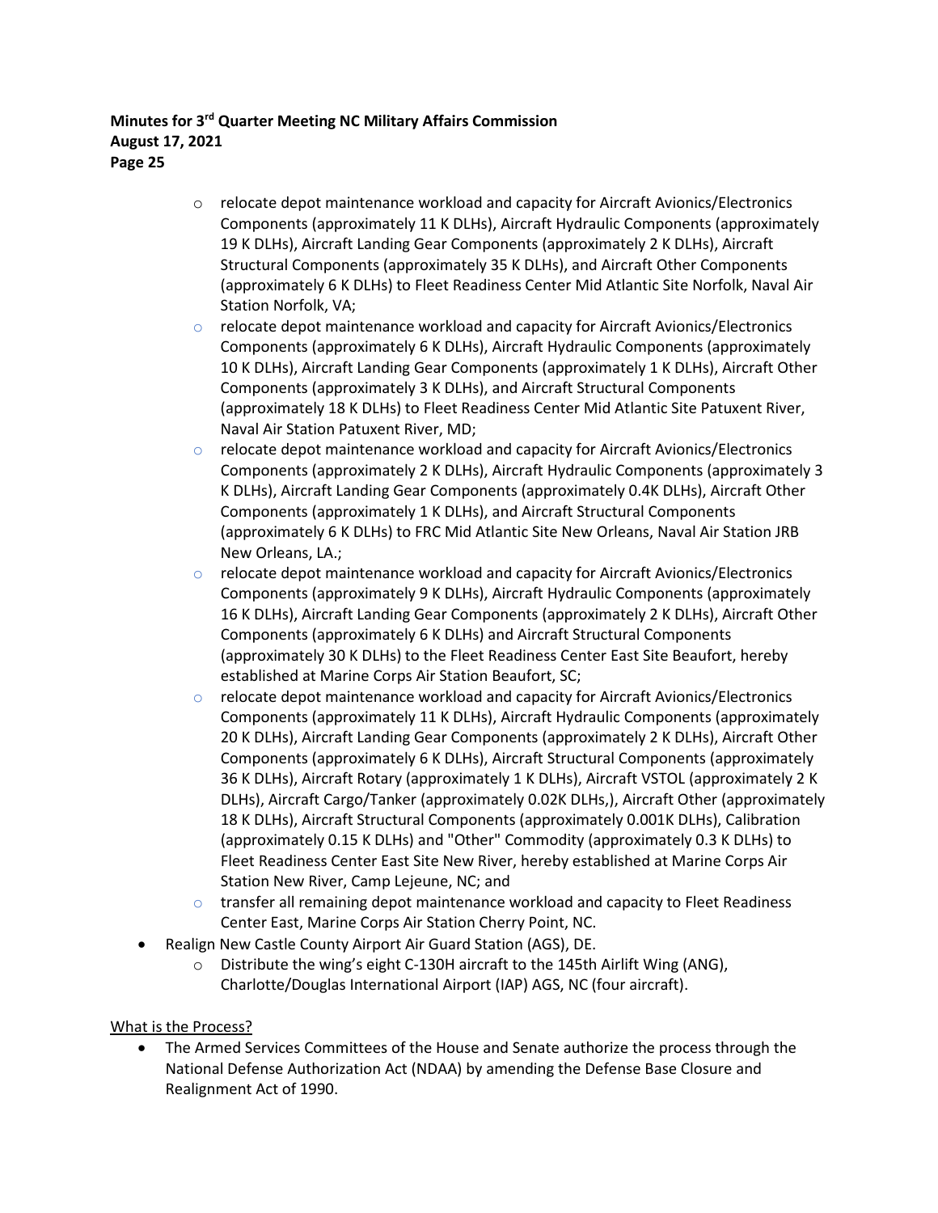- relocate depot maintenance workload and capacity for Aircraft Avionics/Electronics Components (approximately 11 K DLHs), Aircraft Hydraulic Components (approximately 19 K DLHs), Aircraft Landing Gear Components (approximately 2 K DLHs), Aircraft Structural Components (approximately 35 K DLHs), and Aircraft Other Components (approximately 6 K DLHs) to Fleet Readiness Center Mid Atlantic Site Norfolk, Naval Air Station Norfolk, VA;
  - relocate depot maintenance workload and capacity for Aircraft Avionics/Electronics Components (approximately 6 K DLHs), Aircraft Hydraulic Components (approximately 10 K DLHs), Aircraft Landing Gear Components (approximately 1 K DLHs), Aircraft Other Components (approximately 3 K DLHs), and Aircraft Structural Components (approximately 18 K DLHs) to Fleet Readiness Center Mid Atlantic Site Patuxent River, Naval Air Station Patuxent River, MD;
  - relocate depot maintenance workload and capacity for Aircraft Avionics/Electronics Components (approximately 2 K DLHs), Aircraft Hydraulic Components (approximately 3 K DLHs), Aircraft Landing Gear Components (approximately 0.4K DLHs), Aircraft Other Components (approximately 1 K DLHs), and Aircraft Structural Components (approximately 6 K DLHs) to FRC Mid Atlantic Site New Orleans, Naval Air Station JRB New Orleans, LA.;
  - relocate depot maintenance workload and capacity for Aircraft Avionics/Electronics Components (approximately 9 K DLHs), Aircraft Hydraulic Components (approximately 16 K DLHs), Aircraft Landing Gear Components (approximately 2 K DLHs), Aircraft Other Components (approximately 6 K DLHs) and Aircraft Structural Components (approximately 30 K DLHs) to the Fleet Readiness Center East Site Beaufort, hereby established at Marine Corps Air Station Beaufort, SC;
  - relocate depot maintenance workload and capacity for Aircraft Avionics/Electronics Components (approximately 11 K DLHs), Aircraft Hydraulic Components (approximately 20 K DLHs), Aircraft Landing Gear Components (approximately 2 K DLHs), Aircraft Other Components (approximately 6 K DLHs), Aircraft Structural Components (approximately 36 K DLHs), Aircraft Rotary (approximately 1 K DLHs), Aircraft VSTOL (approximately 2 K DLHs), Aircraft Cargo/Tanker (approximately 0.02K DLHs,), Aircraft Other (approximately 18 K DLHs), Aircraft Structural Components (approximately 0.001K DLHs), Calibration (approximately 0.15 K DLHs) and "Other" Commodity (approximately 0.3 K DLHs) to Fleet Readiness Center East Site New River, hereby established at Marine Corps Air Station New River, Camp Lejeune, NC; and
  - transfer all remaining depot maintenance workload and capacity to Fleet Readiness Center East, Marine Corps Air Station Cherry Point, NC.
- Realign New Castle County Airport Air Guard Station (AGS), DE.
  - Distribute the wing's eight C-130H aircraft to the 145th Airlift Wing (ANG), Charlotte/Douglas International Airport (IAP) AGS, NC (four aircraft).

What is the Process?

- The Armed Services Committees of the House and Senate authorize the process through the National Defense Authorization Act (NDAA) by amending the Defense Base Closure and Realignment Act of 1990.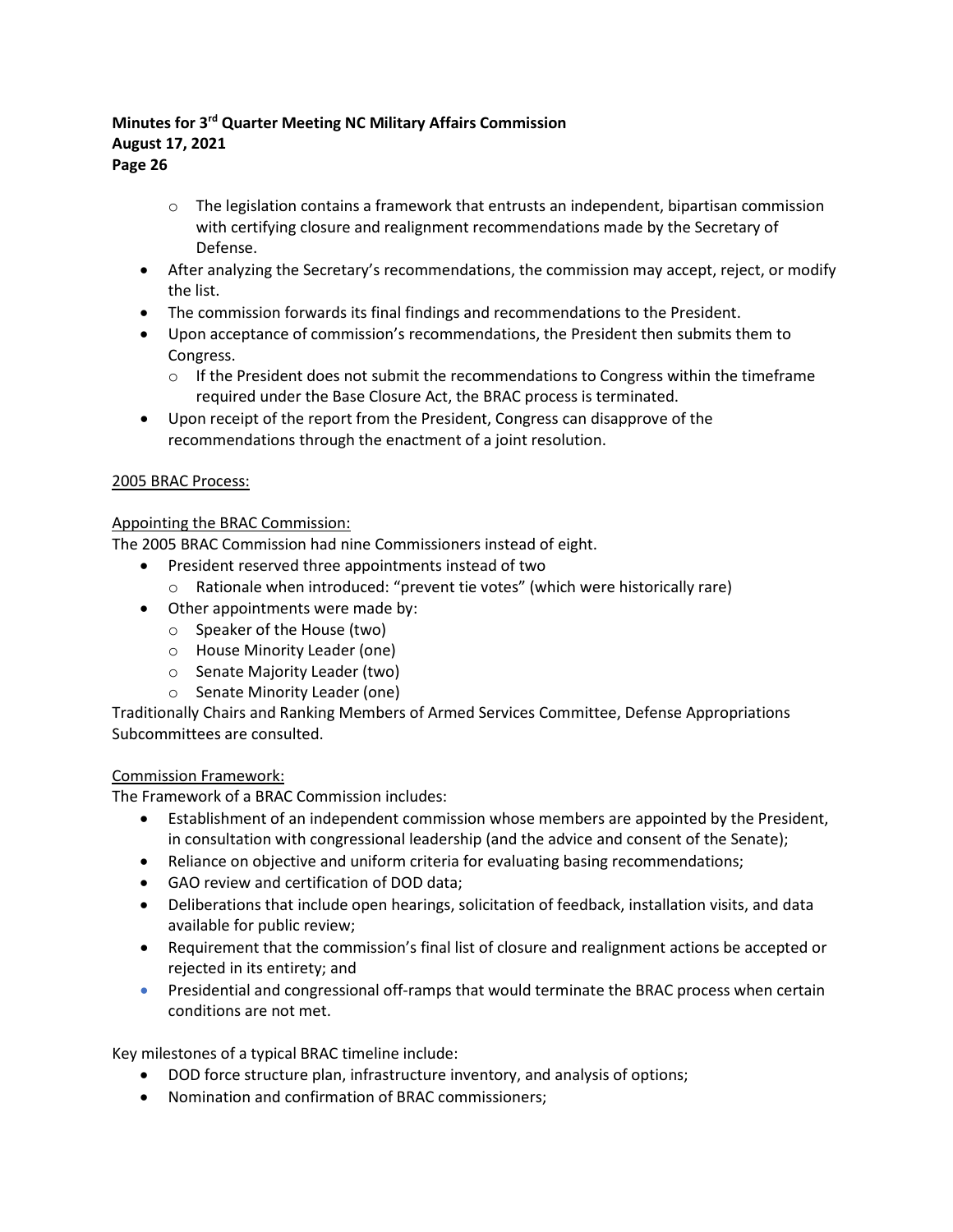- The legislation contains a framework that entrusts an independent, bipartisan commission with certifying closure and realignment recommendations made by the Secretary of Defense.
- After analyzing the Secretary's recommendations, the commission may accept, reject, or modify the list.
- The commission forwards its final findings and recommendations to the President.
- Upon acceptance of commission's recommendations, the President then submits them to Congress.
    - If the President does not submit the recommendations to Congress within the timeframe required under the Base Closure Act, the BRAC process is terminated.
- Upon receipt of the report from the President, Congress can disapprove of the recommendations through the enactment of a joint resolution.

<u>2005 BRAC Process:</u>

<u>Appointing the BRAC Commission:</u>

The 2005 BRAC Commission had nine Commissioners instead of eight.

- President reserved three appointments instead of two
    - Rationale when introduced: "prevent tie votes" (which were historically rare)
- Other appointments were made by:
    - Speaker of the House (two)
    - House Minority Leader (one)
    - Senate Majority Leader (two)
    - Senate Minority Leader (one)

Traditionally Chairs and Ranking Members of Armed Services Committee, Defense Appropriations Subcommittees are consulted.

<u>Commission Framework:</u>

The Framework of a BRAC Commission includes:

- Establishment of an independent commission whose members are appointed by the President, in consultation with congressional leadership (and the advice and consent of the Senate);
- Reliance on objective and uniform criteria for evaluating basing recommendations;
- GAO review and certification of DOD data;
- Deliberations that include open hearings, solicitation of feedback, installation visits, and data available for public review;
- Requirement that the commission's final list of closure and realignment actions be accepted or rejected in its entirety; and
- Presidential and congressional off-ramps that would terminate the BRAC process when certain conditions are not met.

Key milestones of a typical BRAC timeline include:

- DOD force structure plan, infrastructure inventory, and analysis of options;
- Nomination and confirmation of BRAC commissioners;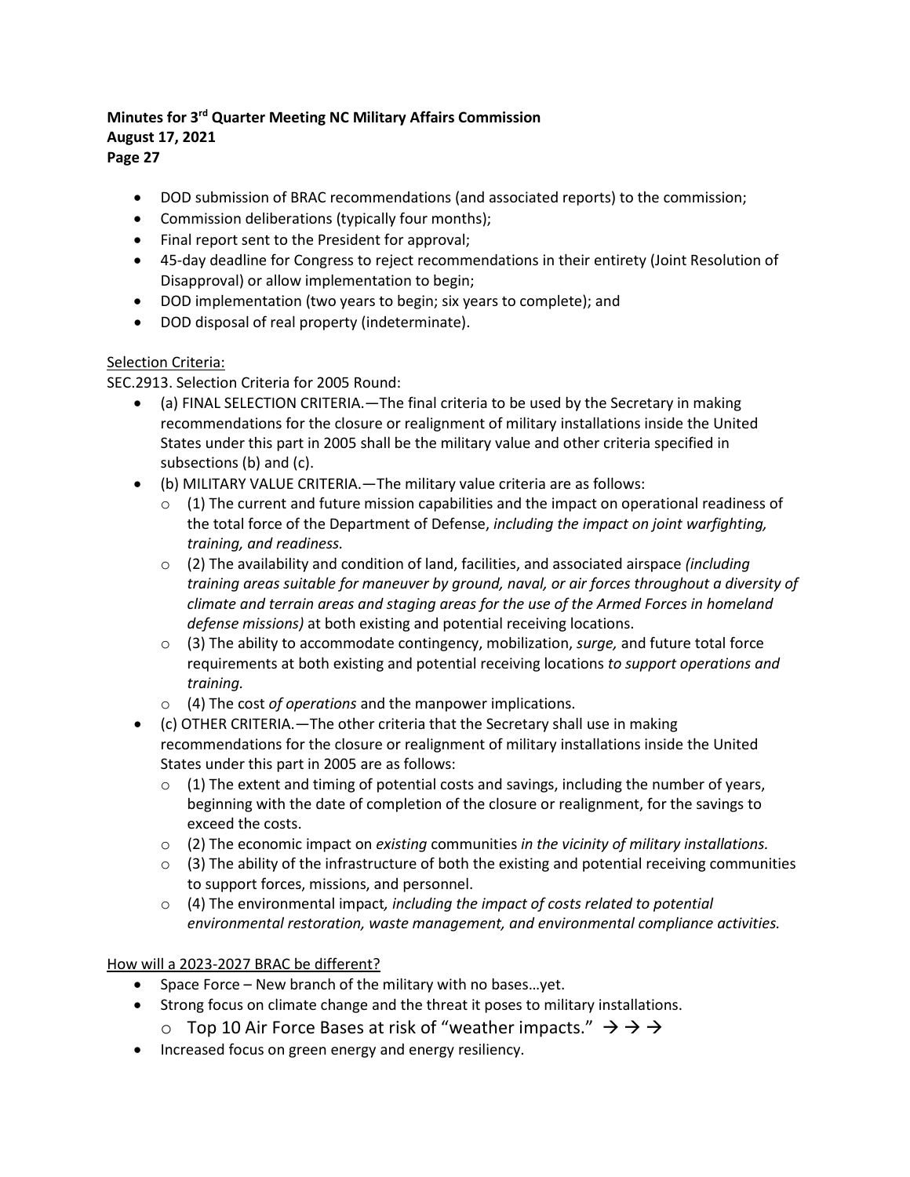- DOD submission of BRAC recommendations (and associated reports) to the commission;
- Commission deliberations (typically four months);
- Final report sent to the President for approval;
- 45-day deadline for Congress to reject recommendations in their entirety (Joint Resolution of Disapproval) or allow implementation to begin;
- DOD implementation (two years to begin; six years to complete); and
- DOD disposal of real property (indeterminate).

<u>Selection Criteria:</u>

SEC.2913. Selection Criteria for 2005 Round:

- (a) FINAL SELECTION CRITERIA.—The final criteria to be used by the Secretary in making recommendations for the closure or realignment of military installations inside the United States under this part in 2005 shall be the military value and other criteria specified in subsections (b) and (c).
- (b) MILITARY VALUE CRITERIA.—The military value criteria are as follows:
  - (1) The current and future mission capabilities and the impact on operational readiness of the total force of the Department of Defense, *including the impact on joint warfighting, training, and readiness.*
  - (2) The availability and condition of land, facilities, and associated airspace *(including training areas suitable for maneuver by ground, naval, or air forces throughout a diversity of climate and terrain areas and staging areas for the use of the Armed Forces in homeland defense missions)* at both existing and potential receiving locations.
  - (3) The ability to accommodate contingency, mobilization, *surge,* and future total force requirements at both existing and potential receiving locations *to support operations and training.*
  - (4) The cost *of operations* and the manpower implications.
- (c) OTHER CRITERIA.—The other criteria that the Secretary shall use in making recommendations for the closure or realignment of military installations inside the United States under this part in 2005 are as follows:
  - (1) The extent and timing of potential costs and savings, including the number of years, beginning with the date of completion of the closure or realignment, for the savings to exceed the costs.
  - (2) The economic impact on *existing* communities *in the vicinity of military installations.*
  - (3) The ability of the infrastructure of both the existing and potential receiving communities to support forces, missions, and personnel.
  - (4) The environmental impact*, including the impact of costs related to potential environmental restoration, waste management, and environmental compliance activities.*

<u>How will a 2023-2027 BRAC be different?</u>

- Space Force – New branch of the military with no bases…yet.
- Strong focus on climate change and the threat it poses to military installations.
  - Top 10 Air Force Bases at risk of "weather impacts." → → →
- Increased focus on green energy and energy resiliency.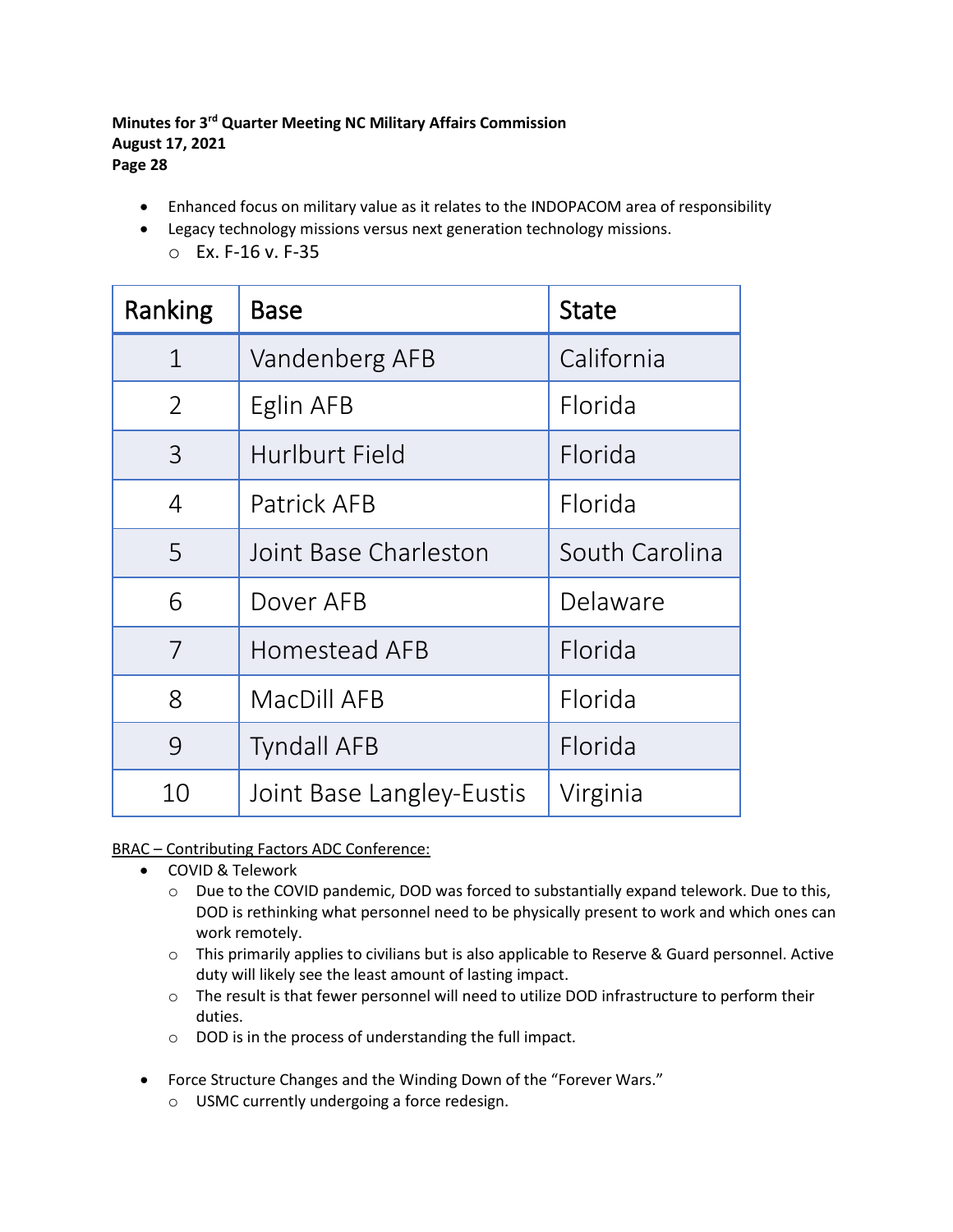- Enhanced focus on military value as it relates to the INDOPACOM area of responsibility
- Legacy technology missions versus next generation technology missions.
  - Ex. F-16 v. F-35

| Ranking | Base | State |
|---|---|---|
| 1 | Vandenberg AFB | California |
| 2 | Eglin AFB | Florida |
| 3 | Hurlburt Field | Florida |
| 4 | Patrick AFB | Florida |
| 5 | Joint Base Charleston | South Carolina |
| 6 | Dover AFB | Delaware |
| 7 | Homestead AFB | Florida |
| 8 | MacDill AFB | Florida |
| 9 | Tyndall AFB | Florida |
| 10 | Joint Base Langley-Eustis | Virginia |

<u>BRAC – Contributing Factors ADC Conference:</u>

- COVID & Telework
  - Due to the COVID pandemic, DOD was forced to substantially expand telework. Due to this, DOD is rethinking what personnel need to be physically present to work and which ones can work remotely.
  - This primarily applies to civilians but is also applicable to Reserve & Guard personnel. Active duty will likely see the least amount of lasting impact.
  - The result is that fewer personnel will need to utilize DOD infrastructure to perform their duties.
  - DOD is in the process of understanding the full impact.

- Force Structure Changes and the Winding Down of the "Forever Wars."
  - USMC currently undergoing a force redesign.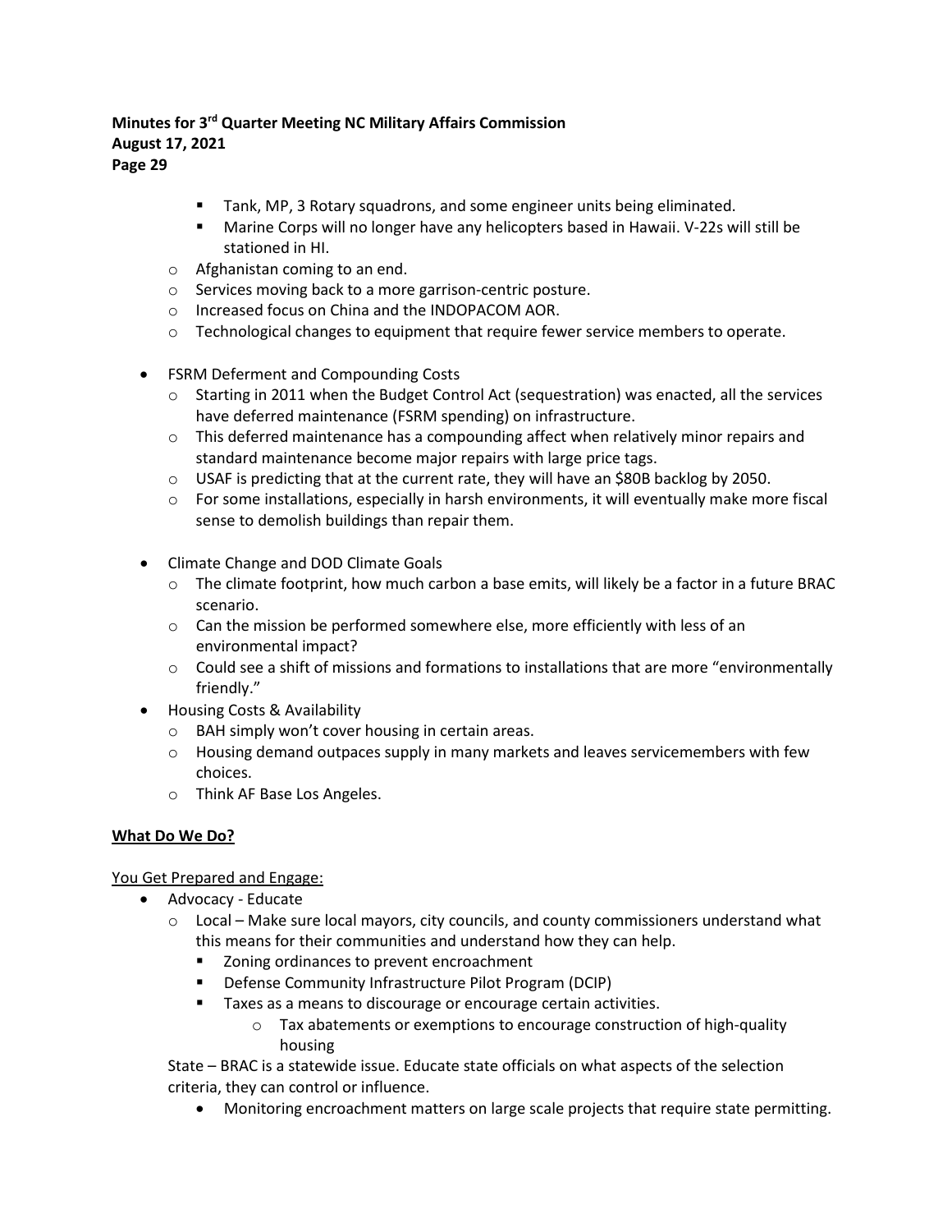- Tank, MP, 3 Rotary squadrons, and some engineer units being eliminated.
        - Marine Corps will no longer have any helicopters based in Hawaii. V-22s will still be stationed in HI.
    - Afghanistan coming to an end.
    - Services moving back to a more garrison-centric posture.
    - Increased focus on China and the INDOPACOM AOR.
    - Technological changes to equipment that require fewer service members to operate.

- FSRM Deferment and Compounding Costs
    - Starting in 2011 when the Budget Control Act (sequestration) was enacted, all the services have deferred maintenance (FSRM spending) on infrastructure.
    - This deferred maintenance has a compounding affect when relatively minor repairs and standard maintenance become major repairs with large price tags.
    - USAF is predicting that at the current rate, they will have an $80B backlog by 2050.
    - For some installations, especially in harsh environments, it will eventually make more fiscal sense to demolish buildings than repair them.

- Climate Change and DOD Climate Goals
    - The climate footprint, how much carbon a base emits, will likely be a factor in a future BRAC scenario.
    - Can the mission be performed somewhere else, more efficiently with less of an environmental impact?
    - Could see a shift of missions and formations to installations that are more "environmentally friendly."
- Housing Costs & Availability
    - BAH simply won't cover housing in certain areas.
    - Housing demand outpaces supply in many markets and leaves servicemembers with few choices.
    - Think AF Base Los Angeles.

**<u>What Do We Do?</u>**

<u>You Get Prepared and Engage:</u>

- Advocacy - Educate
    - Local – Make sure local mayors, city councils, and county commissioners understand what this means for their communities and understand how they can help.
        - Zoning ordinances to prevent encroachment
        - Defense Community Infrastructure Pilot Program (DCIP)
        - Taxes as a means to discourage or encourage certain activities.
            - Tax abatements or exemptions to encourage construction of high-quality housing

    State – BRAC is a statewide issue. Educate state officials on what aspects of the selection criteria, they can control or influence.

    - Monitoring encroachment matters on large scale projects that require state permitting.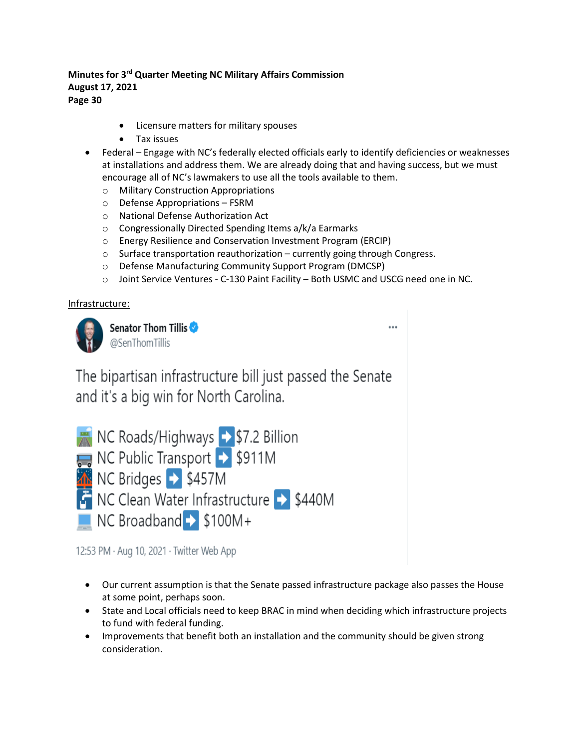- Licensure matters for military spouses
- Tax issues

- Federal – Engage with NC's federally elected officials early to identify deficiencies or weaknesses at installations and address them. We are already doing that and having success, but we must encourage all of NC's lawmakers to use all the tools available to them.
  - Military Construction Appropriations
  - Defense Appropriations – FSRM
  - National Defense Authorization Act
  - Congressionally Directed Spending Items a/k/a Earmarks
  - Energy Resilience and Conservation Investment Program (ERCIP)
  - Surface transportation reauthorization – currently going through Congress.
  - Defense Manufacturing Community Support Program (DMCSP)
  - Joint Service Ventures - C-130 Paint Facility – Both USMC and USCG need one in NC.

<u>Infrastructure:</u>

Senator Thom Tillis
@SenThomTillis

The bipartisan infrastructure bill just passed the Senate and it's a big win for North Carolina.

NC Roads/Highways ➡ $7.2 Billion
NC Public Transport ➡ $911M
NC Bridges ➡ $457M
NC Clean Water Infrastructure ➡ $440M
NC Broadband ➡ $100M+

12:53 PM · Aug 10, 2021 · Twitter Web App

- Our current assumption is that the Senate passed infrastructure package also passes the House at some point, perhaps soon.
- State and Local officials need to keep BRAC in mind when deciding which infrastructure projects to fund with federal funding.
- Improvements that benefit both an installation and the community should be given strong consideration.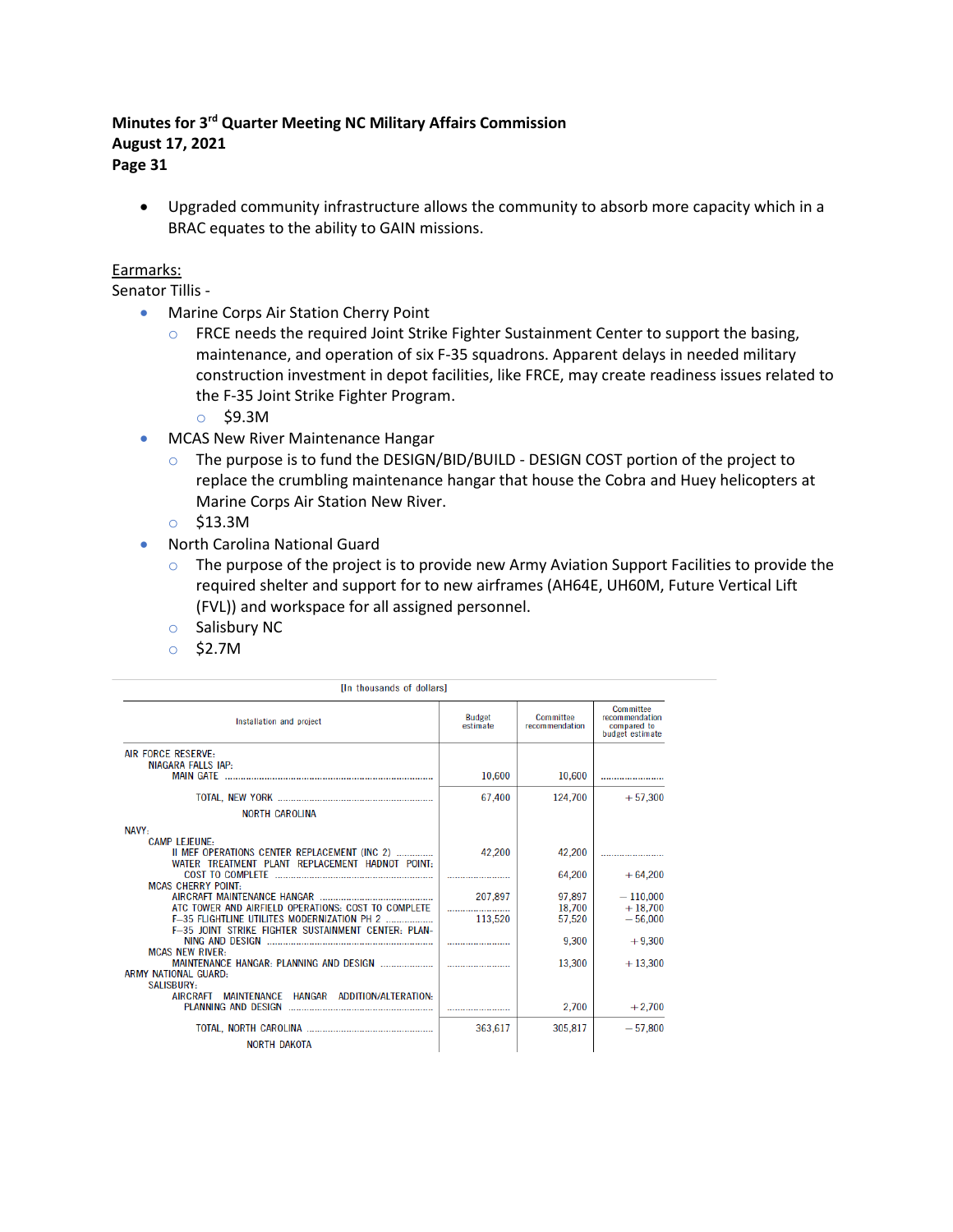- Upgraded community infrastructure allows the community to absorb more capacity which in a BRAC equates to the ability to GAIN missions.

Earmarks:

Senator Tillis -

- Marine Corps Air Station Cherry Point
  - FRCE needs the required Joint Strike Fighter Sustainment Center to support the basing, maintenance, and operation of six F-35 squadrons. Apparent delays in needed military construction investment in depot facilities, like FRCE, may create readiness issues related to the F-35 Joint Strike Fighter Program.
    - $9.3M
- MCAS New River Maintenance Hangar
  - The purpose is to fund the DESIGN/BID/BUILD - DESIGN COST portion of the project to replace the crumbling maintenance hangar that house the Cobra and Huey helicopters at Marine Corps Air Station New River.
  - $13.3M
- North Carolina National Guard
  - The purpose of the project is to provide new Army Aviation Support Facilities to provide the required shelter and support for to new airframes (AH64E, UH60M, Future Vertical Lift (FVL)) and workspace for all assigned personnel.
  - Salisbury NC
  - $2.7M

[In thousands of dollars]

| Installation and project | Budget estimate | Committee recommendation | Committee recommendation compared to budget estimate |
|---|---|---|---|
| AIR FORCE RESERVE: | | | |
| NIAGARA FALLS IAP: | | | |
| MAIN GATE | 10,600 | 10,600 | |
| TOTAL, NEW YORK | 67,400 | 124,700 | +57,300 |
| NORTH CAROLINA | | | |
| NAVY: | | | |
| CAMP LEJEUNE: | | | |
| II MEF OPERATIONS CENTER REPLACEMENT (INC 2) | 42,200 | 42,200 | |
| WATER TREATMENT PLANT REPLACEMENT HADNOT POINT: COST TO COMPLETE | | 64,200 | +64,200 |
| MCAS CHERRY POINT: | | | |
| AIRCRAFT MAINTENANCE HANGAR | 207,897 | 97,897 | −110,000 |
| ATC TOWER AND AIRFIELD OPERATIONS: COST TO COMPLETE | | 18,700 | +18,700 |
| F–35 FLIGHTLINE UTILITES MODERNIZATION PH 2 | 113,520 | 57,520 | −56,000 |
| F–35 JOINT STRIKE FIGHTER SUSTAINMENT CENTER: PLANNING AND DESIGN | | 9,300 | +9,300 |
| MCAS NEW RIVER: | | | |
| MAINTENANCE HANGAR: PLANNING AND DESIGN | | 13,300 | +13,300 |
| ARMY NATIONAL GUARD: | | | |
| SALISBURY: | | | |
| AIRCRAFT MAINTENANCE HANGAR ADDITION/ALTERATION: PLANNING AND DESIGN | | 2,700 | +2,700 |
| TOTAL, NORTH CAROLINA | 363,617 | 305,817 | −57,800 |
| NORTH DAKOTA | | | |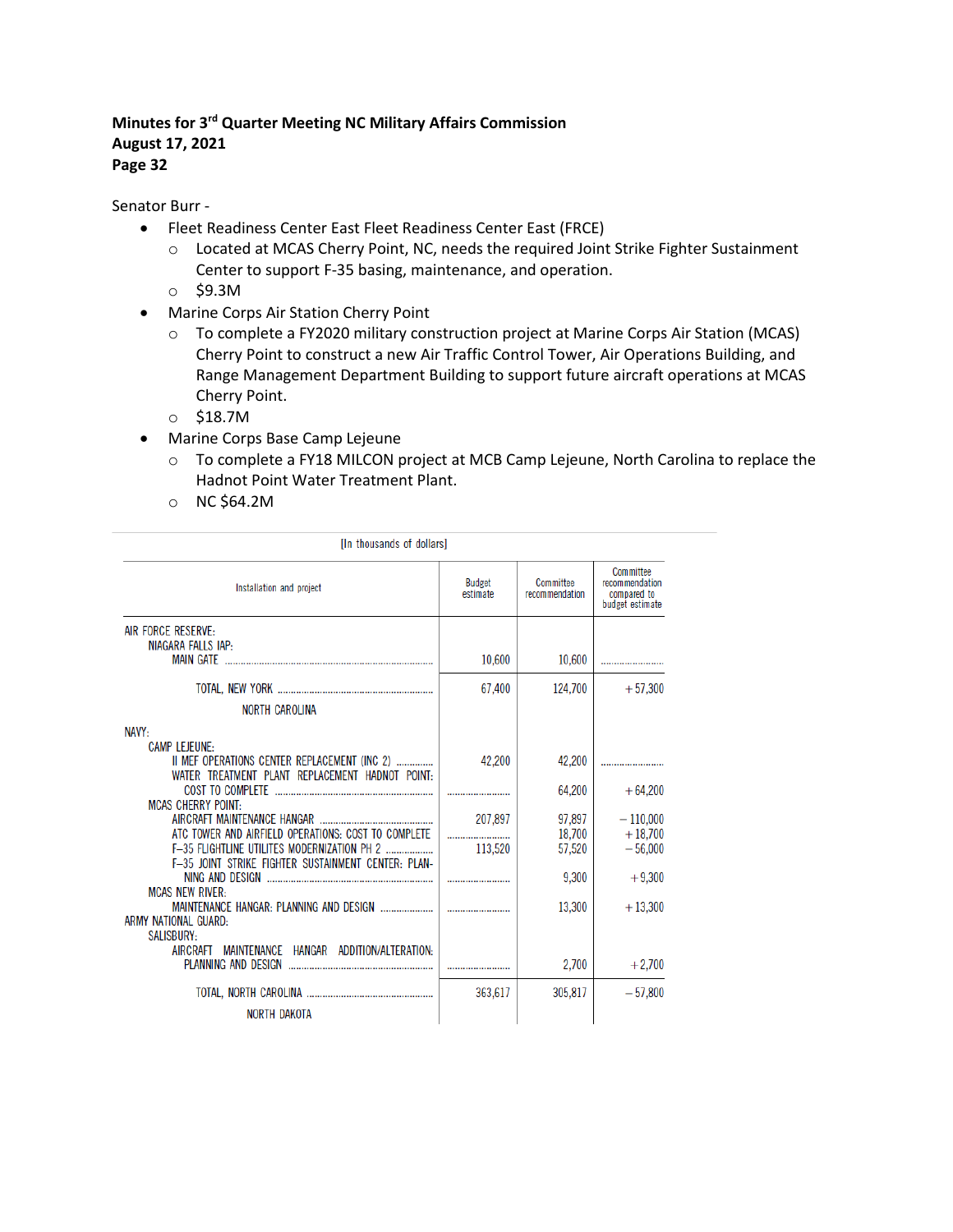**Minutes for 3rd Quarter Meeting NC Military Affairs Commission**
**August 17, 2021**
**Page 32**

Senator Burr -

- Fleet Readiness Center East Fleet Readiness Center East (FRCE)
  - Located at MCAS Cherry Point, NC, needs the required Joint Strike Fighter Sustainment Center to support F-35 basing, maintenance, and operation.
  - $9.3M
- Marine Corps Air Station Cherry Point
  - To complete a FY2020 military construction project at Marine Corps Air Station (MCAS) Cherry Point to construct a new Air Traffic Control Tower, Air Operations Building, and Range Management Department Building to support future aircraft operations at MCAS Cherry Point.
  - $18.7M
- Marine Corps Base Camp Lejeune
  - To complete a FY18 MILCON project at MCB Camp Lejeune, North Carolina to replace the Hadnot Point Water Treatment Plant.
  - NC $64.2M

[In thousands of dollars]

| Installation and project | Budget estimate | Committee recommendation | Committee recommendation compared to budget estimate |
|---|---|---|---|
| AIR FORCE RESERVE: | | | |
| NIAGARA FALLS IAP: | | | |
| MAIN GATE | 10,600 | 10,600 | ..................... |
| TOTAL, NEW YORK | 67,400 | 124,700 | +57,300 |
| NORTH CAROLINA | | | |
| NAVY: | | | |
| CAMP LEJEUNE: | | | |
| II MEF OPERATIONS CENTER REPLACEMENT (INC 2) | 42,200 | 42,200 | ..................... |
| WATER TREATMENT PLANT REPLACEMENT HADNOT POINT: COST TO COMPLETE | ..................... | 64,200 | +64,200 |
| MCAS CHERRY POINT: | | | |
| AIRCRAFT MAINTENANCE HANGAR | 207,897 | 97,897 | −110,000 |
| ATC TOWER AND AIRFIELD OPERATIONS: COST TO COMPLETE | ..................... | 18,700 | +18,700 |
| F–35 FLIGHTLINE UTILITES MODERNIZATION PH 2 | 113,520 | 57,520 | −56,000 |
| F–35 JOINT STRIKE FIGHTER SUSTAINMENT CENTER: PLANNING AND DESIGN | ..................... | 9,300 | +9,300 |
| MCAS NEW RIVER: | | | |
| MAINTENANCE HANGAR: PLANNING AND DESIGN | ..................... | 13,300 | +13,300 |
| ARMY NATIONAL GUARD: | | | |
| SALISBURY: | | | |
| AIRCRAFT MAINTENANCE HANGAR ADDITION/ALTERATION: PLANNING AND DESIGN | ..................... | 2,700 | +2,700 |
| TOTAL, NORTH CAROLINA | 363,617 | 305,817 | −57,800 |
| NORTH DAKOTA | | | |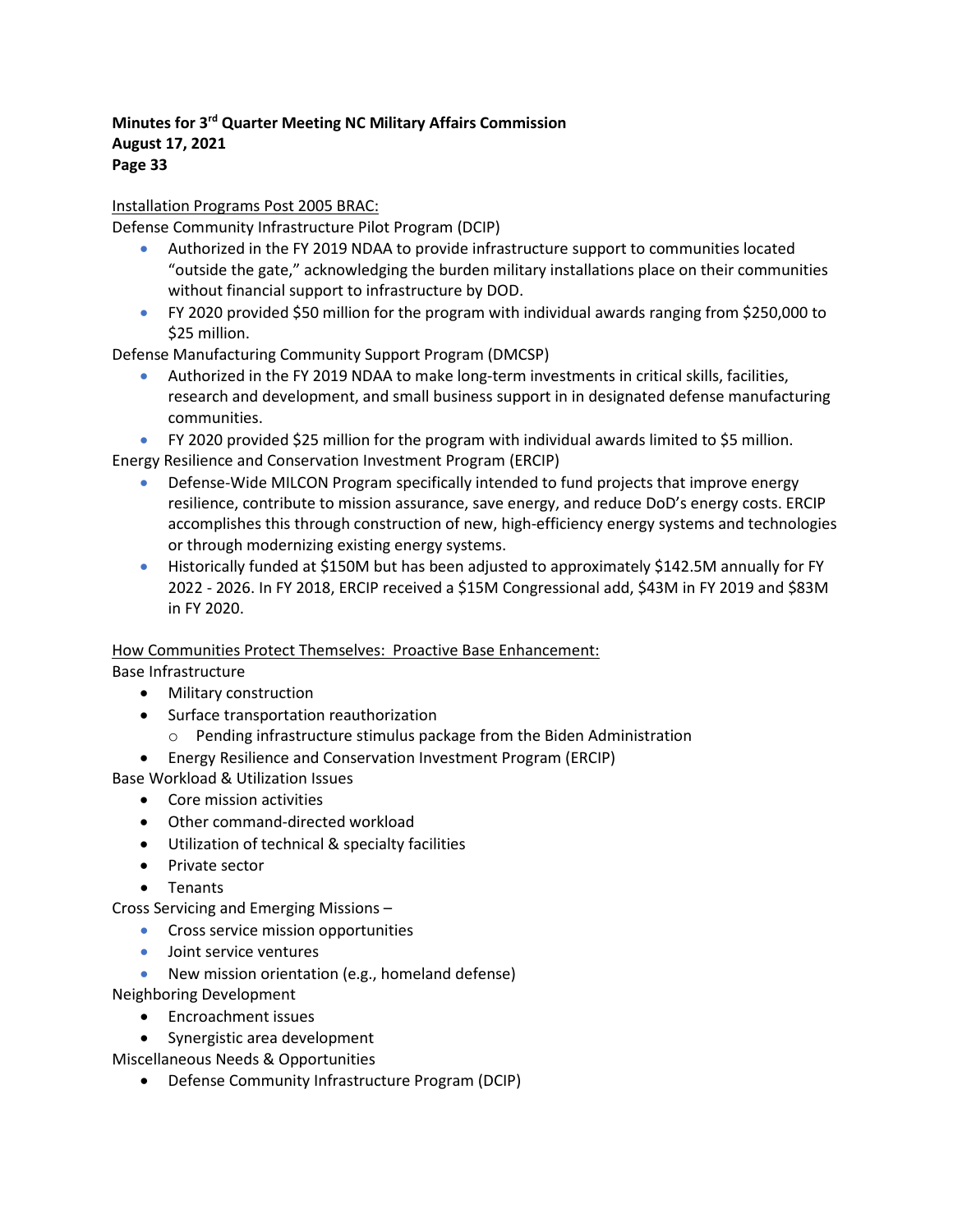**Minutes for 3rd Quarter Meeting NC Military Affairs Commission**
**August 17, 2021**

Installation Programs Post 2005 BRAC:

Defense Community Infrastructure Pilot Program (DCIP)

- Authorized in the FY 2019 NDAA to provide infrastructure support to communities located "outside the gate," acknowledging the burden military installations place on their communities without financial support to infrastructure by DOD.
- FY 2020 provided $50 million for the program with individual awards ranging from $250,000 to $25 million.

Defense Manufacturing Community Support Program (DMCSP)

- Authorized in the FY 2019 NDAA to make long-term investments in critical skills, facilities, research and development, and small business support in in designated defense manufacturing communities.
- FY 2020 provided $25 million for the program with individual awards limited to $5 million.

Energy Resilience and Conservation Investment Program (ERCIP)

- Defense-Wide MILCON Program specifically intended to fund projects that improve energy resilience, contribute to mission assurance, save energy, and reduce DoD's energy costs. ERCIP accomplishes this through construction of new, high-efficiency energy systems and technologies or through modernizing existing energy systems.
- Historically funded at $150M but has been adjusted to approximately $142.5M annually for FY 2022 - 2026. In FY 2018, ERCIP received a $15M Congressional add, $43M in FY 2019 and $83M in FY 2020.

How Communities Protect Themselves: Proactive Base Enhancement:

Base Infrastructure

- Military construction
- Surface transportation reauthorization
  - Pending infrastructure stimulus package from the Biden Administration
- Energy Resilience and Conservation Investment Program (ERCIP)

Base Workload & Utilization Issues

- Core mission activities
- Other command-directed workload
- Utilization of technical & specialty facilities
- Private sector
- Tenants

Cross Servicing and Emerging Missions –

- Cross service mission opportunities
- Joint service ventures
- New mission orientation (e.g., homeland defense)

Neighboring Development

- Encroachment issues
- Synergistic area development

Miscellaneous Needs & Opportunities

- Defense Community Infrastructure Program (DCIP)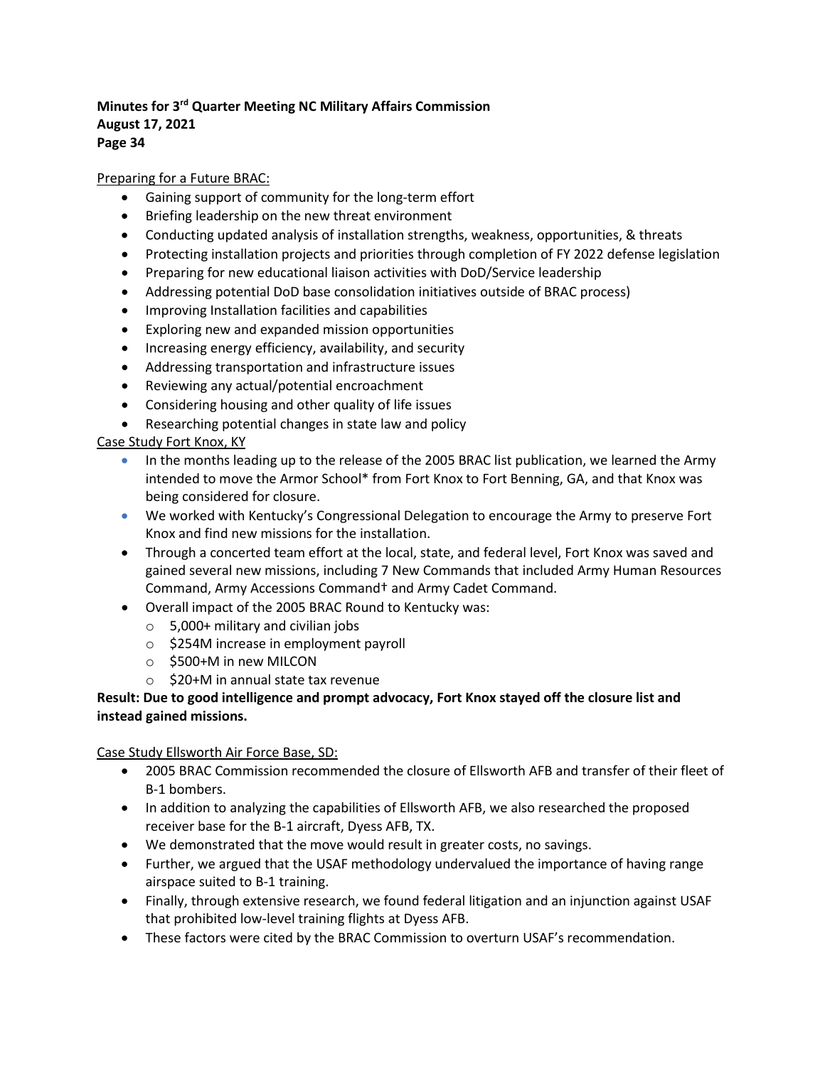Preparing for a Future BRAC:

- Gaining support of community for the long-term effort
- Briefing leadership on the new threat environment
- Conducting updated analysis of installation strengths, weakness, opportunities, & threats
- Protecting installation projects and priorities through completion of FY 2022 defense legislation
- Preparing for new educational liaison activities with DoD/Service leadership
- Addressing potential DoD base consolidation initiatives outside of BRAC process)
- Improving Installation facilities and capabilities
- Exploring new and expanded mission opportunities
- Increasing energy efficiency, availability, and security
- Addressing transportation and infrastructure issues
- Reviewing any actual/potential encroachment
- Considering housing and other quality of life issues
- Researching potential changes in state law and policy

Case Study Fort Knox, KY

- In the months leading up to the release of the 2005 BRAC list publication, we learned the Army intended to move the Armor School* from Fort Knox to Fort Benning, GA, and that Knox was being considered for closure.
- We worked with Kentucky's Congressional Delegation to encourage the Army to preserve Fort Knox and find new missions for the installation.
- Through a concerted team effort at the local, state, and federal level, Fort Knox was saved and gained several new missions, including 7 New Commands that included Army Human Resources Command, Army Accessions Command† and Army Cadet Command.
- Overall impact of the 2005 BRAC Round to Kentucky was:
  - 5,000+ military and civilian jobs
  - $254M increase in employment payroll
  - $500+M in new MILCON
  - $20+M in annual state tax revenue

**Result: Due to good intelligence and prompt advocacy, Fort Knox stayed off the closure list and instead gained missions.**

Case Study Ellsworth Air Force Base, SD:

- 2005 BRAC Commission recommended the closure of Ellsworth AFB and transfer of their fleet of B-1 bombers.
- In addition to analyzing the capabilities of Ellsworth AFB, we also researched the proposed receiver base for the B-1 aircraft, Dyess AFB, TX.
- We demonstrated that the move would result in greater costs, no savings.
- Further, we argued that the USAF methodology undervalued the importance of having range airspace suited to B-1 training.
- Finally, through extensive research, we found federal litigation and an injunction against USAF that prohibited low-level training flights at Dyess AFB.
- These factors were cited by the BRAC Commission to overturn USAF's recommendation.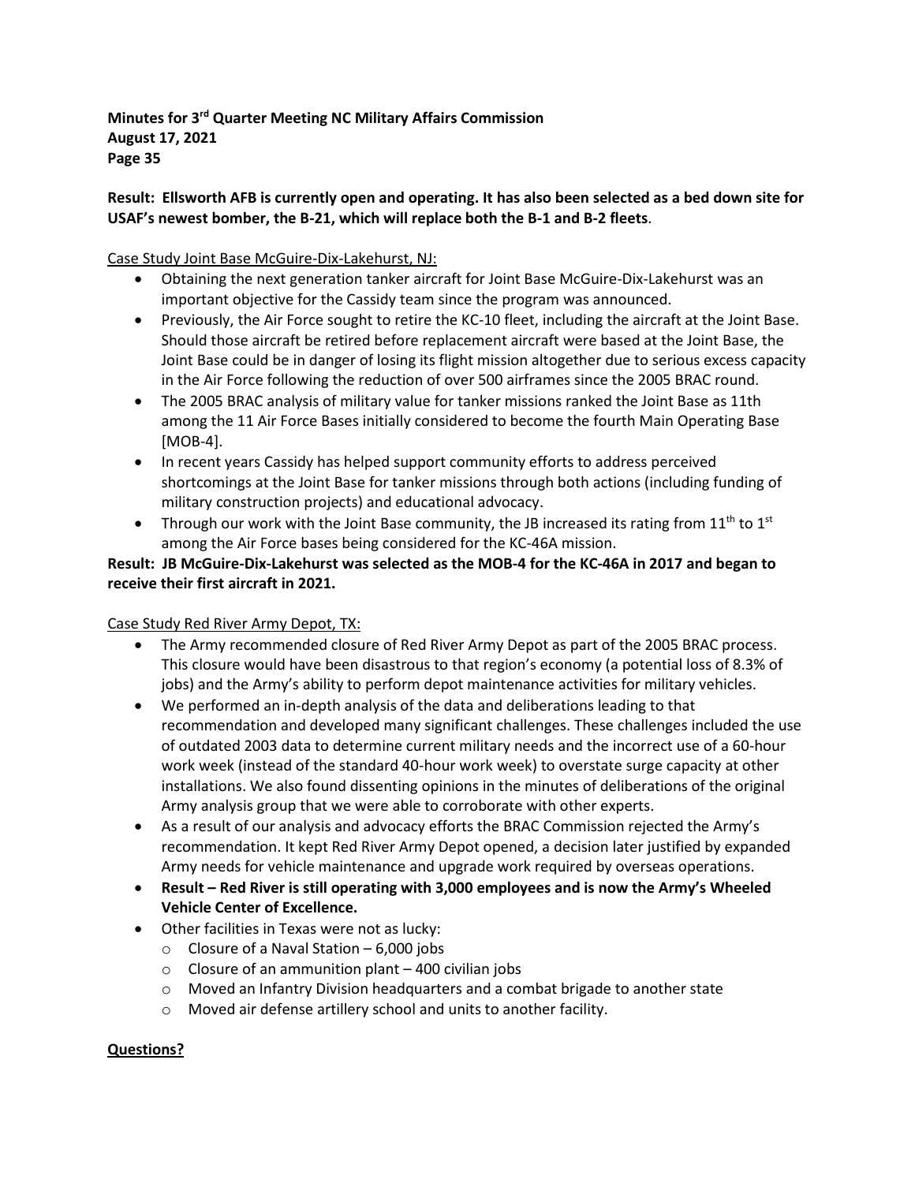**Result: Ellsworth AFB is currently open and operating. It has also been selected as a bed down site for USAF's newest bomber, the B-21, which will replace both the B-1 and B-2 fleets**.

Case Study Joint Base McGuire-Dix-Lakehurst, NJ:

- Obtaining the next generation tanker aircraft for Joint Base McGuire-Dix-Lakehurst was an important objective for the Cassidy team since the program was announced.
- Previously, the Air Force sought to retire the KC-10 fleet, including the aircraft at the Joint Base. Should those aircraft be retired before replacement aircraft were based at the Joint Base, the Joint Base could be in danger of losing its flight mission altogether due to serious excess capacity in the Air Force following the reduction of over 500 airframes since the 2005 BRAC round.
- The 2005 BRAC analysis of military value for tanker missions ranked the Joint Base as 11th among the 11 Air Force Bases initially considered to become the fourth Main Operating Base [MOB-4].
- In recent years Cassidy has helped support community efforts to address perceived shortcomings at the Joint Base for tanker missions through both actions (including funding of military construction projects) and educational advocacy.
- Through our work with the Joint Base community, the JB increased its rating from 11th to 1st among the Air Force bases being considered for the KC-46A mission.

**Result: JB McGuire-Dix-Lakehurst was selected as the MOB-4 for the KC-46A in 2017 and began to receive their first aircraft in 2021.**

Case Study Red River Army Depot, TX:

- The Army recommended closure of Red River Army Depot as part of the 2005 BRAC process. This closure would have been disastrous to that region's economy (a potential loss of 8.3% of jobs) and the Army's ability to perform depot maintenance activities for military vehicles.
- We performed an in-depth analysis of the data and deliberations leading to that recommendation and developed many significant challenges. These challenges included the use of outdated 2003 data to determine current military needs and the incorrect use of a 60-hour work week (instead of the standard 40-hour work week) to overstate surge capacity at other installations. We also found dissenting opinions in the minutes of deliberations of the original Army analysis group that we were able to corroborate with other experts.
- As a result of our analysis and advocacy efforts the BRAC Commission rejected the Army's recommendation. It kept Red River Army Depot opened, a decision later justified by expanded Army needs for vehicle maintenance and upgrade work required by overseas operations.
- **Result – Red River is still operating with 3,000 employees and is now the Army's Wheeled Vehicle Center of Excellence.**
- Other facilities in Texas were not as lucky:
  - Closure of a Naval Station – 6,000 jobs
  - Closure of an ammunition plant – 400 civilian jobs
  - Moved an Infantry Division headquarters and a combat brigade to another state
  - Moved air defense artillery school and units to another facility.

**Questions?**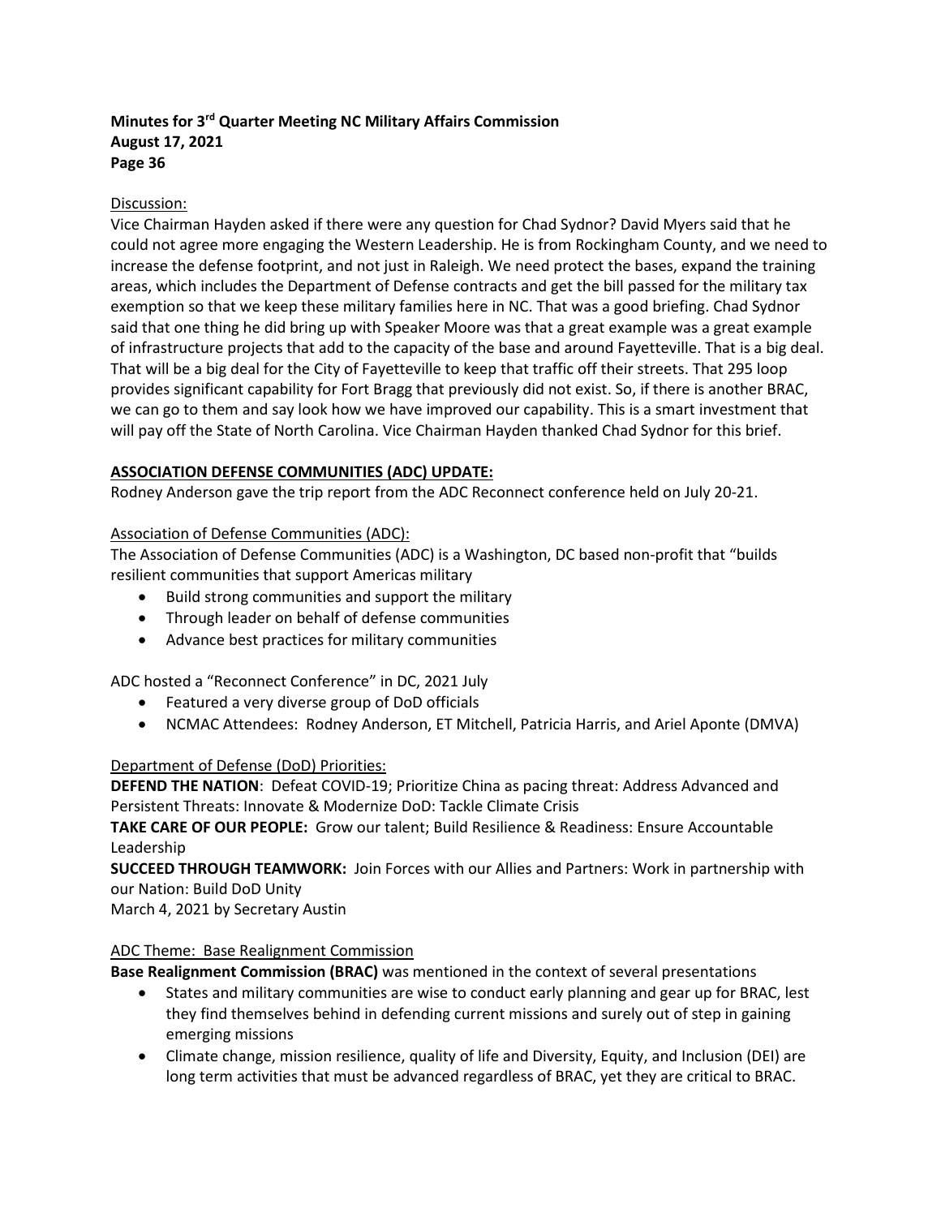Discussion:

Vice Chairman Hayden asked if there were any question for Chad Sydnor? David Myers said that he could not agree more engaging the Western Leadership. He is from Rockingham County, and we need to increase the defense footprint, and not just in Raleigh. We need protect the bases, expand the training areas, which includes the Department of Defense contracts and get the bill passed for the military tax exemption so that we keep these military families here in NC. That was a good briefing. Chad Sydnor said that one thing he did bring up with Speaker Moore was that a great example was a great example of infrastructure projects that add to the capacity of the base and around Fayetteville. That is a big deal. That will be a big deal for the City of Fayetteville to keep that traffic off their streets. That 295 loop provides significant capability for Fort Bragg that previously did not exist. So, if there is another BRAC, we can go to them and say look how we have improved our capability. This is a smart investment that will pay off the State of North Carolina. Vice Chairman Hayden thanked Chad Sydnor for this brief.

**ASSOCIATION DEFENSE COMMUNITIES (ADC) UPDATE:**

Rodney Anderson gave the trip report from the ADC Reconnect conference held on July 20-21.

Association of Defense Communities (ADC):

The Association of Defense Communities (ADC) is a Washington, DC based non-profit that "builds resilient communities that support Americas military

- Build strong communities and support the military
- Through leader on behalf of defense communities
- Advance best practices for military communities

ADC hosted a "Reconnect Conference" in DC, 2021 July

- Featured a very diverse group of DoD officials
- NCMAC Attendees: Rodney Anderson, ET Mitchell, Patricia Harris, and Ariel Aponte (DMVA)

Department of Defense (DoD) Priorities:

**DEFEND THE NATION**: Defeat COVID-19; Prioritize China as pacing threat: Address Advanced and Persistent Threats: Innovate & Modernize DoD: Tackle Climate Crisis

**TAKE CARE OF OUR PEOPLE:** Grow our talent; Build Resilience & Readiness: Ensure Accountable Leadership

**SUCCEED THROUGH TEAMWORK:** Join Forces with our Allies and Partners: Work in partnership with our Nation: Build DoD Unity

March 4, 2021 by Secretary Austin

ADC Theme: Base Realignment Commission

**Base Realignment Commission (BRAC)** was mentioned in the context of several presentations

- States and military communities are wise to conduct early planning and gear up for BRAC, lest they find themselves behind in defending current missions and surely out of step in gaining emerging missions
- Climate change, mission resilience, quality of life and Diversity, Equity, and Inclusion (DEI) are long term activities that must be advanced regardless of BRAC, yet they are critical to BRAC.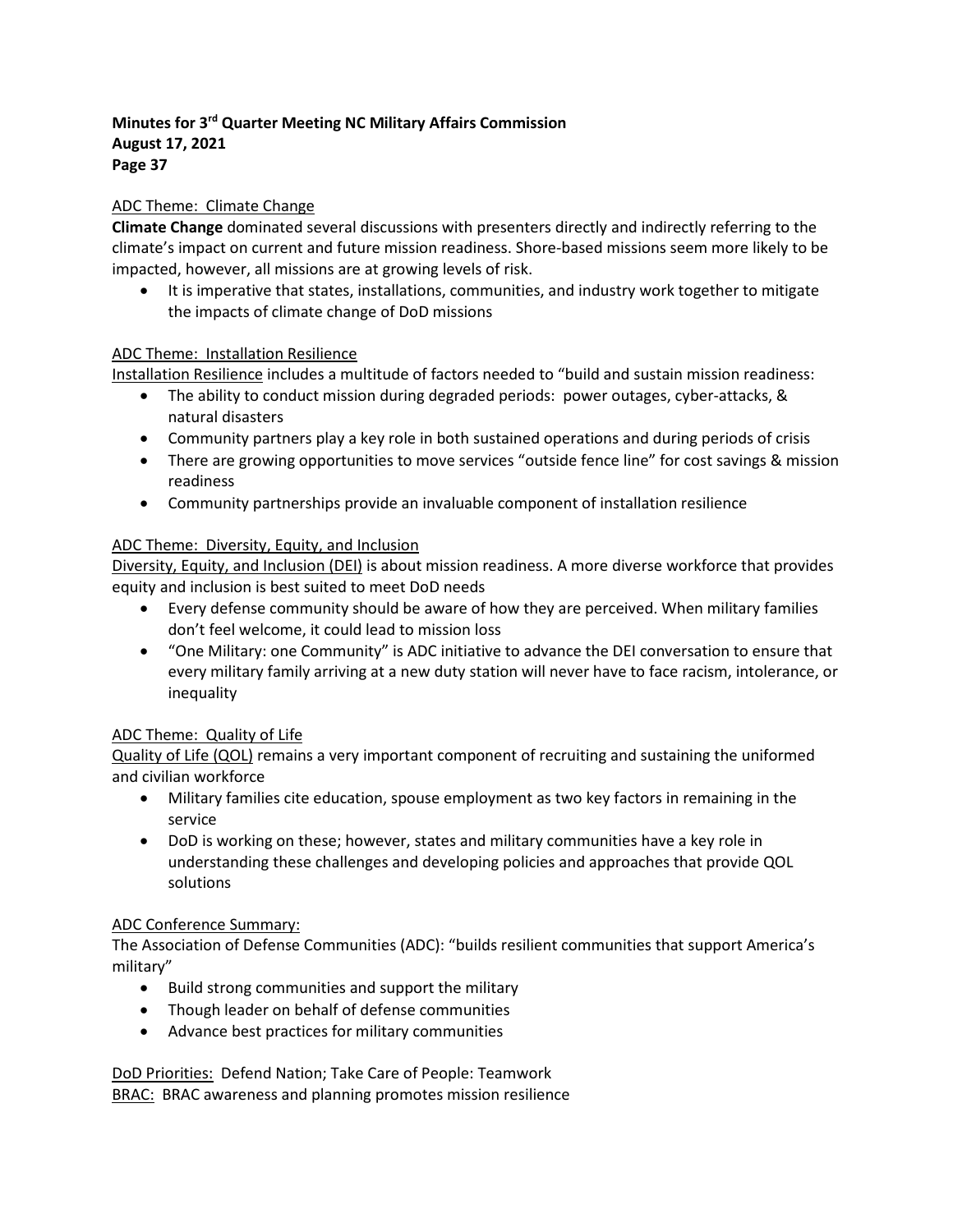ADC Theme: Climate Change

**Climate Change** dominated several discussions with presenters directly and indirectly referring to the climate's impact on current and future mission readiness. Shore-based missions seem more likely to be impacted, however, all missions are at growing levels of risk.

- It is imperative that states, installations, communities, and industry work together to mitigate the impacts of climate change of DoD missions

ADC Theme: Installation Resilience

Installation Resilience includes a multitude of factors needed to "build and sustain mission readiness:

- The ability to conduct mission during degraded periods: power outages, cyber-attacks, & natural disasters
- Community partners play a key role in both sustained operations and during periods of crisis
- There are growing opportunities to move services "outside fence line" for cost savings & mission readiness
- Community partnerships provide an invaluable component of installation resilience

ADC Theme: Diversity, Equity, and Inclusion

Diversity, Equity, and Inclusion (DEI) is about mission readiness. A more diverse workforce that provides equity and inclusion is best suited to meet DoD needs

- Every defense community should be aware of how they are perceived. When military families don't feel welcome, it could lead to mission loss
- "One Military: one Community" is ADC initiative to advance the DEI conversation to ensure that every military family arriving at a new duty station will never have to face racism, intolerance, or inequality

ADC Theme: Quality of Life

Quality of Life (QOL) remains a very important component of recruiting and sustaining the uniformed and civilian workforce

- Military families cite education, spouse employment as two key factors in remaining in the service
- DoD is working on these; however, states and military communities have a key role in understanding these challenges and developing policies and approaches that provide QOL solutions

ADC Conference Summary:

The Association of Defense Communities (ADC): "builds resilient communities that support America's military"

- Build strong communities and support the military
- Though leader on behalf of defense communities
- Advance best practices for military communities

DoD Priorities: Defend Nation; Take Care of People: Teamwork

BRAC: BRAC awareness and planning promotes mission resilience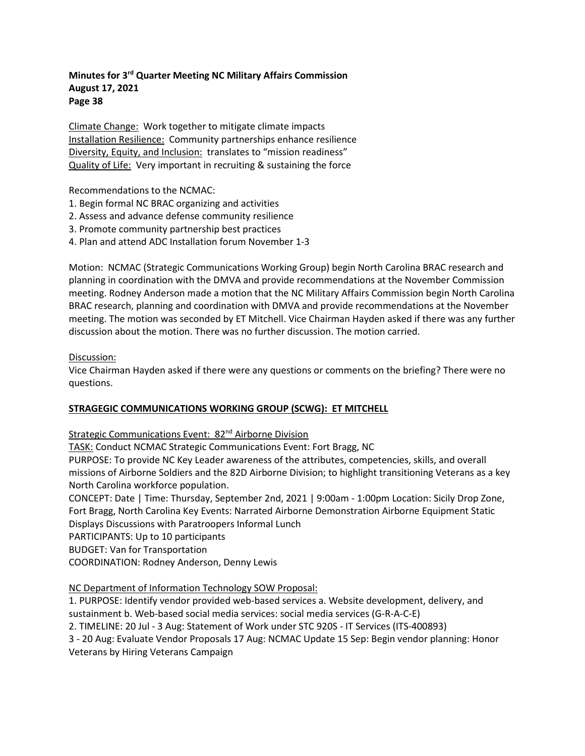Climate Change: Work together to mitigate climate impacts
Installation Resilience: Community partnerships enhance resilience
Diversity, Equity, and Inclusion: translates to "mission readiness"
Quality of Life: Very important in recruiting & sustaining the force

Recommendations to the NCMAC:

1. Begin formal NC BRAC organizing and activities
2. Assess and advance defense community resilience
3. Promote community partnership best practices
4. Plan and attend ADC Installation forum November 1-3

Motion: NCMAC (Strategic Communications Working Group) begin North Carolina BRAC research and planning in coordination with the DMVA and provide recommendations at the November Commission meeting. Rodney Anderson made a motion that the NC Military Affairs Commission begin North Carolina BRAC research, planning and coordination with DMVA and provide recommendations at the November meeting. The motion was seconded by ET Mitchell. Vice Chairman Hayden asked if there was any further discussion about the motion. There was no further discussion. The motion carried.

Discussion:
Vice Chairman Hayden asked if there were any questions or comments on the briefing? There were no questions.

## STRAGEGIC COMMUNICATIONS WORKING GROUP (SCWG): ET MITCHELL

Strategic Communications Event: 82nd Airborne Division

TASK: Conduct NCMAC Strategic Communications Event: Fort Bragg, NC

PURPOSE: To provide NC Key Leader awareness of the attributes, competencies, skills, and overall missions of Airborne Soldiers and the 82D Airborne Division; to highlight transitioning Veterans as a key North Carolina workforce population.

CONCEPT: Date | Time: Thursday, September 2nd, 2021 | 9:00am - 1:00pm Location: Sicily Drop Zone, Fort Bragg, North Carolina Key Events: Narrated Airborne Demonstration Airborne Equipment Static Displays Discussions with Paratroopers Informal Lunch

PARTICIPANTS: Up to 10 participants

BUDGET: Van for Transportation

COORDINATION: Rodney Anderson, Denny Lewis

NC Department of Information Technology SOW Proposal:

1. PURPOSE: Identify vendor provided web-based services a. Website development, delivery, and sustainment b. Web-based social media services: social media services (G-R-A-C-E)
2. TIMELINE: 20 Jul - 3 Aug: Statement of Work under STC 920S - IT Services (ITS-400893)
3 - 20 Aug: Evaluate Vendor Proposals 17 Aug: NCMAC Update 15 Sep: Begin vendor planning: Honor Veterans by Hiring Veterans Campaign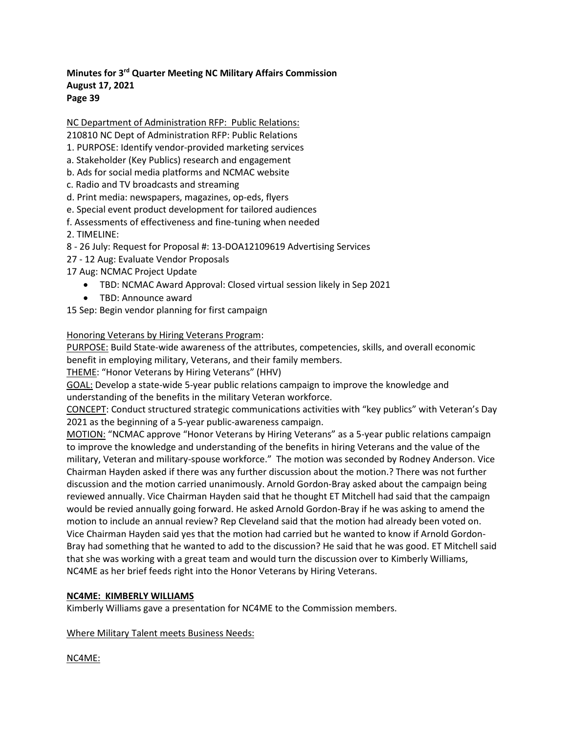NC Department of Administration RFP: Public Relations:

210810 NC Dept of Administration RFP: Public Relations

1. PURPOSE: Identify vendor-provided marketing services

a. Stakeholder (Key Publics) research and engagement

b. Ads for social media platforms and NCMAC website

c. Radio and TV broadcasts and streaming

d. Print media: newspapers, magazines, op-eds, flyers

e. Special event product development for tailored audiences

f. Assessments of effectiveness and fine-tuning when needed

2. TIMELINE:

8 - 26 July: Request for Proposal #: 13-DOA12109619 Advertising Services

27 - 12 Aug: Evaluate Vendor Proposals

17 Aug: NCMAC Project Update

- TBD: NCMAC Award Approval: Closed virtual session likely in Sep 2021
- TBD: Announce award

15 Sep: Begin vendor planning for first campaign

Honoring Veterans by Hiring Veterans Program:

PURPOSE: Build State-wide awareness of the attributes, competencies, skills, and overall economic benefit in employing military, Veterans, and their family members.

THEME: "Honor Veterans by Hiring Veterans" (HHV)

GOAL: Develop a state-wide 5-year public relations campaign to improve the knowledge and understanding of the benefits in the military Veteran workforce.

CONCEPT: Conduct structured strategic communications activities with "key publics" with Veteran's Day 2021 as the beginning of a 5-year public-awareness campaign.

MOTION: "NCMAC approve "Honor Veterans by Hiring Veterans" as a 5-year public relations campaign to improve the knowledge and understanding of the benefits in hiring Veterans and the value of the military, Veteran and military-spouse workforce." The motion was seconded by Rodney Anderson. Vice Chairman Hayden asked if there was any further discussion about the motion.? There was not further discussion and the motion carried unanimously. Arnold Gordon-Bray asked about the campaign being reviewed annually. Vice Chairman Hayden said that he thought ET Mitchell had said that the campaign would be revied annually going forward. He asked Arnold Gordon-Bray if he was asking to amend the motion to include an annual review? Rep Cleveland said that the motion had already been voted on. Vice Chairman Hayden said yes that the motion had carried but he wanted to know if Arnold Gordon-Bray had something that he wanted to add to the discussion? He said that he was good. ET Mitchell said that she was working with a great team and would turn the discussion over to Kimberly Williams, NC4ME as her brief feeds right into the Honor Veterans by Hiring Veterans.

**NC4ME: KIMBERLY WILLIAMS**

Kimberly Williams gave a presentation for NC4ME to the Commission members.

Where Military Talent meets Business Needs:

NC4ME: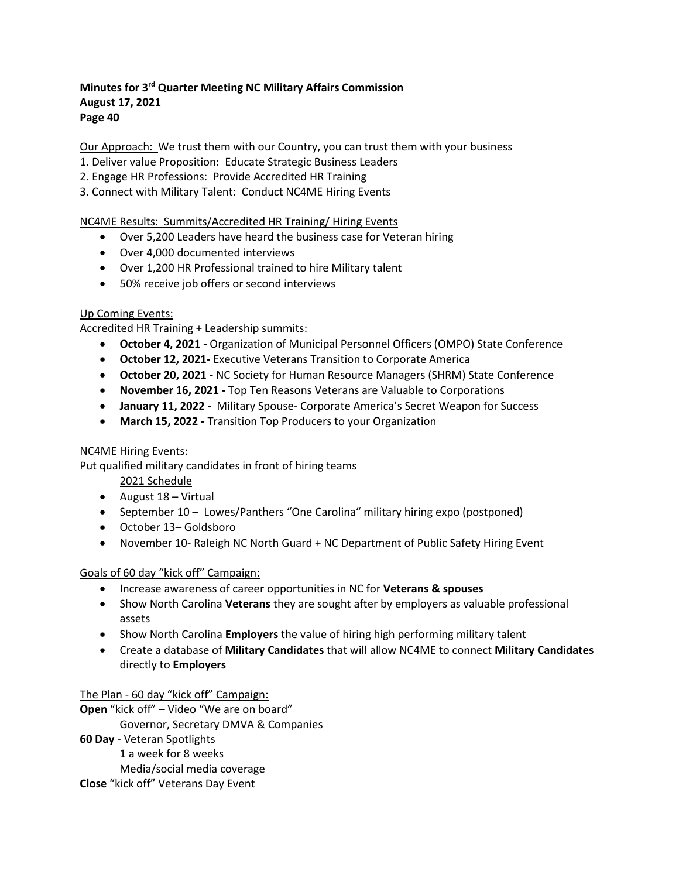Our Approach: We trust them with our Country, you can trust them with your business

1. Deliver value Proposition: Educate Strategic Business Leaders
2. Engage HR Professions: Provide Accredited HR Training
3. Connect with Military Talent: Conduct NC4ME Hiring Events

NC4ME Results: Summits/Accredited HR Training/ Hiring Events

- Over 5,200 Leaders have heard the business case for Veteran hiring
- Over 4,000 documented interviews
- Over 1,200 HR Professional trained to hire Military talent
- 50% receive job offers or second interviews

Up Coming Events:

Accredited HR Training + Leadership summits:

- **October 4, 2021 -** Organization of Municipal Personnel Officers (OMPO) State Conference
- **October 12, 2021-** Executive Veterans Transition to Corporate America
- **October 20, 2021 -** NC Society for Human Resource Managers (SHRM) State Conference
- **November 16, 2021 -** Top Ten Reasons Veterans are Valuable to Corporations
- **January 11, 2022 -** Military Spouse- Corporate America's Secret Weapon for Success
- **March 15, 2022 -** Transition Top Producers to your Organization

NC4ME Hiring Events:

Put qualified military candidates in front of hiring teams

2021 Schedule

- August 18 – Virtual
- September 10 – Lowes/Panthers "One Carolina" military hiring expo (postponed)
- October 13– Goldsboro
- November 10- Raleigh NC North Guard + NC Department of Public Safety Hiring Event

Goals of 60 day "kick off" Campaign:

- Increase awareness of career opportunities in NC for **Veterans & spouses**
- Show North Carolina **Veterans** they are sought after by employers as valuable professional assets
- Show North Carolina **Employers** the value of hiring high performing military talent
- Create a database of **Military Candidates** that will allow NC4ME to connect **Military Candidates** directly to **Employers**

The Plan - 60 day "kick off" Campaign:

**Open** "kick off" – Video "We are on board"
Governor, Secretary DMVA & Companies

**60 Day** - Veteran Spotlights
1 a week for 8 weeks
Media/social media coverage

**Close** "kick off" Veterans Day Event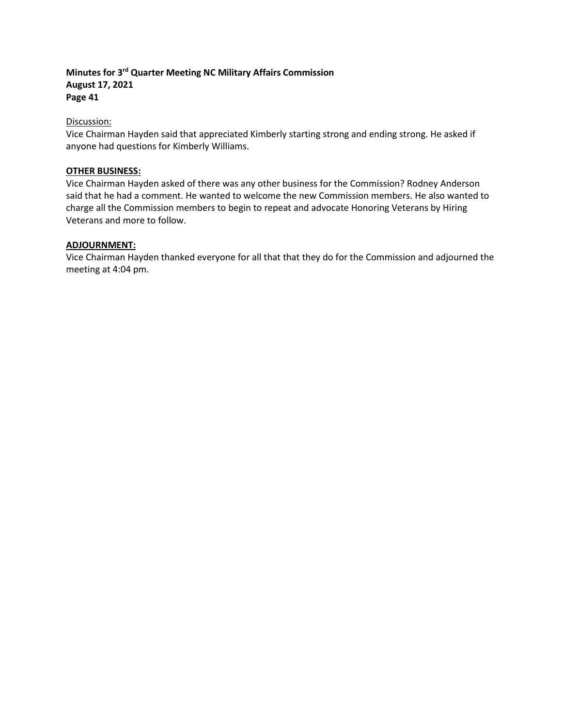Discussion:

Vice Chairman Hayden said that appreciated Kimberly starting strong and ending strong. He asked if anyone had questions for Kimberly Williams.

**OTHER BUSINESS:**

Vice Chairman Hayden asked of there was any other business for the Commission? Rodney Anderson said that he had a comment. He wanted to welcome the new Commission members. He also wanted to charge all the Commission members to begin to repeat and advocate Honoring Veterans by Hiring Veterans and more to follow.

**ADJOURNMENT:**

Vice Chairman Hayden thanked everyone for all that that they do for the Commission and adjourned the meeting at 4:04 pm.